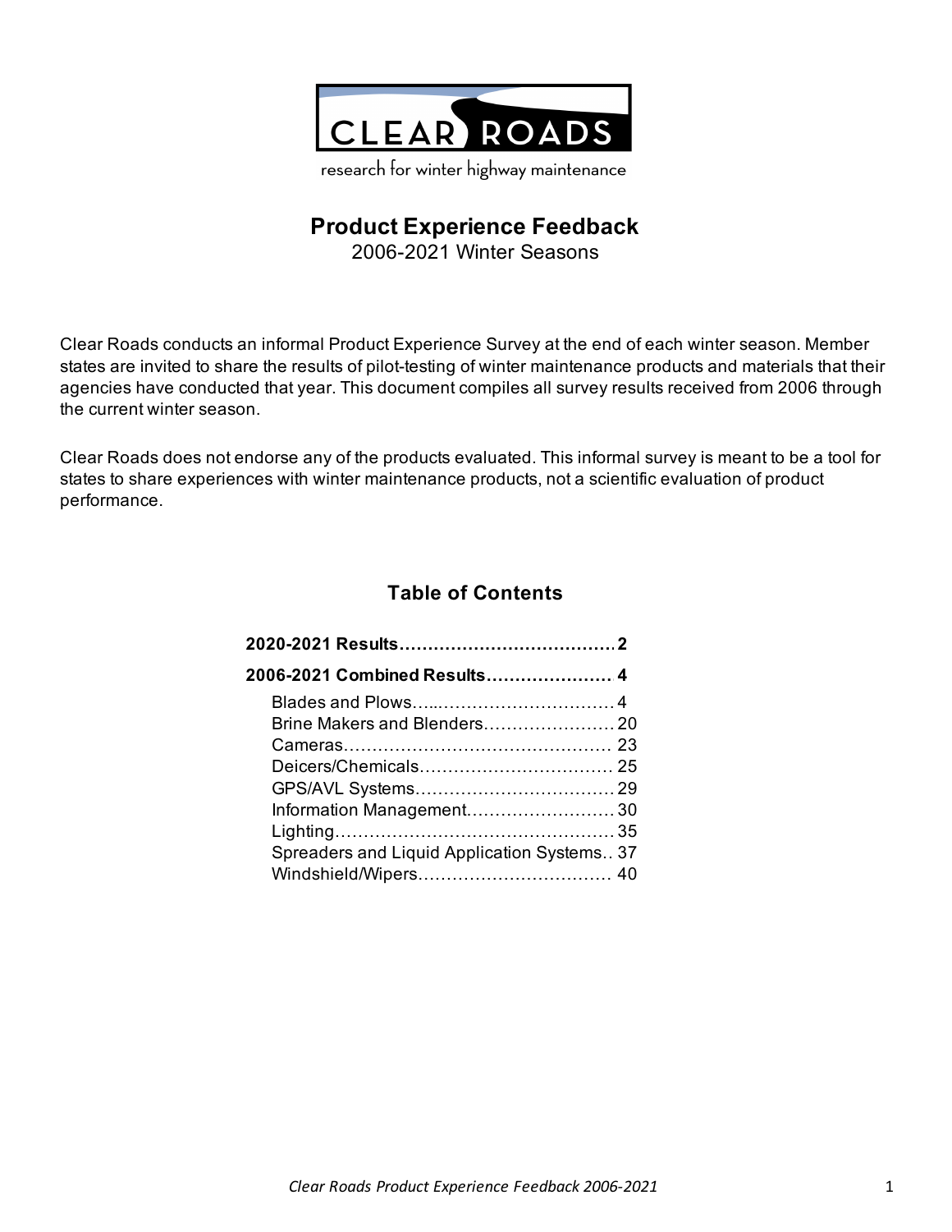CLEAR ROADS

research for winter highway maintenance

# Product Experience Feedback

2006-2021 Winter Seasons

Clear Roads conducts an informal Product Experience Survey at the end of each winter season. Member states are invited to share the results of pilot-testing of winter maintenance products and materials that their agencies have conducted that year. This document compiles all survey results received from 2006 through the current winter season.

Clear Roads does not endorse any of the products evaluated. This informal survey is meant to be a tool for states to share experiences with winter maintenance products, not a scientific evaluation of product performance.

## Table of Contents

**2020-2021 Results……………………………… 2**

**2006-2021 Combined Results…………………… 4**

- Blades and Plows…..………………………… 4
- Brine Makers and Blenders…………………… 20
- Cameras………………………………………… 23
- Deicers/Chemicals……………………………… 25
- GPS/AVL Systems……………………………… 29
- Information Management……………………… 30
- Lighting………………………………………… 35
- Spreaders and Liquid Application Systems.. 37
- Windshield/Wipers……………………………… 40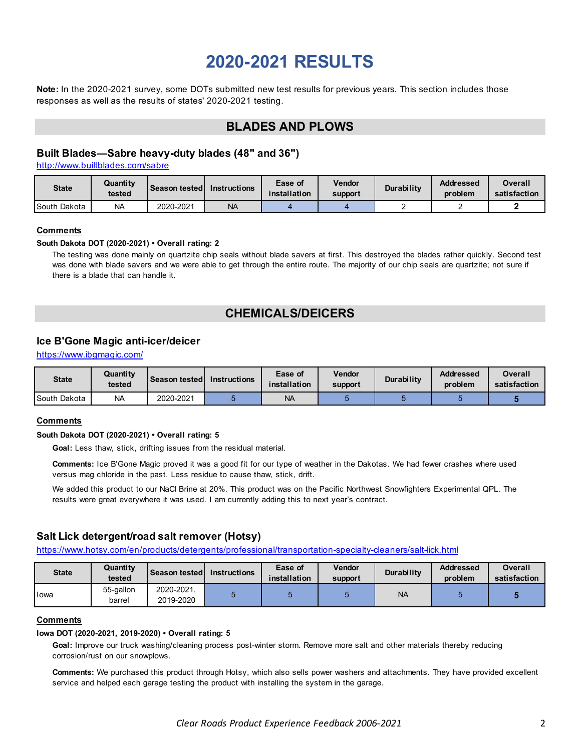# 2020-2021 RESULTS

**Note:** In the 2020-2021 survey, some DOTs submitted new test results for previous years. This section includes those responses as well as the results of states' 2020-2021 testing.

## BLADES AND PLOWS

### Built Blades—Sabre heavy-duty blades (48" and 36")

http://www.builtblades.com/sabre

| State | Quantity tested | Season tested | Instructions | Ease of installation | Vendor support | Durability | Addressed problem | Overall satisfaction |
|---|---|---|---|---|---|---|---|---|
| South Dakota | NA | 2020-2021 | NA | 4 | 4 | 2 | 2 | **2** |

**Comments**

**South Dakota DOT (2020-2021) • Overall rating: 2**

The testing was done mainly on quartzite chip seals without blade savers at first. This destroyed the blades rather quickly. Second test was done with blade savers and we were able to get through the entire route. The majority of our chip seals are quartzite; not sure if there is a blade that can handle it.

## CHEMICALS/DEICERS

### Ice B'Gone Magic anti-icer/deicer

https://www.ibgmagic.com/

| State | Quantity tested | Season tested | Instructions | Ease of installation | Vendor support | Durability | Addressed problem | Overall satisfaction |
|---|---|---|---|---|---|---|---|---|
| South Dakota | NA | 2020-2021 | 5 | NA | 5 | 5 | 5 | **5** |

**Comments**

**South Dakota DOT (2020-2021) • Overall rating: 5**

**Goal:** Less thaw, stick, drifting issues from the residual material.

**Comments:** Ice B'Gone Magic proved it was a good fit for our type of weather in the Dakotas. We had fewer crashes where used versus mag chloride in the past. Less residue to cause thaw, stick, drift.

We added this product to our NaCl Brine at 20%. This product was on the Pacific Northwest Snowfighters Experimental QPL. The results were great everywhere it was used. I am currently adding this to next year's contract.

### Salt Lick detergent/road salt remover (Hotsy)

https://www.hotsy.com/en/products/detergents/professional/transportation-specialty-cleaners/salt-lick.html

| State | Quantity tested | Season tested | Instructions | Ease of installation | Vendor support | Durability | Addressed problem | Overall satisfaction |
|---|---|---|---|---|---|---|---|---|
| Iowa | 55-gallon barrel | 2020-2021, 2019-2020 | 5 | 5 | 5 | NA | 5 | **5** |

**Comments**

**Iowa DOT (2020-2021, 2019-2020) • Overall rating: 5**

**Goal:** Improve our truck washing/cleaning process post-winter storm. Remove more salt and other materials thereby reducing corrosion/rust on our snowplows.

**Comments:** We purchased this product through Hotsy, which also sells power washers and attachments. They have provided excellent service and helped each garage testing the product with installing the system in the garage.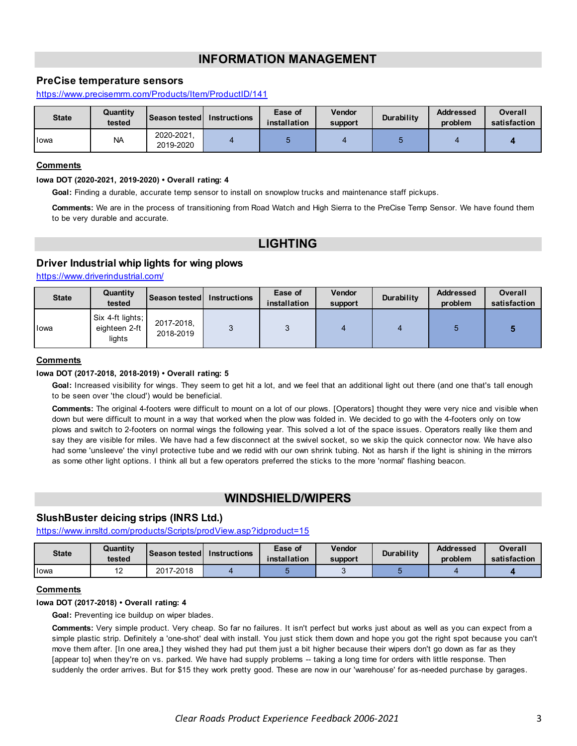# INFORMATION MANAGEMENT

## PreCise temperature sensors

https://www.precisemrm.com/Products/Item/ProductID/141

| State | Quantity tested | Season tested | Instructions | Ease of installation | Vendor support | Durability | Addressed problem | Overall satisfaction |
|---|---|---|---|---|---|---|---|---|
| Iowa | NA | 2020-2021, 2019-2020 | 4 | 5 | 4 | 5 | 4 | **4** |

### Comments

**Iowa DOT (2020-2021, 2019-2020) • Overall rating: 4**

**Goal:** Finding a durable, accurate temp sensor to install on snowplow trucks and maintenance staff pickups.

**Comments:** We are in the process of transitioning from Road Watch and High Sierra to the PreCise Temp Sensor. We have found them to be very durable and accurate.

# LIGHTING

## Driver Industrial whip lights for wing plows

https://www.driverindustrial.com/

| State | Quantity tested | Season tested | Instructions | Ease of installation | Vendor support | Durability | Addressed problem | Overall satisfaction |
|---|---|---|---|---|---|---|---|---|
| Iowa | Six 4-ft lights; eighteen 2-ft lights | 2017-2018, 2018-2019 | 3 | 3 | 4 | 4 | 5 | **5** |

### Comments

**Iowa DOT (2017-2018, 2018-2019) • Overall rating: 5**

**Goal:** Increased visibility for wings. They seem to get hit a lot, and we feel that an additional light out there (and one that's tall enough to be seen over 'the cloud') would be beneficial.

**Comments:** The original 4-footers were difficult to mount on a lot of our plows. [Operators] thought they were very nice and visible when down but were difficult to mount in a way that worked when the plow was folded in. We decided to go with the 4-footers only on tow plows and switch to 2-footers on normal wings the following year. This solved a lot of the space issues. Operators really like them and say they are visible for miles. We have had a few disconnect at the swivel socket, so we skip the quick connector now. We have also had some 'unsleeve' the vinyl protective tube and we redid with our own shrink tubing. Not as harsh if the light is shining in the mirrors as some other light options. I think all but a few operators preferred the sticks to the more 'normal' flashing beacon.

# WINDSHIELD/WIPERS

## SlushBuster deicing strips (INRS Ltd.)

https://www.inrsltd.com/products/Scripts/prodView.asp?idproduct=15

| State | Quantity tested | Season tested | Instructions | Ease of installation | Vendor support | Durability | Addressed problem | Overall satisfaction |
|---|---|---|---|---|---|---|---|---|
| Iowa | 12 | 2017-2018 | 4 | 5 | 3 | 5 | 4 | **4** |

### Comments

**Iowa DOT (2017-2018) • Overall rating: 4**

**Goal:** Preventing ice buildup on wiper blades.

**Comments:** Very simple product. Very cheap. So far no failures. It isn't perfect but works just about as well as you can expect from a simple plastic strip. Definitely a 'one-shot' deal with install. You just stick them down and hope you got the right spot because you can't move them after. [In one area,] they wished they had put them just a bit higher because their wipers don't go down as far as they [appear to] when they're on vs. parked. We have had supply problems -- taking a long time for orders with little response. Then suddenly the order arrives. But for $15 they work pretty good. These are now in our 'warehouse' for as-needed purchase by garages.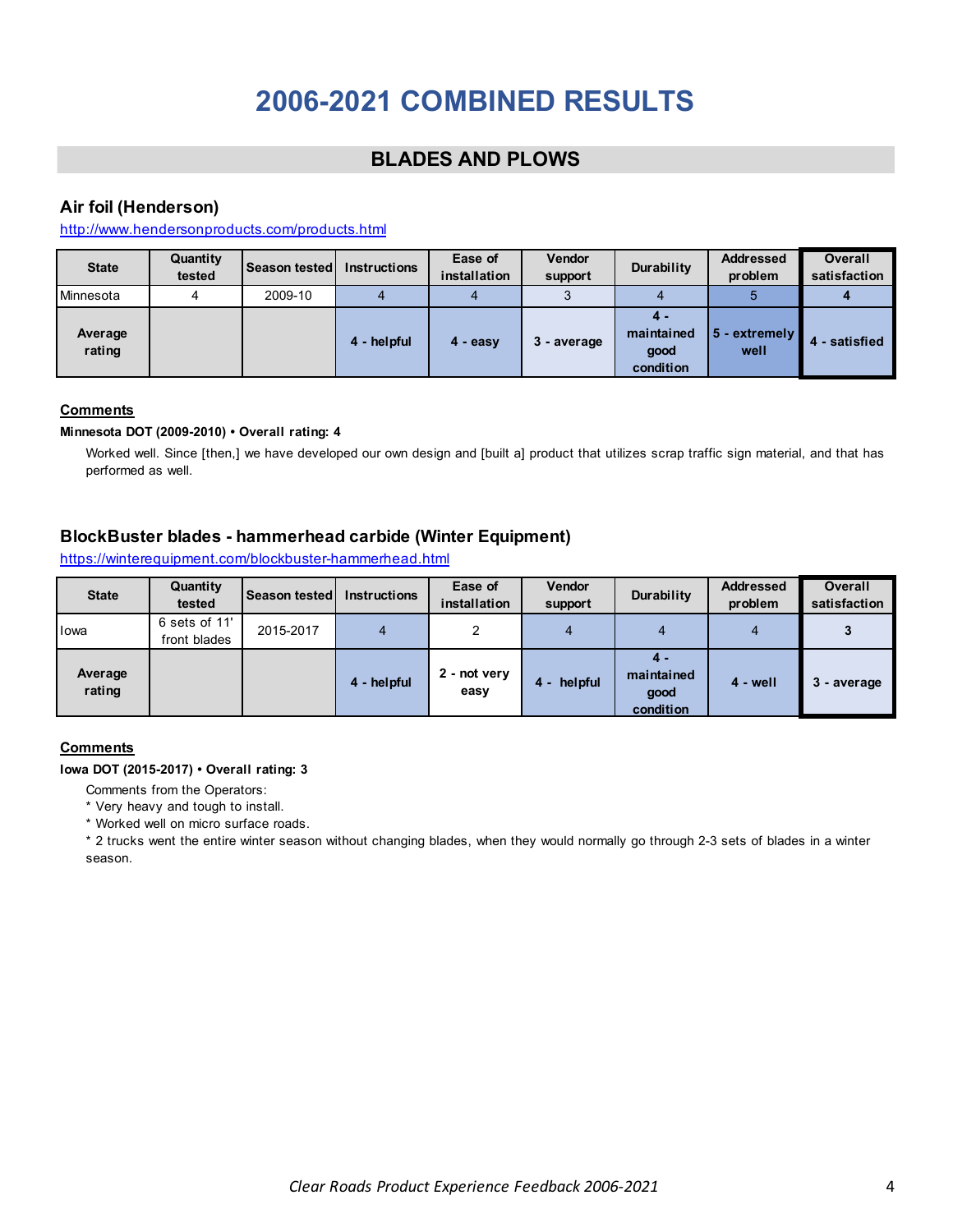# 2006-2021 COMBINED RESULTS

## BLADES AND PLOWS

### Air foil (Henderson)

http://www.hendersonproducts.com/products.html

| State | Quantity tested | Season tested | Instructions | Ease of installation | Vendor support | Durability | Addressed problem | Overall satisfaction |
|---|---|---|---|---|---|---|---|---|
| Minnesota | 4 | 2009-10 | 4 | 4 | 3 | 4 | 5 | **4** |
| **Average rating** | | | **4 - helpful** | **4 - easy** | **3 - average** | **4 - maintained good condition** | **5 - extremely well** | **4 - satisfied** |

**Comments**

**Minnesota DOT (2009-2010) • Overall rating: 4**

Worked well. Since [then,] we have developed our own design and [built a] product that utilizes scrap traffic sign material, and that has performed as well.

### BlockBuster blades - hammerhead carbide (Winter Equipment)

https://winterequipment.com/blockbuster-hammerhead.html

| State | Quantity tested | Season tested | Instructions | Ease of installation | Vendor support | Durability | Addressed problem | Overall satisfaction |
|---|---|---|---|---|---|---|---|---|
| Iowa | 6 sets of 11' front blades | 2015-2017 | 4 | 2 | 4 | 4 | 4 | **3** |
| **Average rating** | | | **4 - helpful** | **2 - not very easy** | **4 - helpful** | **4 - maintained good condition** | **4 - well** | **3 - average** |

**Comments**

**Iowa DOT (2015-2017) • Overall rating: 3**

Comments from the Operators:
* Very heavy and tough to install.
* Worked well on micro surface roads.
* 2 trucks went the entire winter season without changing blades, when they would normally go through 2-3 sets of blades in a winter season.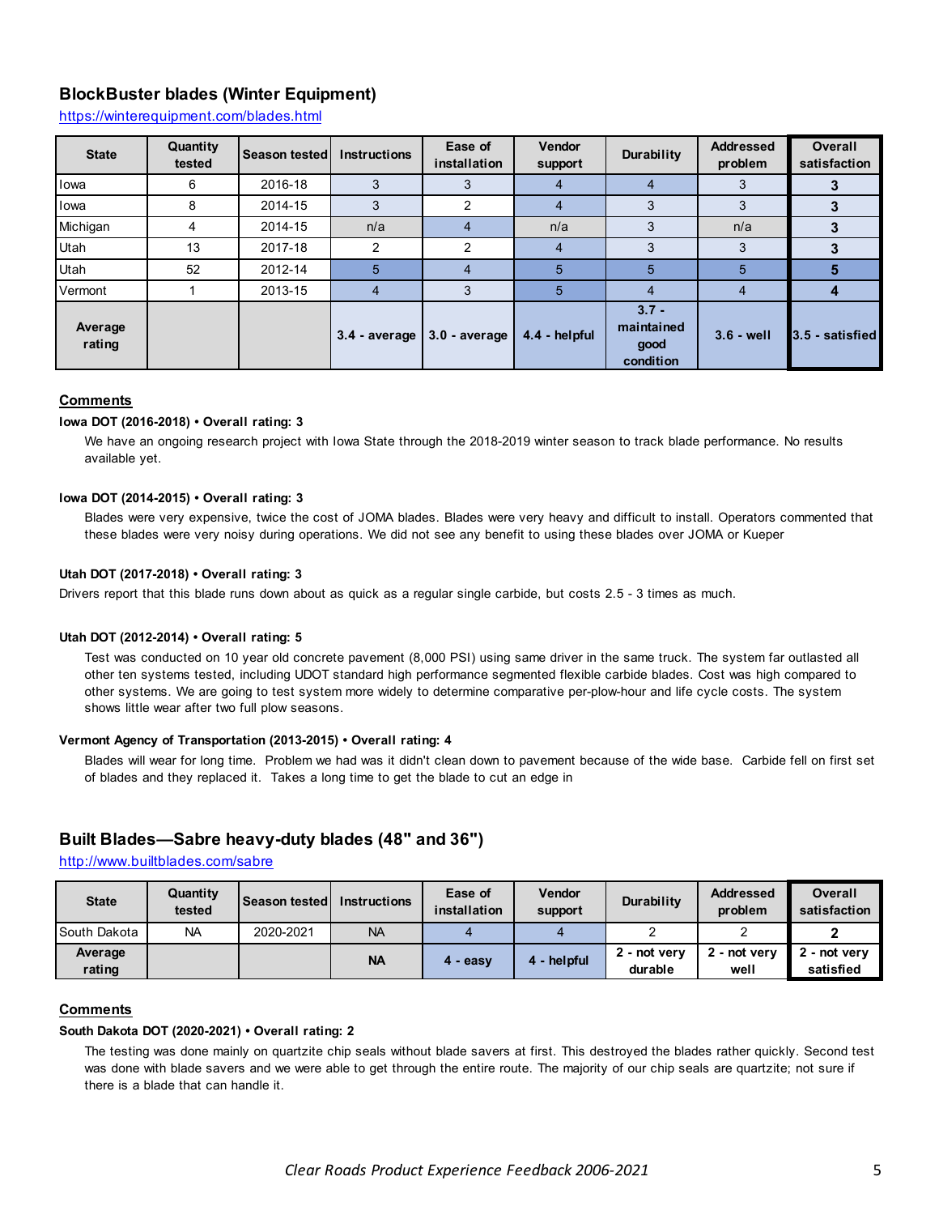### BlockBuster blades (Winter Equipment)

https://winterequipment.com/blades.html

| State | Quantity tested | Season tested | Instructions | Ease of installation | Vendor support | Durability | Addressed problem | Overall satisfaction |
|---|---|---|---|---|---|---|---|---|
| Iowa | 6 | 2016-18 | 3 | 3 | 4 | 4 | 3 | **3** |
| Iowa | 8 | 2014-15 | 3 | 2 | 4 | 3 | 3 | **3** |
| Michigan | 4 | 2014-15 | n/a | 4 | n/a | 3 | n/a | **3** |
| Utah | 13 | 2017-18 | 2 | 2 | 4 | 3 | 3 | **3** |
| Utah | 52 | 2012-14 | 5 | 4 | 5 | 5 | 5 | **5** |
| Vermont | 1 | 2013-15 | 4 | 3 | 5 | 4 | 4 | **4** |
| **Average rating** | | | **3.4 - average** | **3.0 - average** | **4.4 - helpful** | **3.7 - maintained good condition** | **3.6 - well** | **3.5 - satisfied** |

**Comments**

**Iowa DOT (2016-2018) • Overall rating: 3**

We have an ongoing research project with Iowa State through the 2018-2019 winter season to track blade performance. No results available yet.

**Iowa DOT (2014-2015) • Overall rating: 3**

Blades were very expensive, twice the cost of JOMA blades. Blades were very heavy and difficult to install. Operators commented that these blades were very noisy during operations. We did not see any benefit to using these blades over JOMA or Kueper

**Utah DOT (2017-2018) • Overall rating: 3**

Drivers report that this blade runs down about as quick as a regular single carbide, but costs 2.5 - 3 times as much.

**Utah DOT (2012-2014) • Overall rating: 5**

Test was conducted on 10 year old concrete pavement (8,000 PSI) using same driver in the same truck. The system far outlasted all other ten systems tested, including UDOT standard high performance segmented flexible carbide blades. Cost was high compared to other systems. We are going to test system more widely to determine comparative per-plow-hour and life cycle costs. The system shows little wear after two full plow seasons.

**Vermont Agency of Transportation (2013-2015) • Overall rating: 4**

Blades will wear for long time. Problem we had was it didn't clean down to pavement because of the wide base. Carbide fell on first set of blades and they replaced it. Takes a long time to get the blade to cut an edge in

### Built Blades—Sabre heavy-duty blades (48" and 36")

http://www.builtblades.com/sabre

| State | Quantity tested | Season tested | Instructions | Ease of installation | Vendor support | Durability | Addressed problem | Overall satisfaction |
|---|---|---|---|---|---|---|---|---|
| South Dakota | NA | 2020-2021 | NA | 4 | 4 | 2 | 2 | **2** |
| **Average rating** | | | **NA** | **4 - easy** | **4 - helpful** | **2 - not very durable** | **2 - not very well** | **2 - not very satisfied** |

**Comments**

**South Dakota DOT (2020-2021) • Overall rating: 2**

The testing was done mainly on quartzite chip seals without blade savers at first. This destroyed the blades rather quickly. Second test was done with blade savers and we were able to get through the entire route. The majority of our chip seals are quartzite; not sure if there is a blade that can handle it.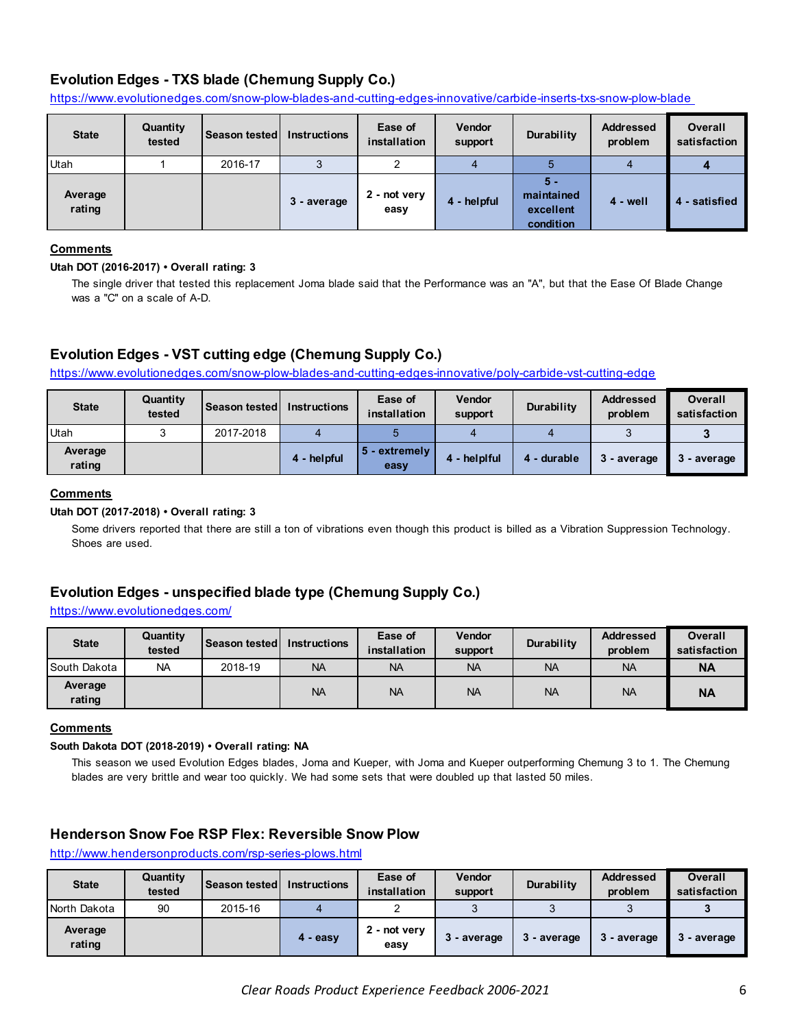### Evolution Edges - TXS blade (Chemung Supply Co.)

https://www.evolutionedges.com/snow-plow-blades-and-cutting-edges-innovative/carbide-inserts-txs-snow-plow-blade

| State | Quantity tested | Season tested | Instructions | Ease of installation | Vendor support | Durability | Addressed problem | Overall satisfaction |
|---|---|---|---|---|---|---|---|---|
| Utah | 1 | 2016-17 | 3 | 2 | 4 | 5 | 4 | **4** |
| **Average rating** | | | **3 - average** | **2 - not very easy** | **4 - helpful** | **5 - maintained excellent condition** | **4 - well** | **4 - satisfied** |

**Comments**

**Utah DOT (2016-2017) • Overall rating: 3**

The single driver that tested this replacement Joma blade said that the Performance was an "A", but that the Ease Of Blade Change was a "C" on a scale of A-D.

### Evolution Edges - VST cutting edge (Chemung Supply Co.)

https://www.evolutionedges.com/snow-plow-blades-and-cutting-edges-innovative/poly-carbide-vst-cutting-edge

| State | Quantity tested | Season tested | Instructions | Ease of installation | Vendor support | Durability | Addressed problem | Overall satisfaction |
|---|---|---|---|---|---|---|---|---|
| Utah | 3 | 2017-2018 | 4 | 5 | 4 | 4 | 3 | **3** |
| **Average rating** | | | **4 - helpful** | **5 - extremely easy** | **4 - helplful** | **4 - durable** | **3 - average** | **3 - average** |

**Comments**

**Utah DOT (2017-2018) • Overall rating: 3**

Some drivers reported that there are still a ton of vibrations even though this product is billed as a Vibration Suppression Technology. Shoes are used.

### Evolution Edges - unspecified blade type (Chemung Supply Co.)

https://www.evolutionedges.com/

| State | Quantity tested | Season tested | Instructions | Ease of installation | Vendor support | Durability | Addressed problem | Overall satisfaction |
|---|---|---|---|---|---|---|---|---|
| South Dakota | NA | 2018-19 | NA | NA | NA | NA | NA | **NA** |
| **Average rating** | | | NA | NA | NA | NA | NA | **NA** |

**Comments**

**South Dakota DOT (2018-2019) • Overall rating: NA**

This season we used Evolution Edges blades, Joma and Kueper, with Joma and Kueper outperforming Chemung 3 to 1. The Chemung blades are very brittle and wear too quickly. We had some sets that were doubled up that lasted 50 miles.

### Henderson Snow Foe RSP Flex: Reversible Snow Plow

http://www.hendersonproducts.com/rsp-series-plows.html

| State | Quantity tested | Season tested | Instructions | Ease of installation | Vendor support | Durability | Addressed problem | Overall satisfaction |
|---|---|---|---|---|---|---|---|---|
| North Dakota | 90 | 2015-16 | 4 | 2 | 3 | 3 | 3 | **3** |
| **Average rating** | | | **4 - easy** | **2 - not very easy** | **3 - average** | **3 - average** | **3 - average** | **3 - average** |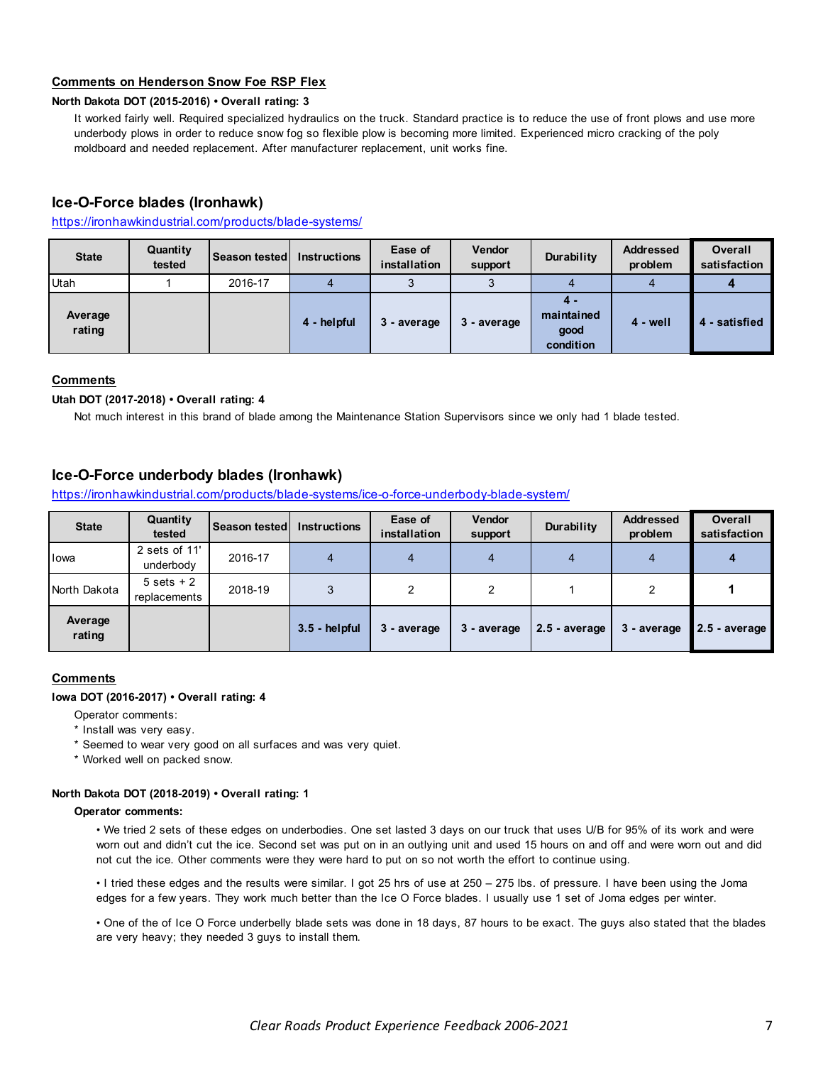**Comments on Henderson Snow Foe RSP Flex**

**North Dakota DOT (2015-2016) • Overall rating: 3**

It worked fairly well. Required specialized hydraulics on the truck. Standard practice is to reduce the use of front plows and use more underbody plows in order to reduce snow fog so flexible plow is becoming more limited. Experienced micro cracking of the poly moldboard and needed replacement. After manufacturer replacement, unit works fine.

## Ice-O-Force blades (Ironhawk)

https://ironhawkindustrial.com/products/blade-systems/

| State | Quantity tested | Season tested | Instructions | Ease of installation | Vendor support | Durability | Addressed problem | Overall satisfaction |
|---|---|---|---|---|---|---|---|---|
| Utah | 1 | 2016-17 | 4 | 3 | 3 | 4 | 4 | **4** |
| **Average rating** | | | **4 - helpful** | **3 - average** | **3 - average** | **4 - maintained good condition** | **4 - well** | **4 - satisfied** |

**Comments**

**Utah DOT (2017-2018) • Overall rating: 4**

Not much interest in this brand of blade among the Maintenance Station Supervisors since we only had 1 blade tested.

## Ice-O-Force underbody blades (Ironhawk)

https://ironhawkindustrial.com/products/blade-systems/ice-o-force-underbody-blade-system/

| State | Quantity tested | Season tested | Instructions | Ease of installation | Vendor support | Durability | Addressed problem | Overall satisfaction |
|---|---|---|---|---|---|---|---|---|
| Iowa | 2 sets of 11' underbody | 2016-17 | 4 | 4 | 4 | 4 | 4 | **4** |
| North Dakota | 5 sets + 2 replacements | 2018-19 | 3 | 2 | 2 | 1 | 2 | **1** |
| **Average rating** | | | **3.5 - helpful** | **3 - average** | **3 - average** | **2.5 - average** | **3 - average** | **2.5 - average** |

**Comments**

**Iowa DOT (2016-2017) • Overall rating: 4**

Operator comments:

* Install was very easy.
* Seemed to wear very good on all surfaces and was very quiet.
* Worked well on packed snow.

**North Dakota DOT (2018-2019) • Overall rating: 1**

**Operator comments:**

- We tried 2 sets of these edges on underbodies. One set lasted 3 days on our truck that uses U/B for 95% of its work and were worn out and didn't cut the ice. Second set was put on in an outlying unit and used 15 hours on and off and were worn out and did not cut the ice. Other comments were they were hard to put on so not worth the effort to continue using.

- I tried these edges and the results were similar. I got 25 hrs of use at 250 – 275 lbs. of pressure. I have been using the Joma edges for a few years. They work much better than the Ice O Force blades. I usually use 1 set of Joma edges per winter.

- One of the of Ice O Force underbelly blade sets was done in 18 days, 87 hours to be exact. The guys also stated that the blades are very heavy; they needed 3 guys to install them.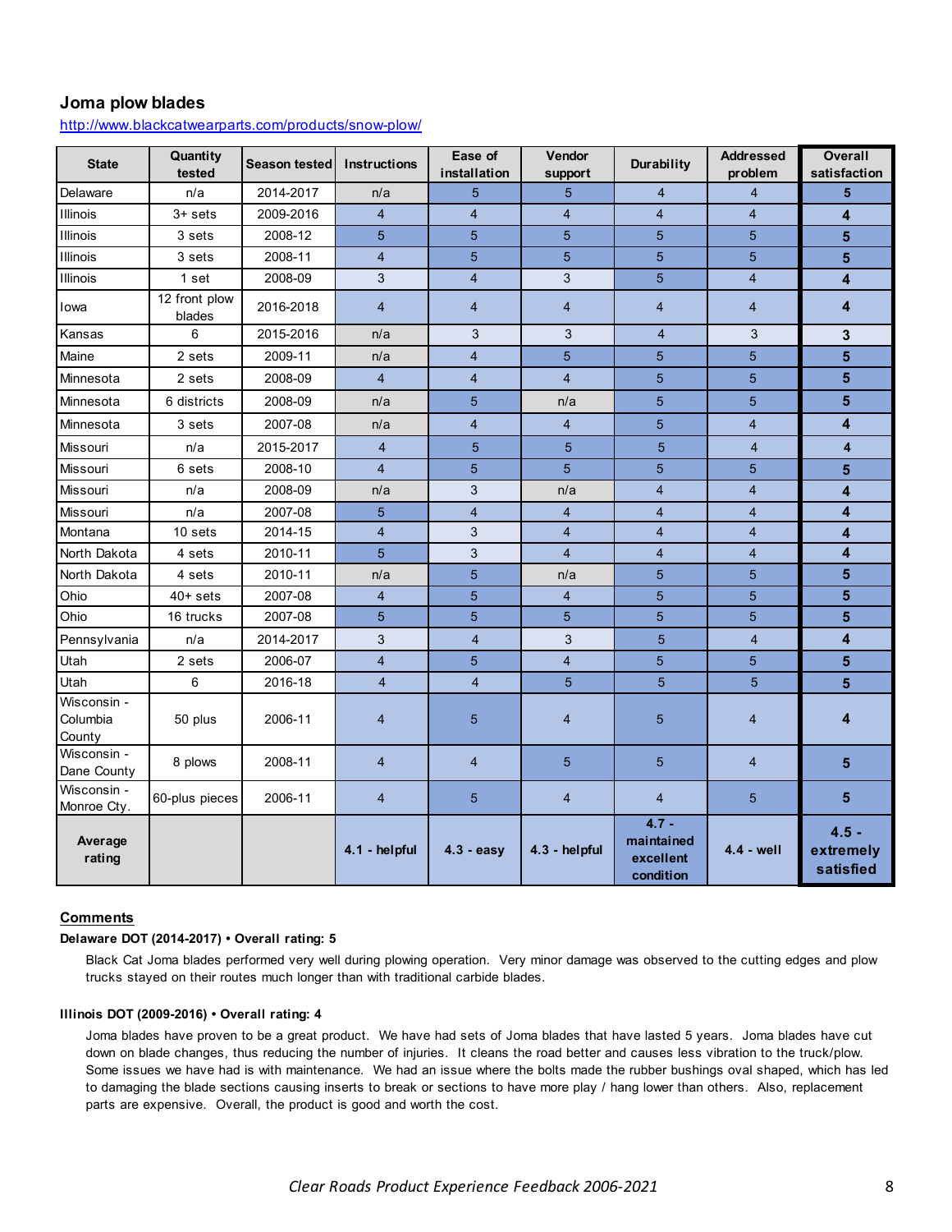## Joma plow blades

http://www.blackcatwearparts.com/products/snow-plow/

| State | Quantity tested | Season tested | Instructions | Ease of installation | Vendor support | Durability | Addressed problem | Overall satisfaction |
|---|---|---|---|---|---|---|---|---|
| Delaware | n/a | 2014-2017 | n/a | 5 | 5 | 4 | 4 | **5** |
| Illinois | 3+ sets | 2009-2016 | 4 | 4 | 4 | 4 | 4 | **4** |
| Illinois | 3 sets | 2008-12 | 5 | 5 | 5 | 5 | 5 | **5** |
| Illinois | 3 sets | 2008-11 | 4 | 5 | 5 | 5 | 5 | **5** |
| Illinois | 1 set | 2008-09 | 3 | 4 | 3 | 5 | 4 | **4** |
| Iowa | 12 front plow blades | 2016-2018 | 4 | 4 | 4 | 4 | 4 | **4** |
| Kansas | 6 | 2015-2016 | n/a | 3 | 3 | 4 | 3 | **3** |
| Maine | 2 sets | 2009-11 | n/a | 4 | 5 | 5 | 5 | **5** |
| Minnesota | 2 sets | 2008-09 | 4 | 4 | 4 | 5 | 5 | **5** |
| Minnesota | 6 districts | 2008-09 | n/a | 5 | n/a | 5 | 5 | **5** |
| Minnesota | 3 sets | 2007-08 | n/a | 4 | 4 | 5 | 4 | **4** |
| Missouri | n/a | 2015-2017 | 4 | 5 | 5 | 5 | 4 | **4** |
| Missouri | 6 sets | 2008-10 | 4 | 5 | 5 | 5 | 5 | **5** |
| Missouri | n/a | 2008-09 | n/a | 3 | n/a | 4 | 4 | **4** |
| Missouri | n/a | 2007-08 | 5 | 4 | 4 | 4 | 4 | **4** |
| Montana | 10 sets | 2014-15 | 4 | 3 | 4 | 4 | 4 | **4** |
| North Dakota | 4 sets | 2010-11 | 5 | 3 | 4 | 4 | 4 | **4** |
| North Dakota | 4 sets | 2010-11 | n/a | 5 | n/a | 5 | 5 | **5** |
| Ohio | 40+ sets | 2007-08 | 4 | 5 | 4 | 5 | 5 | **5** |
| Ohio | 16 trucks | 2007-08 | 5 | 5 | 5 | 5 | 5 | **5** |
| Pennsylvania | n/a | 2014-2017 | 3 | 4 | 3 | 5 | 4 | **4** |
| Utah | 2 sets | 2006-07 | 4 | 5 | 4 | 5 | 5 | **5** |
| Utah | 6 | 2016-18 | 4 | 4 | 5 | 5 | 5 | **5** |
| Wisconsin - Columbia County | 50 plus | 2006-11 | 4 | 5 | 4 | 5 | 4 | **4** |
| Wisconsin - Dane County | 8 plows | 2008-11 | 4 | 4 | 5 | 5 | 4 | **5** |
| Wisconsin - Monroe Cty. | 60-plus pieces | 2006-11 | 4 | 5 | 4 | 4 | 5 | **5** |
| **Average rating** | | | **4.1 - helpful** | **4.3 - easy** | **4.3 - helpful** | **4.7 - maintained excellent condition** | **4.4 - well** | **4.5 - extremely satisfied** |

### Comments

**Delaware DOT (2014-2017) • Overall rating: 5**

Black Cat Joma blades performed very well during plowing operation. Very minor damage was observed to the cutting edges and plow trucks stayed on their routes much longer than with traditional carbide blades.

**Illinois DOT (2009-2016) • Overall rating: 4**

Joma blades have proven to be a great product. We have had sets of Joma blades that have lasted 5 years. Joma blades have cut down on blade changes, thus reducing the number of injuries. It cleans the road better and causes less vibration to the truck/plow. Some issues we have had is with maintenance. We had an issue where the bolts made the rubber bushings oval shaped, which has led to damaging the blade sections causing inserts to break or sections to have more play / hang lower than others. Also, replacement parts are expensive. Overall, the product is good and worth the cost.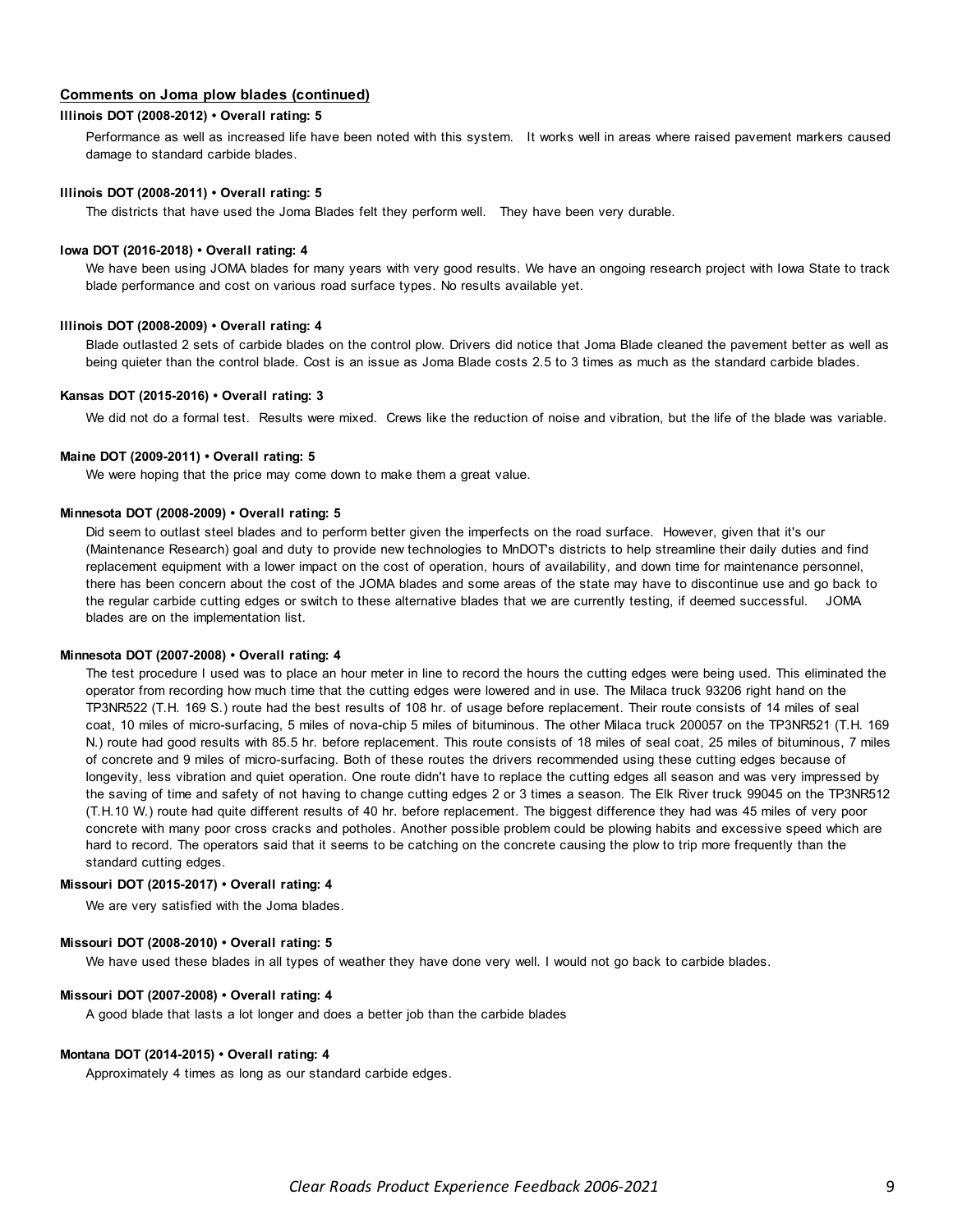## Comments on Joma plow blades (continued)

**Illinois DOT (2008-2012) • Overall rating: 5**

Performance as well as increased life have been noted with this system. It works well in areas where raised pavement markers caused damage to standard carbide blades.

**Illinois DOT (2008-2011) • Overall rating: 5**

The districts that have used the Joma Blades felt they perform well. They have been very durable.

**Iowa DOT (2016-2018) • Overall rating: 4**

We have been using JOMA blades for many years with very good results. We have an ongoing research project with Iowa State to track blade performance and cost on various road surface types. No results available yet.

**Illinois DOT (2008-2009) • Overall rating: 4**

Blade outlasted 2 sets of carbide blades on the control plow. Drivers did notice that Joma Blade cleaned the pavement better as well as being quieter than the control blade. Cost is an issue as Joma Blade costs 2.5 to 3 times as much as the standard carbide blades.

**Kansas DOT (2015-2016) • Overall rating: 3**

We did not do a formal test. Results were mixed. Crews like the reduction of noise and vibration, but the life of the blade was variable.

**Maine DOT (2009-2011) • Overall rating: 5**

We were hoping that the price may come down to make them a great value.

**Minnesota DOT (2008-2009) • Overall rating: 5**

Did seem to outlast steel blades and to perform better given the imperfects on the road surface. However, given that it's our (Maintenance Research) goal and duty to provide new technologies to MnDOT's districts to help streamline their daily duties and find replacement equipment with a lower impact on the cost of operation, hours of availability, and down time for maintenance personnel, there has been concern about the cost of the JOMA blades and some areas of the state may have to discontinue use and go back to the regular carbide cutting edges or switch to these alternative blades that we are currently testing, if deemed successful. JOMA blades are on the implementation list.

**Minnesota DOT (2007-2008) • Overall rating: 4**

The test procedure I used was to place an hour meter in line to record the hours the cutting edges were being used. This eliminated the operator from recording how much time that the cutting edges were lowered and in use. The Milaca truck 93206 right hand on the TP3NR522 (T.H. 169 S.) route had the best results of 108 hr. of usage before replacement. Their route consists of 14 miles of seal coat, 10 miles of micro-surfacing, 5 miles of nova-chip 5 miles of bituminous. The other Milaca truck 200057 on the TP3NR521 (T.H. 169 N.) route had good results with 85.5 hr. before replacement. This route consists of 18 miles of seal coat, 25 miles of bituminous, 7 miles of concrete and 9 miles of micro-surfacing. Both of these routes the drivers recommended using these cutting edges because of longevity, less vibration and quiet operation. One route didn't have to replace the cutting edges all season and was very impressed by the saving of time and safety of not having to change cutting edges 2 or 3 times a season. The Elk River truck 99045 on the TP3NR512 (T.H.10 W.) route had quite different results of 40 hr. before replacement. The biggest difference they had was 45 miles of very poor concrete with many poor cross cracks and potholes. Another possible problem could be plowing habits and excessive speed which are hard to record. The operators said that it seems to be catching on the concrete causing the plow to trip more frequently than the standard cutting edges.

**Missouri DOT (2015-2017) • Overall rating: 4**

We are very satisfied with the Joma blades.

**Missouri DOT (2008-2010) • Overall rating: 5**

We have used these blades in all types of weather they have done very well. I would not go back to carbide blades.

**Missouri DOT (2007-2008) • Overall rating: 4**

A good blade that lasts a lot longer and does a better job than the carbide blades

**Montana DOT (2014-2015) • Overall rating: 4**

Approximately 4 times as long as our standard carbide edges.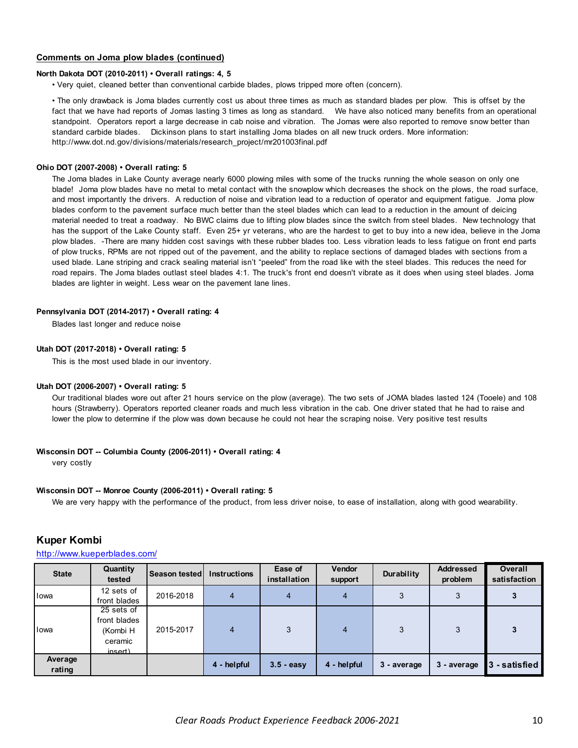**Comments on Joma plow blades (continued)**

**North Dakota DOT (2010-2011) • Overall ratings: 4, 5**

• Very quiet, cleaned better than conventional carbide blades, plows tripped more often (concern).

• The only drawback is Joma blades currently cost us about three times as much as standard blades per plow. This is offset by the fact that we have had reports of Jomas lasting 3 times as long as standard. We have also noticed many benefits from an operational standpoint. Operators report a large decrease in cab noise and vibration. The Jomas were also reported to remove snow better than standard carbide blades. Dickinson plans to start installing Joma blades on all new truck orders. More information: http://www.dot.nd.gov/divisions/materials/research_project/mr201003final.pdf

**Ohio DOT (2007-2008) • Overall rating: 5**

The Joma blades in Lake County average nearly 6000 plowing miles with some of the trucks running the whole season on only one blade! Joma plow blades have no metal to metal contact with the snowplow which decreases the shock on the plows, the road surface, and most importantly the drivers. A reduction of noise and vibration lead to a reduction of operator and equipment fatigue. Joma plow blades conform to the pavement surface much better than the steel blades which can lead to a reduction in the amount of deicing material needed to treat a roadway. No BWC claims due to lifting plow blades since the switch from steel blades. New technology that has the support of the Lake County staff. Even 25+ yr veterans, who are the hardest to get to buy into a new idea, believe in the Joma plow blades. -There are many hidden cost savings with these rubber blades too. Less vibration leads to less fatigue on front end parts of plow trucks, RPMs are not ripped out of the pavement, and the ability to replace sections of damaged blades with sections from a used blade. Lane striping and crack sealing material isn't "peeled" from the road like with the steel blades. This reduces the need for road repairs. The Joma blades outlast steel blades 4:1. The truck's front end doesn't vibrate as it does when using steel blades. Joma blades are lighter in weight. Less wear on the pavement lane lines.

**Pennsylvania DOT (2014-2017) • Overall rating: 4**

Blades last longer and reduce noise

**Utah DOT (2017-2018) • Overall rating: 5**

This is the most used blade in our inventory.

**Utah DOT (2006-2007) • Overall rating: 5**

Our traditional blades wore out after 21 hours service on the plow (average). The two sets of JOMA blades lasted 124 (Tooele) and 108 hours (Strawberry). Operators reported cleaner roads and much less vibration in the cab. One driver stated that he had to raise and lower the plow to determine if the plow was down because he could not hear the scraping noise. Very positive test results

**Wisconsin DOT -- Columbia County (2006-2011) • Overall rating: 4**

very costly

**Wisconsin DOT -- Monroe County (2006-2011) • Overall rating: 5**

We are very happy with the performance of the product, from less driver noise, to ease of installation, along with good wearability.

## Kuper Kombi

http://www.kueperblades.com/

| State | Quantity tested | Season tested | Instructions | Ease of installation | Vendor support | Durability | Addressed problem | Overall satisfaction |
|---|---|---|---|---|---|---|---|---|
| Iowa | 12 sets of front blades | 2016-2018 | 4 | 4 | 4 | 3 | 3 | **3** |
| Iowa | 25 sets of front blades (Kombi H ceramic insert) | 2015-2017 | 4 | 3 | 4 | 3 | 3 | **3** |
| **Average rating** | | | **4 - helpful** | **3.5 - easy** | **4 - helpful** | **3 - average** | **3 - average** | **3 - satisfied** |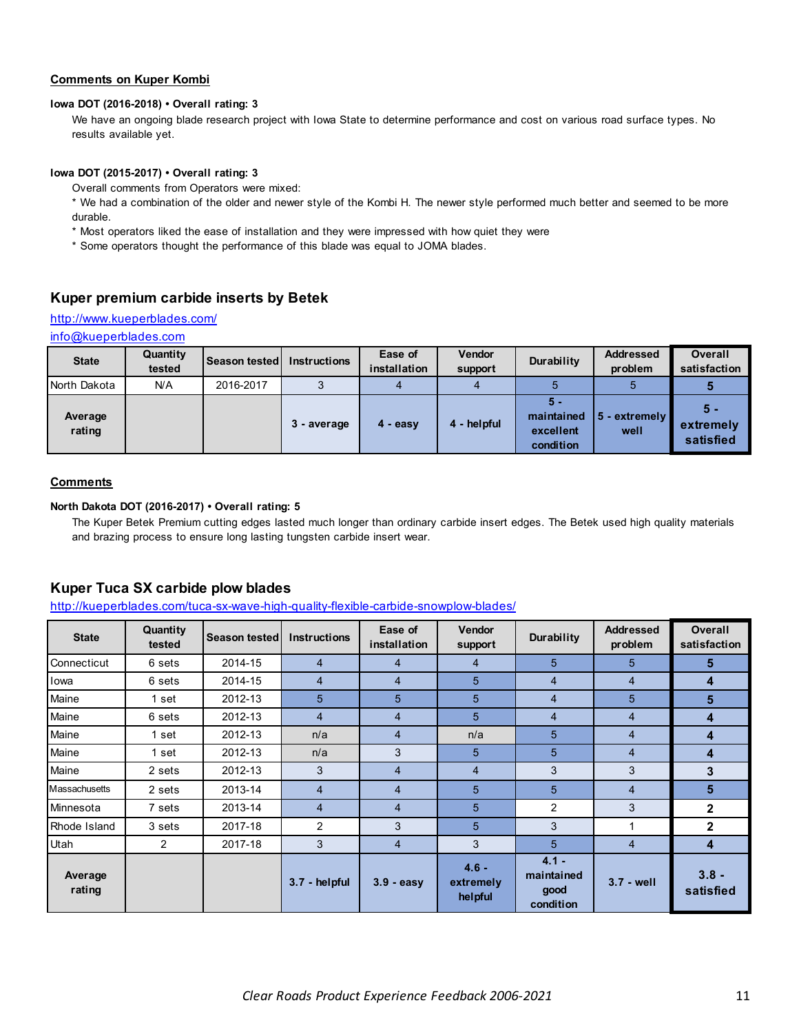**Comments on Kuper Kombi**

**Iowa DOT (2016-2018) • Overall rating: 3**

We have an ongoing blade research project with Iowa State to determine performance and cost on various road surface types. No results available yet.

**Iowa DOT (2015-2017) • Overall rating: 3**

Overall comments from Operators were mixed:

* We had a combination of the older and newer style of the Kombi H. The newer style performed much better and seemed to be more durable.
* Most operators liked the ease of installation and they were impressed with how quiet they were
* Some operators thought the performance of this blade was equal to JOMA blades.

## Kuper premium carbide inserts by Betek

http://www.kueperblades.com/

info@kueperblades.com

| State | Quantity tested | Season tested | Instructions | Ease of installation | Vendor support | Durability | Addressed problem | Overall satisfaction |
|---|---|---|---|---|---|---|---|---|
| North Dakota | N/A | 2016-2017 | 3 | 4 | 4 | 5 | 5 | **5** |
| **Average rating** | | | **3 - average** | **4 - easy** | **4 - helpful** | **5 - maintained excellent condition** | **5 - extremely well** | **5 - extremely satisfied** |

**Comments**

**North Dakota DOT (2016-2017) • Overall rating: 5**

The Kuper Betek Premium cutting edges lasted much longer than ordinary carbide insert edges. The Betek used high quality materials and brazing process to ensure long lasting tungsten carbide insert wear.

## Kuper Tuca SX carbide plow blades

http://kueperblades.com/tuca-sx-wave-high-quality-flexible-carbide-snowplow-blades/

| State | Quantity tested | Season tested | Instructions | Ease of installation | Vendor support | Durability | Addressed problem | Overall satisfaction |
|---|---|---|---|---|---|---|---|---|
| Connecticut | 6 sets | 2014-15 | 4 | 4 | 4 | 5 | 5 | **5** |
| Iowa | 6 sets | 2014-15 | 4 | 4 | 5 | 4 | 4 | **4** |
| Maine | 1 set | 2012-13 | 5 | 5 | 5 | 4 | 5 | **5** |
| Maine | 6 sets | 2012-13 | 4 | 4 | 5 | 4 | 4 | **4** |
| Maine | 1 set | 2012-13 | n/a | 4 | n/a | 5 | 4 | **4** |
| Maine | 1 set | 2012-13 | n/a | 3 | 5 | 5 | 4 | **4** |
| Maine | 2 sets | 2012-13 | 3 | 4 | 4 | 3 | 3 | **3** |
| Massachusetts | 2 sets | 2013-14 | 4 | 4 | 5 | 5 | 4 | **5** |
| Minnesota | 7 sets | 2013-14 | 4 | 4 | 5 | 2 | 3 | **2** |
| Rhode Island | 3 sets | 2017-18 | 2 | 3 | 5 | 3 | 1 | **2** |
| Utah | 2 | 2017-18 | 3 | 4 | 3 | 5 | 4 | **4** |
| **Average rating** | | | **3.7 - helpful** | **3.9 - easy** | **4.6 - extremely helpful** | **4.1 - maintained good condition** | **3.7 - well** | **3.8 - satisfied** |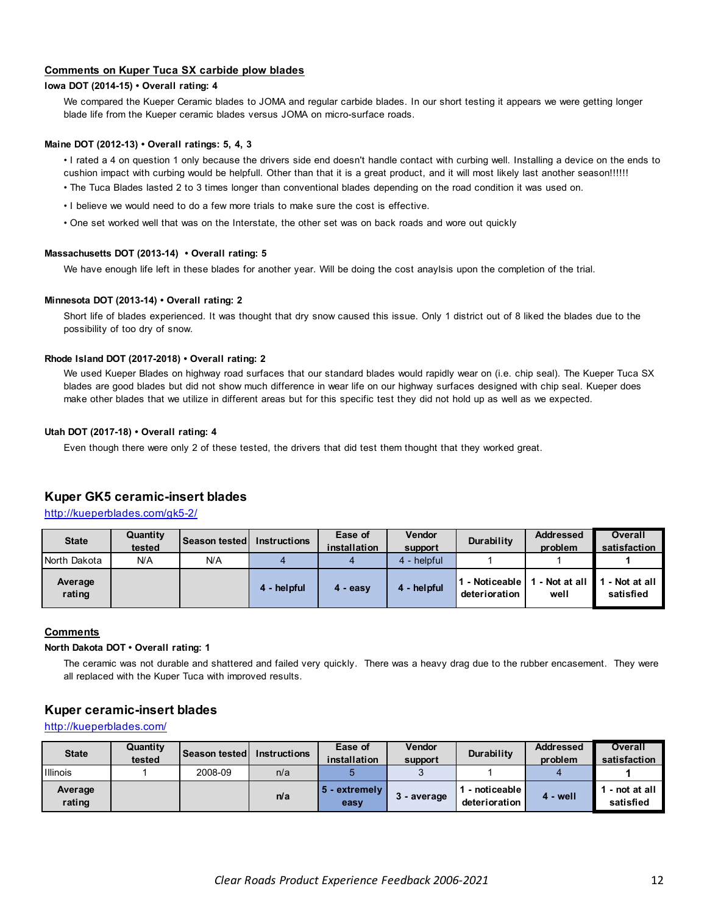### Comments on Kuper Tuca SX carbide plow blades

**Iowa DOT (2014-15) • Overall rating: 4**

We compared the Kueper Ceramic blades to JOMA and regular carbide blades. In our short testing it appears we were getting longer blade life from the Kueper ceramic blades versus JOMA on micro-surface roads.

**Maine DOT (2012-13) • Overall ratings: 5, 4, 3**

- I rated a 4 on question 1 only because the drivers side end doesn't handle contact with curbing well. Installing a device on the ends to cushion impact with curbing would be helpfull. Other than that it is a great product, and it will most likely last another season!!!!!!
- The Tuca Blades lasted 2 to 3 times longer than conventional blades depending on the road condition it was used on.
- I believe we would need to do a few more trials to make sure the cost is effective.
- One set worked well that was on the Interstate, the other set was on back roads and wore out quickly

**Massachusetts DOT (2013-14) • Overall rating: 5**

We have enough life left in these blades for another year. Will be doing the cost anaylsis upon the completion of the trial.

**Minnesota DOT (2013-14) • Overall rating: 2**

Short life of blades experienced. It was thought that dry snow caused this issue. Only 1 district out of 8 liked the blades due to the possibility of too dry of snow.

**Rhode Island DOT (2017-2018) • Overall rating: 2**

We used Kueper Blades on highway road surfaces that our standard blades would rapidly wear on (i.e. chip seal). The Kueper Tuca SX blades are good blades but did not show much difference in wear life on our highway surfaces designed with chip seal. Kueper does make other blades that we utilize in different areas but for this specific test they did not hold up as well as we expected.

**Utah DOT (2017-18) • Overall rating: 4**

Even though there were only 2 of these tested, the drivers that did test them thought that they worked great.

## Kuper GK5 ceramic-insert blades

http://kueperblades.com/gk5-2/

| State | Quantity tested | Season tested | Instructions | Ease of installation | Vendor support | Durability | Addressed problem | Overall satisfaction |
|---|---|---|---|---|---|---|---|---|
| North Dakota | N/A | N/A | 4 | 4 | 4 - helpful | 1 | 1 | 1 |
| Average rating | | | 4 - helpful | 4 - easy | 4 - helpful | 1 - Noticeable deterioration | 1 - Not at all well | 1 - Not at all satisfied |

### Comments

**North Dakota DOT • Overall rating: 1**

The ceramic was not durable and shattered and failed very quickly. There was a heavy drag due to the rubber encasement. They were all replaced with the Kuper Tuca with improved results.

## Kuper ceramic-insert blades

http://kueperblades.com/

| State | Quantity tested | Season tested | Instructions | Ease of installation | Vendor support | Durability | Addressed problem | Overall satisfaction |
|---|---|---|---|---|---|---|---|---|
| Illinois | 1 | 2008-09 | n/a | 5 | 3 | 1 | 4 | 1 |
| Average rating | | | n/a | 5 - extremely easy | 3 - average | 1 - noticeable deterioration | 4 - well | 1 - not at all satisfied |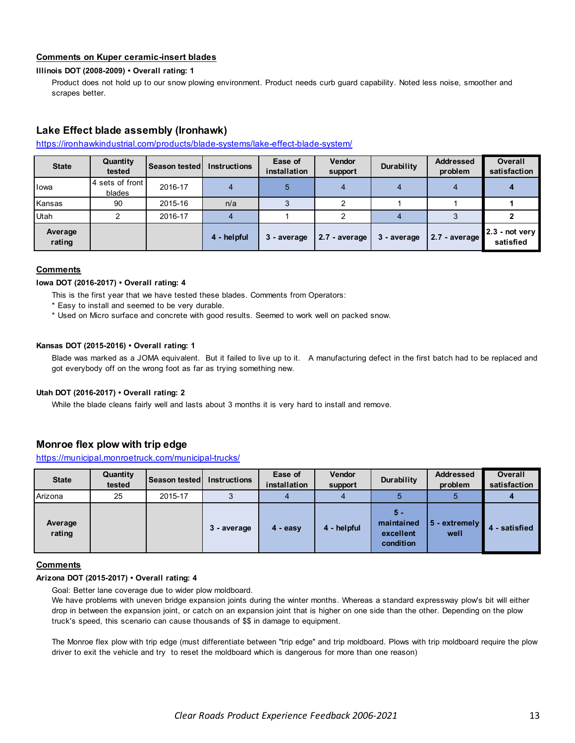### Comments on Kuper ceramic-insert blades

**Illinois DOT (2008-2009) • Overall rating: 1**

Product does not hold up to our snow plowing environment. Product needs curb guard capability. Noted less noise, smoother and scrapes better.

## Lake Effect blade assembly (Ironhawk)

https://ironhawkindustrial.com/products/blade-systems/lake-effect-blade-system/

| State | Quantity tested | Season tested | Instructions | Ease of installation | Vendor support | Durability | Addressed problem | Overall satisfaction |
|---|---|---|---|---|---|---|---|---|
| Iowa | 4 sets of front blades | 2016-17 | 4 | 5 | 4 | 4 | 4 | **4** |
| Kansas | 90 | 2015-16 | n/a | 3 | 2 | 1 | 1 | **1** |
| Utah | 2 | 2016-17 | 4 | 1 | 2 | 4 | 3 | **2** |
| **Average rating** | | | **4 - helpful** | **3 - average** | **2.7 - average** | **3 - average** | **2.7 - average** | **2.3 - not very satisfied** |

### Comments

**Iowa DOT (2016-2017) • Overall rating: 4**

This is the first year that we have tested these blades. Comments from Operators:
* Easy to install and seemed to be very durable.
* Used on Micro surface and concrete with good results. Seemed to work well on packed snow.

**Kansas DOT (2015-2016) • Overall rating: 1**

Blade was marked as a JOMA equivalent. But it failed to live up to it. A manufacturing defect in the first batch had to be replaced and got everybody off on the wrong foot as far as trying something new.

**Utah DOT (2016-2017) • Overall rating: 2**

While the blade cleans fairly well and lasts about 3 months it is very hard to install and remove.

## Monroe flex plow with trip edge

https://municipal.monroetruck.com/municipal-trucks/

| State | Quantity tested | Season tested | Instructions | Ease of installation | Vendor support | Durability | Addressed problem | Overall satisfaction |
|---|---|---|---|---|---|---|---|---|
| Arizona | 25 | 2015-17 | 3 | 4 | 4 | 5 | 5 | **4** |
| **Average rating** | | | **3 - average** | **4 - easy** | **4 - helpful** | **5 - maintained excellent condition** | **5 - extremely well** | **4 - satisfied** |

### Comments

**Arizona DOT (2015-2017) • Overall rating: 4**

Goal: Better lane coverage due to wider plow moldboard.
We have problems with uneven bridge expansion joints during the winter months. Whereas a standard expressway plow's bit will either drop in between the expansion joint, or catch on an expansion joint that is higher on one side than the other. Depending on the plow truck's speed, this scenario can cause thousands of $$ in damage to equipment.

The Monroe flex plow with trip edge (must differentiate between "trip edge" and trip moldboard. Plows with trip moldboard require the plow driver to exit the vehicle and try to reset the moldboard which is dangerous for more than one reason)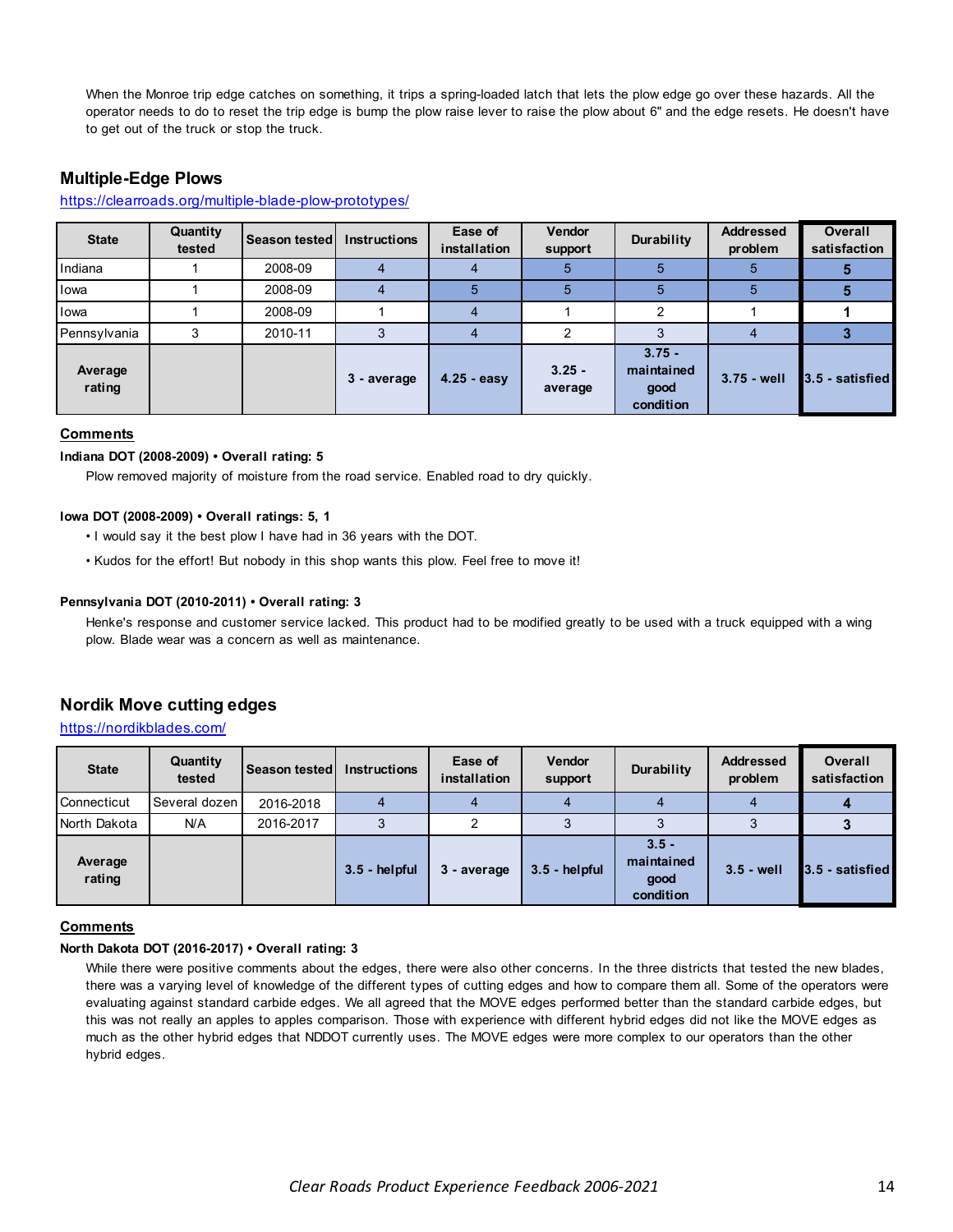When the Monroe trip edge catches on something, it trips a spring-loaded latch that lets the plow edge go over these hazards. All the operator needs to do to reset the trip edge is bump the plow raise lever to raise the plow about 6" and the edge resets. He doesn't have to get out of the truck or stop the truck.

## Multiple-Edge Plows

https://clearroads.org/multiple-blade-plow-prototypes/

| State | Quantity tested | Season tested | Instructions | Ease of installation | Vendor support | Durability | Addressed problem | Overall satisfaction |
|---|---|---|---|---|---|---|---|---|
| Indiana | 1 | 2008-09 | 4 | 4 | 5 | 5 | 5 | **5** |
| Iowa | 1 | 2008-09 | 4 | 5 | 5 | 5 | 5 | **5** |
| Iowa | 1 | 2008-09 | 1 | 4 | 1 | 2 | 1 | **1** |
| Pennsylvania | 3 | 2010-11 | 3 | 4 | 2 | 3 | 4 | **3** |
| **Average rating** | | | **3 - average** | **4.25 - easy** | **3.25 - average** | **3.75 - maintained good condition** | **3.75 - well** | **3.5 - satisfied** |

**Comments**

**Indiana DOT (2008-2009) • Overall rating: 5**

Plow removed majority of moisture from the road service. Enabled road to dry quickly.

**Iowa DOT (2008-2009) • Overall ratings: 5, 1**

- I would say it the best plow I have had in 36 years with the DOT.
- Kudos for the effort! But nobody in this shop wants this plow. Feel free to move it!

**Pennsylvania DOT (2010-2011) • Overall rating: 3**

Henke's response and customer service lacked. This product had to be modified greatly to be used with a truck equipped with a wing plow. Blade wear was a concern as well as maintenance.

## Nordik Move cutting edges

https://nordikblades.com/

| State | Quantity tested | Season tested | Instructions | Ease of installation | Vendor support | Durability | Addressed problem | Overall satisfaction |
|---|---|---|---|---|---|---|---|---|
| Connecticut | Several dozen | 2016-2018 | 4 | 4 | 4 | 4 | 4 | **4** |
| North Dakota | N/A | 2016-2017 | 3 | 2 | 3 | 3 | 3 | **3** |
| **Average rating** | | | **3.5 - helpful** | **3 - average** | **3.5 - helpful** | **3.5 - maintained good condition** | **3.5 - well** | **3.5 - satisfied** |

**Comments**

**North Dakota DOT (2016-2017) • Overall rating: 3**

While there were positive comments about the edges, there were also other concerns. In the three districts that tested the new blades, there was a varying level of knowledge of the different types of cutting edges and how to compare them all. Some of the operators were evaluating against standard carbide edges. We all agreed that the MOVE edges performed better than the standard carbide edges, but this was not really an apples to apples comparison. Those with experience with different hybrid edges did not like the MOVE edges as much as the other hybrid edges that NDDOT currently uses. The MOVE edges were more complex to our operators than the other hybrid edges.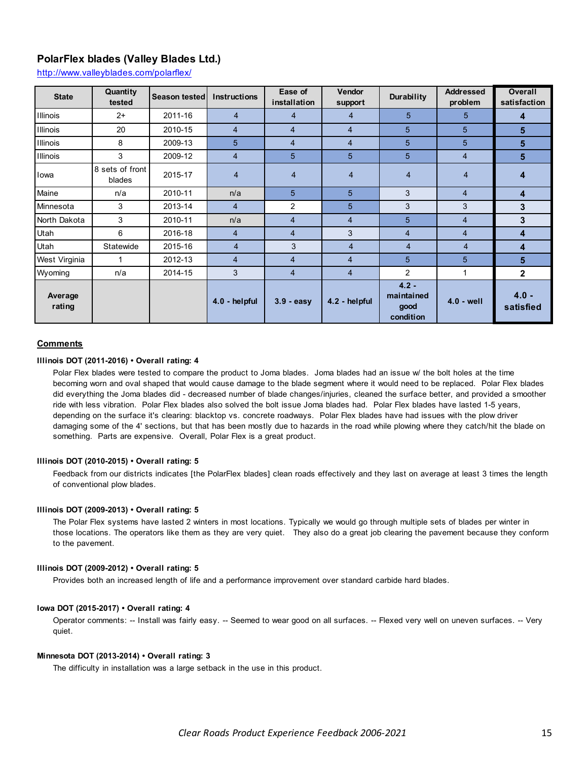## PolarFlex blades (Valley Blades Ltd.)

http://www.valleyblades.com/polarflex/

| State | Quantity tested | Season tested | Instructions | Ease of installation | Vendor support | Durability | Addressed problem | Overall satisfaction |
|---|---|---|---|---|---|---|---|---|
| Illinois | 2+ | 2011-16 | 4 | 4 | 4 | 5 | 5 | **4** |
| Illinois | 20 | 2010-15 | 4 | 4 | 4 | 5 | 5 | **5** |
| Illinois | 8 | 2009-13 | 5 | 4 | 4 | 5 | 5 | **5** |
| Illinois | 3 | 2009-12 | 4 | 5 | 5 | 5 | 4 | **5** |
| Iowa | 8 sets of front blades | 2015-17 | 4 | 4 | 4 | 4 | 4 | **4** |
| Maine | n/a | 2010-11 | n/a | 5 | 5 | 3 | 4 | **4** |
| Minnesota | 3 | 2013-14 | 4 | 2 | 5 | 3 | 3 | **3** |
| North Dakota | 3 | 2010-11 | n/a | 4 | 4 | 5 | 4 | **3** |
| Utah | 6 | 2016-18 | 4 | 4 | 3 | 4 | 4 | **4** |
| Utah | Statewide | 2015-16 | 4 | 3 | 4 | 4 | 4 | **4** |
| West Virginia | 1 | 2012-13 | 4 | 4 | 4 | 5 | 5 | **5** |
| Wyoming | n/a | 2014-15 | 3 | 4 | 4 | 2 | 1 | **2** |
| **Average rating** | | | **4.0 - helpful** | **3.9 - easy** | **4.2 - helpful** | **4.2 - maintained good condition** | **4.0 - well** | **4.0 - satisfied** |

### Comments

**Illinois DOT (2011-2016) • Overall rating: 4**

Polar Flex blades were tested to compare the product to Joma blades. Joma blades had an issue w/ the bolt holes at the time becoming worn and oval shaped that would cause damage to the blade segment where it would need to be replaced. Polar Flex blades did everything the Joma blades did - decreased number of blade changes/injuries, cleaned the surface better, and provided a smoother ride with less vibration. Polar Flex blades also solved the bolt issue Joma blades had. Polar Flex blades have lasted 1-5 years, depending on the surface it's clearing: blacktop vs. concrete roadways. Polar Flex blades have had issues with the plow driver damaging some of the 4' sections, but that has been mostly due to hazards in the road while plowing where they catch/hit the blade on something. Parts are expensive. Overall, Polar Flex is a great product.

**Illinois DOT (2010-2015) • Overall rating: 5**

Feedback from our districts indicates [the PolarFlex blades] clean roads effectively and they last on average at least 3 times the length of conventional plow blades.

**Illinois DOT (2009-2013) • Overall rating: 5**

The Polar Flex systems have lasted 2 winters in most locations. Typically we would go through multiple sets of blades per winter in those locations. The operators like them as they are very quiet. They also do a great job clearing the pavement because they conform to the pavement.

**Illinois DOT (2009-2012) • Overall rating: 5**

Provides both an increased length of life and a performance improvement over standard carbide hard blades.

**Iowa DOT (2015-2017) • Overall rating: 4**

Operator comments: -- Install was fairly easy. -- Seemed to wear good on all surfaces. -- Flexed very well on uneven surfaces. -- Very quiet.

**Minnesota DOT (2013-2014) • Overall rating: 3**

The difficulty in installation was a large setback in the use in this product.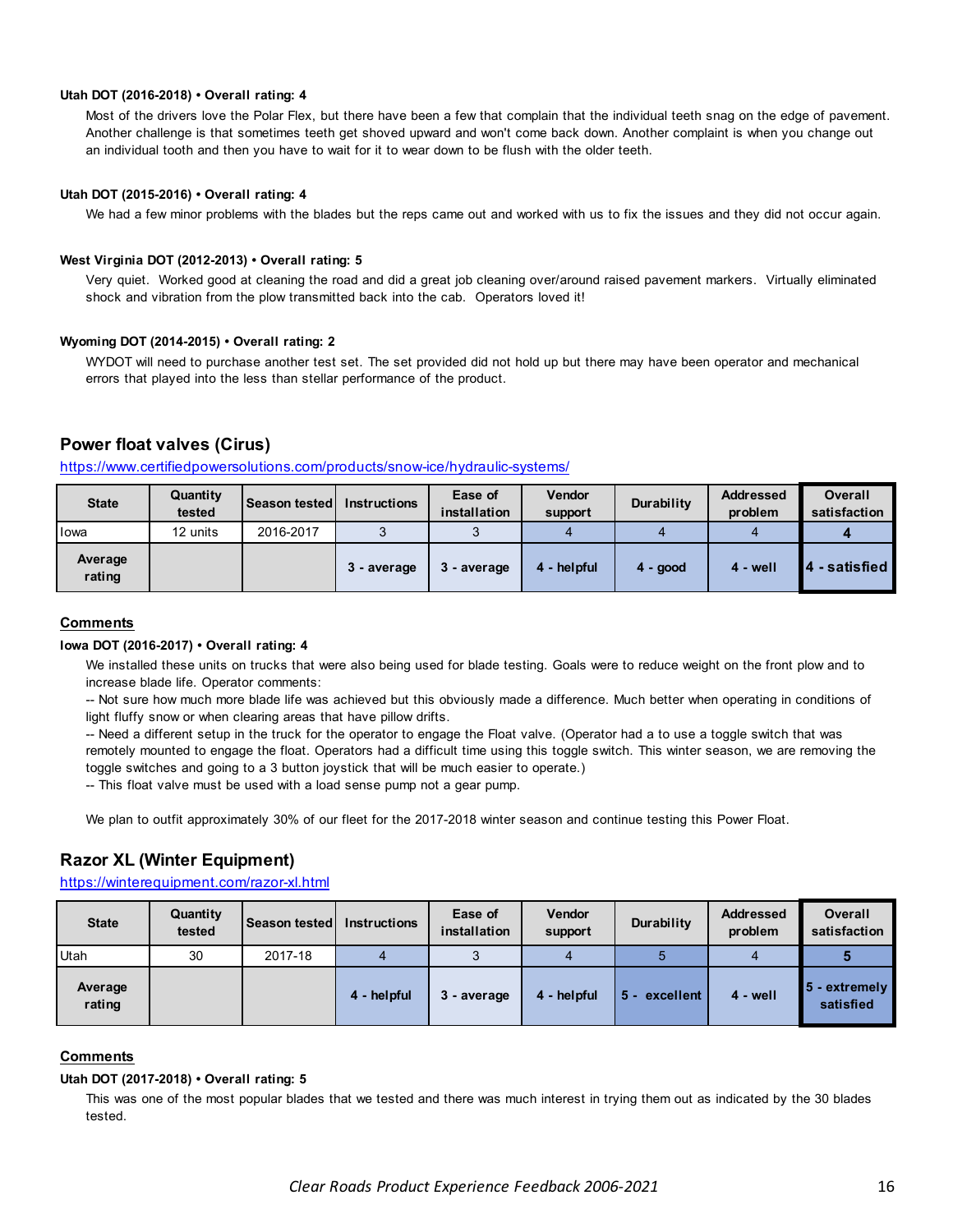**Utah DOT (2016-2018) • Overall rating: 4**

Most of the drivers love the Polar Flex, but there have been a few that complain that the individual teeth snag on the edge of pavement. Another challenge is that sometimes teeth get shoved upward and won't come back down. Another complaint is when you change out an individual tooth and then you have to wait for it to wear down to be flush with the older teeth.

**Utah DOT (2015-2016) • Overall rating: 4**

We had a few minor problems with the blades but the reps came out and worked with us to fix the issues and they did not occur again.

**West Virginia DOT (2012-2013) • Overall rating: 5**

Very quiet. Worked good at cleaning the road and did a great job cleaning over/around raised pavement markers. Virtually eliminated shock and vibration from the plow transmitted back into the cab. Operators loved it!

**Wyoming DOT (2014-2015) • Overall rating: 2**

WYDOT will need to purchase another test set. The set provided did not hold up but there may have been operator and mechanical errors that played into the less than stellar performance of the product.

## Power float valves (Cirus)

https://www.certifiedpowersolutions.com/products/snow-ice/hydraulic-systems/

| State | Quantity tested | Season tested | Instructions | Ease of installation | Vendor support | Durability | Addressed problem | Overall satisfaction |
|---|---|---|---|---|---|---|---|---|
| Iowa | 12 units | 2016-2017 | 3 | 3 | 4 | 4 | 4 | 4 |
| Average rating | | | 3 - average | 3 - average | 4 - helpful | 4 - good | 4 - well | 4 - satisfied |

**Comments**

**Iowa DOT (2016-2017) • Overall rating: 4**

We installed these units on trucks that were also being used for blade testing. Goals were to reduce weight on the front plow and to increase blade life. Operator comments:

-- Not sure how much more blade life was achieved but this obviously made a difference. Much better when operating in conditions of light fluffy snow or when clearing areas that have pillow drifts.

-- Need a different setup in the truck for the operator to engage the Float valve. (Operator had a to use a toggle switch that was remotely mounted to engage the float. Operators had a difficult time using this toggle switch. This winter season, we are removing the toggle switches and going to a 3 button joystick that will be much easier to operate.)

-- This float valve must be used with a load sense pump not a gear pump.

We plan to outfit approximately 30% of our fleet for the 2017-2018 winter season and continue testing this Power Float.

## Razor XL (Winter Equipment)

https://winterequipment.com/razor-xl.html

| State | Quantity tested | Season tested | Instructions | Ease of installation | Vendor support | Durability | Addressed problem | Overall satisfaction |
|---|---|---|---|---|---|---|---|---|
| Utah | 30 | 2017-18 | 4 | 3 | 4 | 5 | 4 | 5 |
| Average rating | | | 4 - helpful | 3 - average | 4 - helpful | 5 - excellent | 4 - well | 5 - extremely satisfied |

**Comments**

**Utah DOT (2017-2018) • Overall rating: 5**

This was one of the most popular blades that we tested and there was much interest in trying them out as indicated by the 30 blades tested.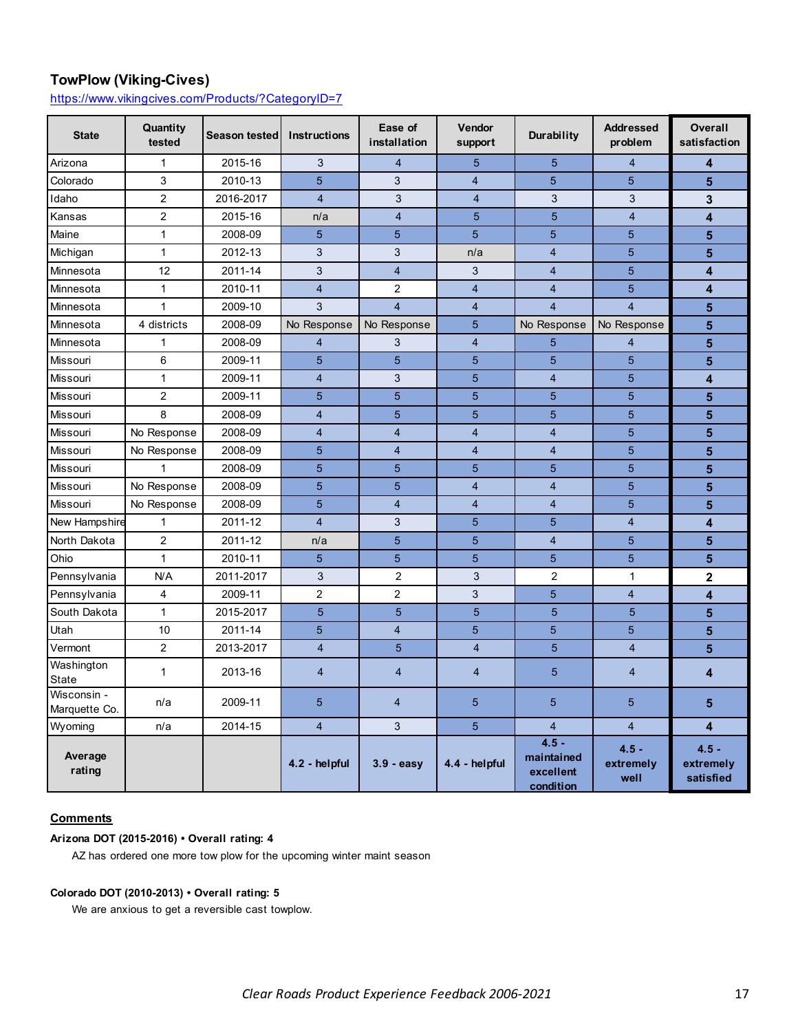## TowPlow (Viking-Cives)

https://www.vikingcives.com/Products/?CategoryID=7

| State | Quantity tested | Season tested | Instructions | Ease of installation | Vendor support | Durability | Addressed problem | Overall satisfaction |
|---|---|---|---|---|---|---|---|---|
| Arizona | 1 | 2015-16 | 3 | 4 | 5 | 5 | 4 | **4** |
| Colorado | 3 | 2010-13 | 5 | 3 | 4 | 5 | 5 | **5** |
| Idaho | 2 | 2016-2017 | 4 | 3 | 4 | 3 | 3 | **3** |
| Kansas | 2 | 2015-16 | n/a | 4 | 5 | 5 | 4 | **4** |
| Maine | 1 | 2008-09 | 5 | 5 | 5 | 5 | 5 | **5** |
| Michigan | 1 | 2012-13 | 3 | 3 | n/a | 4 | 5 | **5** |
| Minnesota | 12 | 2011-14 | 3 | 4 | 3 | 4 | 5 | **4** |
| Minnesota | 1 | 2010-11 | 4 | 2 | 4 | 4 | 5 | **4** |
| Minnesota | 1 | 2009-10 | 3 | 4 | 4 | 4 | 4 | **5** |
| Minnesota | 4 districts | 2008-09 | No Response | No Response | 5 | No Response | No Response | **5** |
| Minnesota | 1 | 2008-09 | 4 | 3 | 4 | 5 | 4 | **5** |
| Missouri | 6 | 2009-11 | 5 | 5 | 5 | 5 | 5 | **5** |
| Missouri | 1 | 2009-11 | 4 | 3 | 5 | 4 | 5 | **4** |
| Missouri | 2 | 2009-11 | 5 | 5 | 5 | 5 | 5 | **5** |
| Missouri | 8 | 2008-09 | 4 | 5 | 5 | 5 | 5 | **5** |
| Missouri | No Response | 2008-09 | 4 | 4 | 4 | 4 | 5 | **5** |
| Missouri | No Response | 2008-09 | 5 | 4 | 4 | 4 | 5 | **5** |
| Missouri | 1 | 2008-09 | 5 | 5 | 5 | 5 | 5 | **5** |
| Missouri | No Response | 2008-09 | 5 | 5 | 4 | 4 | 5 | **5** |
| Missouri | No Response | 2008-09 | 5 | 4 | 4 | 4 | 5 | **5** |
| New Hampshire | 1 | 2011-12 | 4 | 3 | 5 | 5 | 4 | **4** |
| North Dakota | 2 | 2011-12 | n/a | 5 | 5 | 4 | 5 | **5** |
| Ohio | 1 | 2010-11 | 5 | 5 | 5 | 5 | 5 | **5** |
| Pennsylvania | N/A | 2011-2017 | 3 | 2 | 3 | 2 | 1 | **2** |
| Pennsylvania | 4 | 2009-11 | 2 | 2 | 3 | 5 | 4 | **4** |
| South Dakota | 1 | 2015-2017 | 5 | 5 | 5 | 5 | 5 | **5** |
| Utah | 10 | 2011-14 | 5 | 4 | 5 | 5 | 5 | **5** |
| Vermont | 2 | 2013-2017 | 4 | 5 | 4 | 5 | 4 | **5** |
| Washington State | 1 | 2013-16 | 4 | 4 | 4 | 5 | 4 | **4** |
| Wisconsin - Marquette Co. | n/a | 2009-11 | 5 | 4 | 5 | 5 | 5 | **5** |
| Wyoming | n/a | 2014-15 | 4 | 3 | 5 | 4 | 4 | **4** |
| **Average rating** | | | **4.2 - helpful** | **3.9 - easy** | **4.4 - helpful** | **4.5 - maintained excellent condition** | **4.5 - extremely well** | **4.5 - extremely satisfied** |

**Comments**

**Arizona DOT (2015-2016) • Overall rating: 4**

AZ has ordered one more tow plow for the upcoming winter maint season

**Colorado DOT (2010-2013) • Overall rating: 5**

We are anxious to get a reversible cast towplow.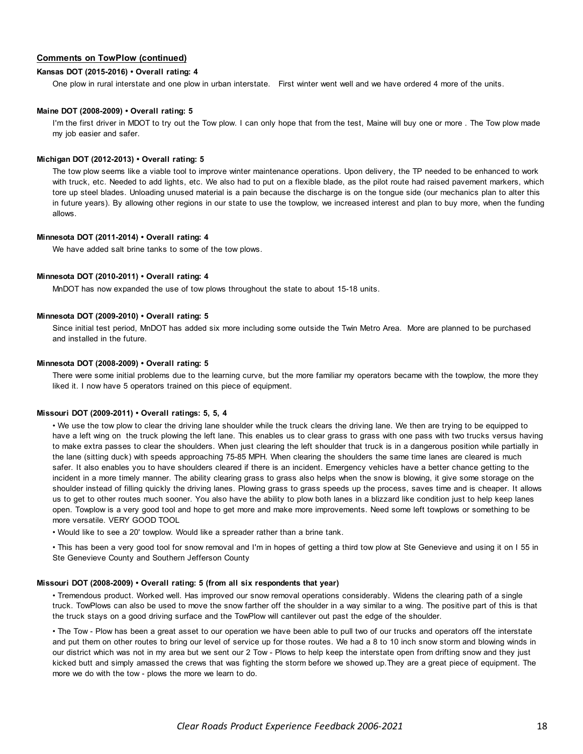## Comments on TowPlow (continued)

**Kansas DOT (2015-2016) • Overall rating: 4**

One plow in rural interstate and one plow in urban interstate. First winter went well and we have ordered 4 more of the units.

**Maine DOT (2008-2009) • Overall rating: 5**

I'm the first driver in MDOT to try out the Tow plow. I can only hope that from the test, Maine will buy one or more . The Tow plow made my job easier and safer.

**Michigan DOT (2012-2013) • Overall rating: 5**

The tow plow seems like a viable tool to improve winter maintenance operations. Upon delivery, the TP needed to be enhanced to work with truck, etc. Needed to add lights, etc. We also had to put on a flexible blade, as the pilot route had raised pavement markers, which tore up steel blades. Unloading unused material is a pain because the discharge is on the tongue side (our mechanics plan to alter this in future years). By allowing other regions in our state to use the towplow, we increased interest and plan to buy more, when the funding allows.

**Minnesota DOT (2011-2014) • Overall rating: 4**

We have added salt brine tanks to some of the tow plows.

**Minnesota DOT (2010-2011) • Overall rating: 4**

MnDOT has now expanded the use of tow plows throughout the state to about 15-18 units.

**Minnesota DOT (2009-2010) • Overall rating: 5**

Since initial test period, MnDOT has added six more including some outside the Twin Metro Area. More are planned to be purchased and installed in the future.

**Minnesota DOT (2008-2009) • Overall rating: 5**

There were some initial problems due to the learning curve, but the more familiar my operators became with the towplow, the more they liked it. I now have 5 operators trained on this piece of equipment.

**Missouri DOT (2009-2011) • Overall ratings: 5, 5, 4**

• We use the tow plow to clear the driving lane shoulder while the truck clears the driving lane. We then are trying to be equipped to have a left wing on the truck plowing the left lane. This enables us to clear grass to grass with one pass with two trucks versus having to make extra passes to clear the shoulders. When just clearing the left shoulder that truck is in a dangerous position while partially in the lane (sitting duck) with speeds approaching 75-85 MPH. When clearing the shoulders the same time lanes are cleared is much safer. It also enables you to have shoulders cleared if there is an incident. Emergency vehicles have a better chance getting to the incident in a more timely manner. The ability clearing grass to grass also helps when the snow is blowing, it give some storage on the shoulder instead of filling quickly the driving lanes. Plowing grass to grass speeds up the process, saves time and is cheaper. It allows us to get to other routes much sooner. You also have the ability to plow both lanes in a blizzard like condition just to help keep lanes open. Towplow is a very good tool and hope to get more and make more improvements. Need some left towplows or something to be more versatile. VERY GOOD TOOL

• Would like to see a 20' towplow. Would like a spreader rather than a brine tank.

• This has been a very good tool for snow removal and I'm in hopes of getting a third tow plow at Ste Genevieve and using it on I 55 in Ste Genevieve County and Southern Jefferson County

**Missouri DOT (2008-2009) • Overall rating: 5 (from all six respondents that year)**

• Tremendous product. Worked well. Has improved our snow removal operations considerably. Widens the clearing path of a single truck. TowPlows can also be used to move the snow farther off the shoulder in a way similar to a wing. The positive part of this is that the truck stays on a good driving surface and the TowPlow will cantilever out past the edge of the shoulder.

• The Tow - Plow has been a great asset to our operation we have been able to pull two of our trucks and operators off the interstate and put them on other routes to bring our level of service up for those routes. We had a 8 to 10 inch snow storm and blowing winds in our district which was not in my area but we sent our 2 Tow - Plows to help keep the interstate open from drifting snow and they just kicked butt and simply amassed the crews that was fighting the storm before we showed up.They are a great piece of equipment. The more we do with the tow - plows the more we learn to do.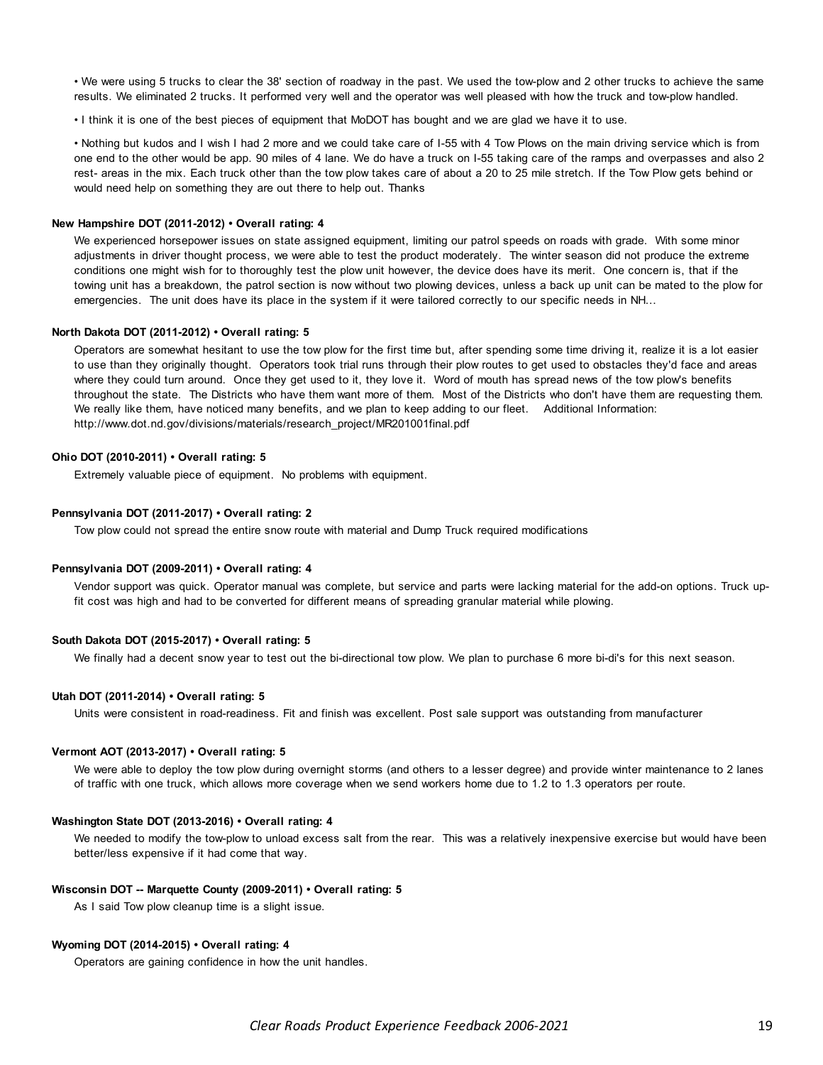- We were using 5 trucks to clear the 38' section of roadway in the past. We used the tow-plow and 2 other trucks to achieve the same results. We eliminated 2 trucks. It performed very well and the operator was well pleased with how the truck and tow-plow handled.
- I think it is one of the best pieces of equipment that MoDOT has bought and we are glad we have it to use.
- Nothing but kudos and I wish I had 2 more and we could take care of I-55 with 4 Tow Plows on the main driving service which is from one end to the other would be app. 90 miles of 4 lane. We do have a truck on I-55 taking care of the ramps and overpasses and also 2 rest- areas in the mix. Each truck other than the tow plow takes care of about a 20 to 25 mile stretch. If the Tow Plow gets behind or would need help on something they are out there to help out. Thanks

**New Hampshire DOT (2011-2012) • Overall rating: 4**

We experienced horsepower issues on state assigned equipment, limiting our patrol speeds on roads with grade. With some minor adjustments in driver thought process, we were able to test the product moderately. The winter season did not produce the extreme conditions one might wish for to thoroughly test the plow unit however, the device does have its merit. One concern is, that if the towing unit has a breakdown, the patrol section is now without two plowing devices, unless a back up unit can be mated to the plow for emergencies. The unit does have its place in the system if it were tailored correctly to our specific needs in NH...

**North Dakota DOT (2011-2012) • Overall rating: 5**

Operators are somewhat hesitant to use the tow plow for the first time but, after spending some time driving it, realize it is a lot easier to use than they originally thought. Operators took trial runs through their plow routes to get used to obstacles they'd face and areas where they could turn around. Once they get used to it, they love it. Word of mouth has spread news of the tow plow's benefits throughout the state. The Districts who have them want more of them. Most of the Districts who don't have them are requesting them. We really like them, have noticed many benefits, and we plan to keep adding to our fleet. Additional Information: http://www.dot.nd.gov/divisions/materials/research_project/MR201001final.pdf

**Ohio DOT (2010-2011) • Overall rating: 5**

Extremely valuable piece of equipment. No problems with equipment.

**Pennsylvania DOT (2011-2017) • Overall rating: 2**

Tow plow could not spread the entire snow route with material and Dump Truck required modifications

**Pennsylvania DOT (2009-2011) • Overall rating: 4**

Vendor support was quick. Operator manual was complete, but service and parts were lacking material for the add-on options. Truck up-fit cost was high and had to be converted for different means of spreading granular material while plowing.

**South Dakota DOT (2015-2017) • Overall rating: 5**

We finally had a decent snow year to test out the bi-directional tow plow. We plan to purchase 6 more bi-di's for this next season.

**Utah DOT (2011-2014) • Overall rating: 5**

Units were consistent in road-readiness. Fit and finish was excellent. Post sale support was outstanding from manufacturer

**Vermont AOT (2013-2017) • Overall rating: 5**

We were able to deploy the tow plow during overnight storms (and others to a lesser degree) and provide winter maintenance to 2 lanes of traffic with one truck, which allows more coverage when we send workers home due to 1.2 to 1.3 operators per route.

**Washington State DOT (2013-2016) • Overall rating: 4**

We needed to modify the tow-plow to unload excess salt from the rear. This was a relatively inexpensive exercise but would have been better/less expensive if it had come that way.

**Wisconsin DOT -- Marquette County (2009-2011) • Overall rating: 5**

As I said Tow plow cleanup time is a slight issue.

**Wyoming DOT (2014-2015) • Overall rating: 4**

Operators are gaining confidence in how the unit handles.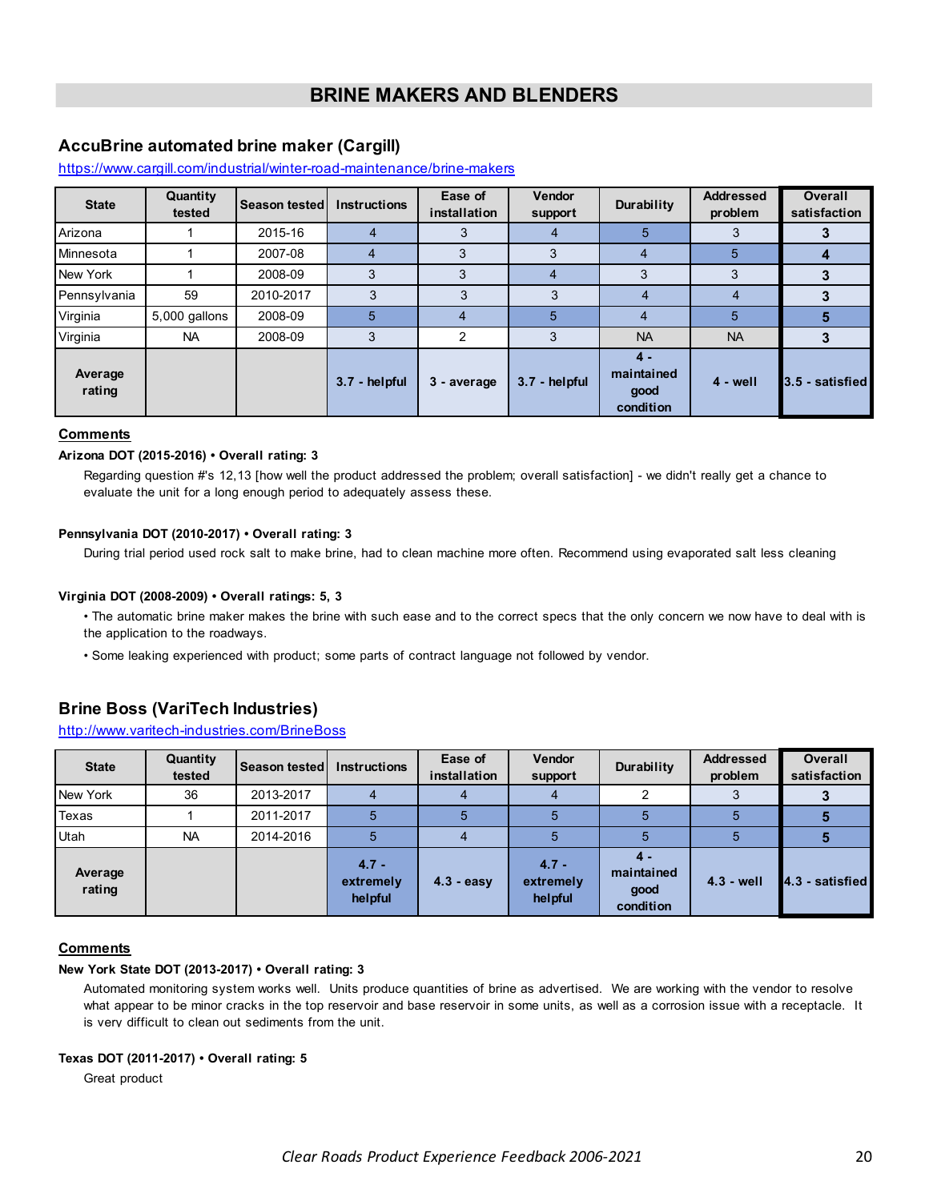# BRINE MAKERS AND BLENDERS

## AccuBrine automated brine maker (Cargill)

https://www.cargill.com/industrial/winter-road-maintenance/brine-makers

| State | Quantity tested | Season tested | Instructions | Ease of installation | Vendor support | Durability | Addressed problem | Overall satisfaction |
|---|---|---|---|---|---|---|---|---|
| Arizona | 1 | 2015-16 | 4 | 3 | 4 | 5 | 3 | **3** |
| Minnesota | 1 | 2007-08 | 4 | 3 | 3 | 4 | 5 | **4** |
| New York | 1 | 2008-09 | 3 | 3 | 4 | 3 | 3 | **3** |
| Pennsylvania | 59 | 2010-2017 | 3 | 3 | 3 | 4 | 4 | **3** |
| Virginia | 5,000 gallons | 2008-09 | 5 | 4 | 5 | 4 | 5 | **5** |
| Virginia | NA | 2008-09 | 3 | 2 | 3 | NA | NA | **3** |
| **Average rating** | | | **3.7 - helpful** | **3 - average** | **3.7 - helpful** | **4 - maintained good condition** | **4 - well** | **3.5 - satisfied** |

### Comments

**Arizona DOT (2015-2016) • Overall rating: 3**

Regarding question #'s 12,13 [how well the product addressed the problem; overall satisfaction] - we didn't really get a chance to evaluate the unit for a long enough period to adequately assess these.

**Pennsylvania DOT (2010-2017) • Overall rating: 3**

During trial period used rock salt to make brine, had to clean machine more often. Recommend using evaporated salt less cleaning

**Virginia DOT (2008-2009) • Overall ratings: 5, 3**

- The automatic brine maker makes the brine with such ease and to the correct specs that the only concern we now have to deal with is the application to the roadways.
- Some leaking experienced with product; some parts of contract language not followed by vendor.

## Brine Boss (VariTech Industries)

http://www.varitech-industries.com/BrineBoss

| State | Quantity tested | Season tested | Instructions | Ease of installation | Vendor support | Durability | Addressed problem | Overall satisfaction |
|---|---|---|---|---|---|---|---|---|
| New York | 36 | 2013-2017 | 4 | 4 | 4 | 2 | 3 | **3** |
| Texas | 1 | 2011-2017 | 5 | 5 | 5 | 5 | 5 | **5** |
| Utah | NA | 2014-2016 | 5 | 4 | 5 | 5 | 5 | **5** |
| **Average rating** | | | **4.7 - extremely helpful** | **4.3 - easy** | **4.7 - extremely helpful** | **4 - maintained good condition** | **4.3 - well** | **4.3 - satisfied** |

### Comments

**New York State DOT (2013-2017) • Overall rating: 3**

Automated monitoring system works well. Units produce quantities of brine as advertised. We are working with the vendor to resolve what appear to be minor cracks in the top reservoir and base reservoir in some units, as well as a corrosion issue with a receptacle. It is very difficult to clean out sediments from the unit.

**Texas DOT (2011-2017) • Overall rating: 5**

Great product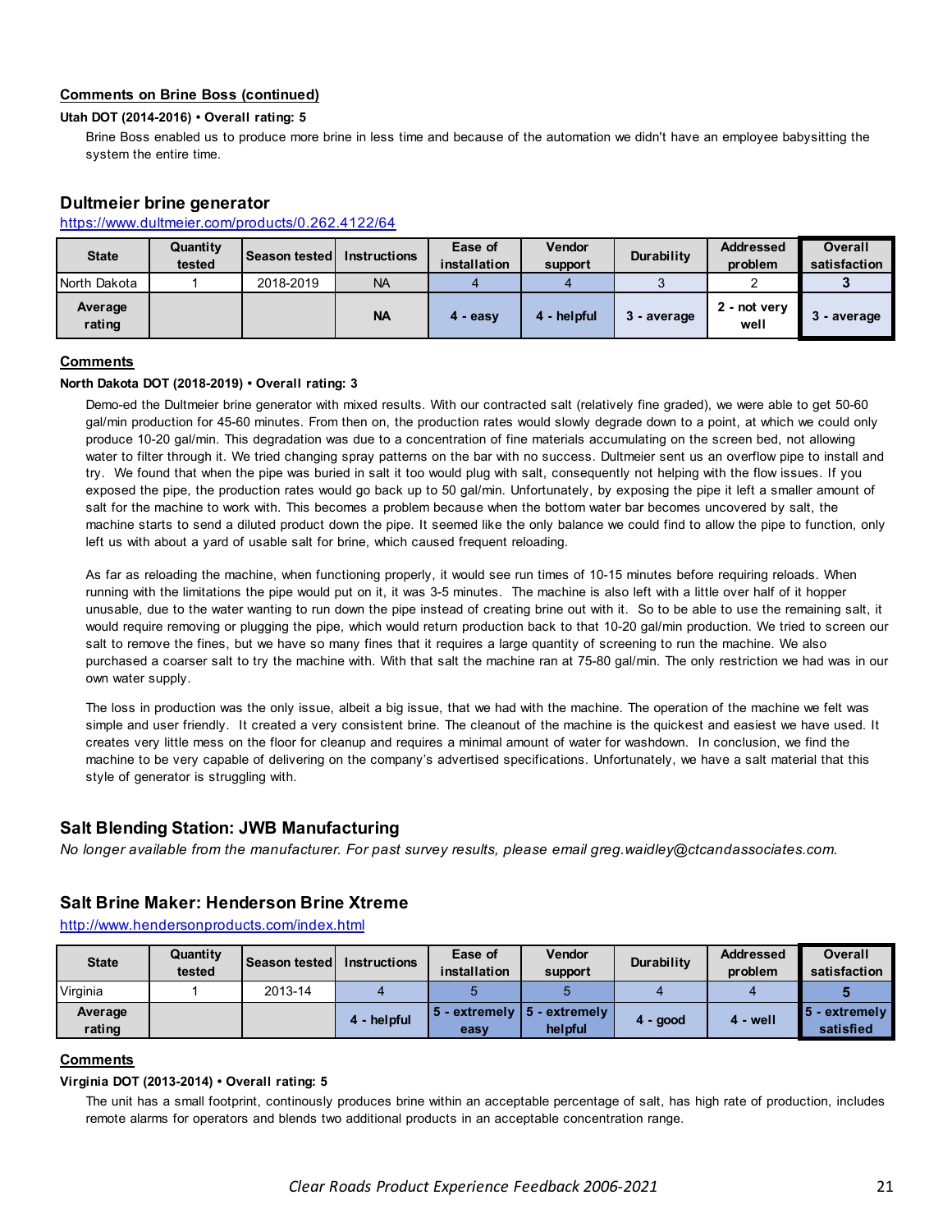**Comments on Brine Boss (continued)**

**Utah DOT (2014-2016) • Overall rating: 5**

Brine Boss enabled us to produce more brine in less time and because of the automation we didn't have an employee babysitting the system the entire time.

## Dultmeier brine generator

https://www.dultmeier.com/products/0.262.4122/64

| State | Quantity tested | Season tested | Instructions | Ease of installation | Vendor support | Durability | Addressed problem | Overall satisfaction |
|---|---|---|---|---|---|---|---|---|
| North Dakota | 1 | 2018-2019 | NA | 4 | 4 | 3 | 2 | **3** |
| **Average rating** | | | **NA** | **4 - easy** | **4 - helpful** | **3 - average** | **2 - not very well** | **3 - average** |

**Comments**

**North Dakota DOT (2018-2019) • Overall rating: 3**

Demo-ed the Dultmeier brine generator with mixed results. With our contracted salt (relatively fine graded), we were able to get 50-60 gal/min production for 45-60 minutes. From then on, the production rates would slowly degrade down to a point, at which we could only produce 10-20 gal/min. This degradation was due to a concentration of fine materials accumulating on the screen bed, not allowing water to filter through it. We tried changing spray patterns on the bar with no success. Dultmeier sent us an overflow pipe to install and try. We found that when the pipe was buried in salt it too would plug with salt, consequently not helping with the flow issues. If you exposed the pipe, the production rates would go back up to 50 gal/min. Unfortunately, by exposing the pipe it left a smaller amount of salt for the machine to work with. This becomes a problem because when the bottom water bar becomes uncovered by salt, the machine starts to send a diluted product down the pipe. It seemed like the only balance we could find to allow the pipe to function, only left us with about a yard of usable salt for brine, which caused frequent reloading.

As far as reloading the machine, when functioning properly, it would see run times of 10-15 minutes before requiring reloads. When running with the limitations the pipe would put on it, it was 3-5 minutes. The machine is also left with a little over half of it hopper unusable, due to the water wanting to run down the pipe instead of creating brine out with it. So to be able to use the remaining salt, it would require removing or plugging the pipe, which would return production back to that 10-20 gal/min production. We tried to screen our salt to remove the fines, but we have so many fines that it requires a large quantity of screening to run the machine. We also purchased a coarser salt to try the machine with. With that salt the machine ran at 75-80 gal/min. The only restriction we had was in our own water supply.

The loss in production was the only issue, albeit a big issue, that we had with the machine. The operation of the machine we felt was simple and user friendly. It created a very consistent brine. The cleanout of the machine is the quickest and easiest we have used. It creates very little mess on the floor for cleanup and requires a minimal amount of water for washdown. In conclusion, we find the machine to be very capable of delivering on the company's advertised specifications. Unfortunately, we have a salt material that this style of generator is struggling with.

## Salt Blending Station: JWB Manufacturing

*No longer available from the manufacturer. For past survey results, please email greg.waidley@ctcandassociates.com.*

## Salt Brine Maker: Henderson Brine Xtreme

http://www.hendersonproducts.com/index.html

| State | Quantity tested | Season tested | Instructions | Ease of installation | Vendor support | Durability | Addressed problem | Overall satisfaction |
|---|---|---|---|---|---|---|---|---|
| Virginia | 1 | 2013-14 | 4 | 5 | 5 | 4 | 4 | **5** |
| **Average rating** | | | **4 - helpful** | **5 - extremely easy** | **5 - extremely helpful** | **4 - good** | **4 - well** | **5 - extremely satisfied** |

**Comments**

**Virginia DOT (2013-2014) • Overall rating: 5**

The unit has a small footprint, continously produces brine within an acceptable percentage of salt, has high rate of production, includes remote alarms for operators and blends two additional products in an acceptable concentration range.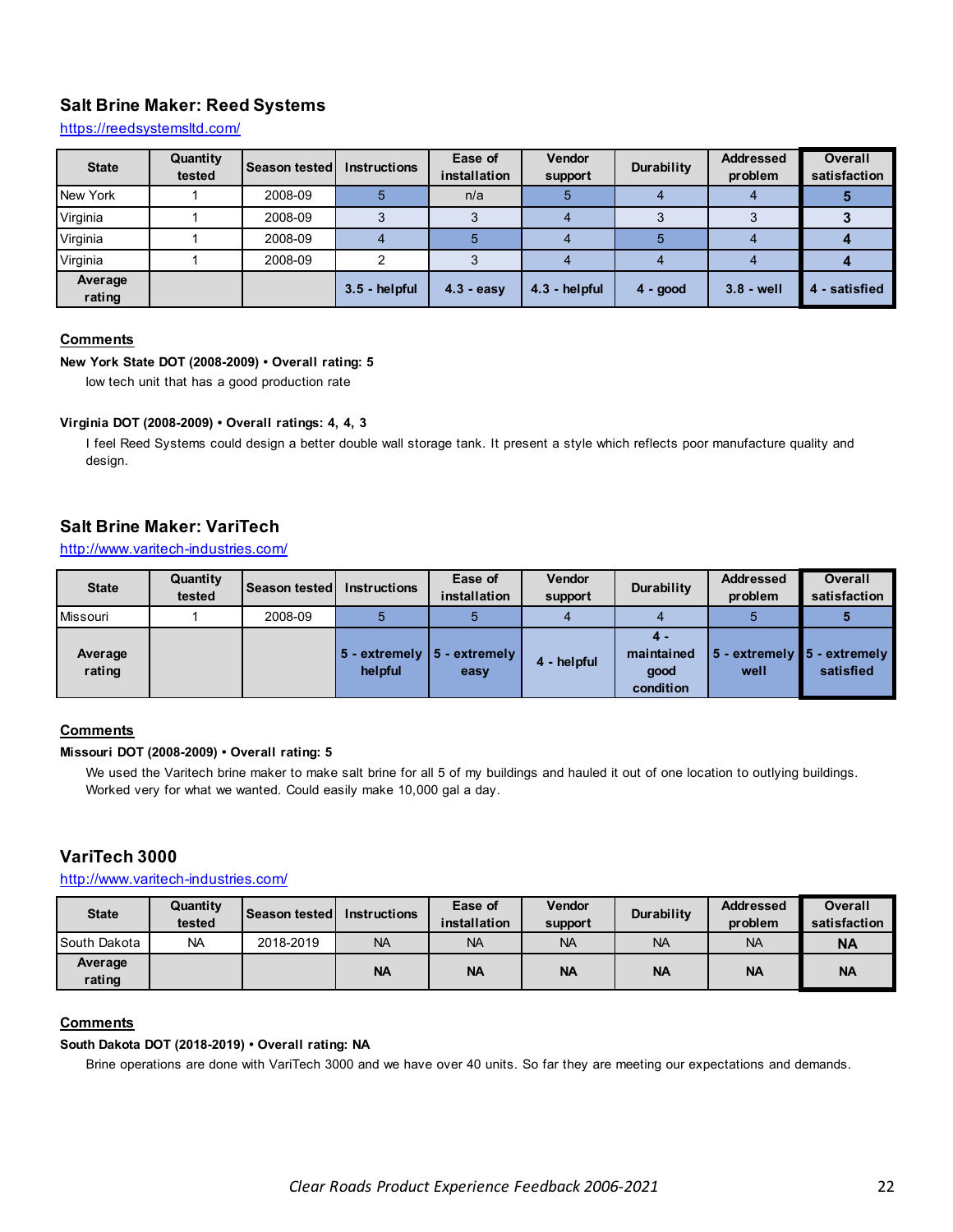## Salt Brine Maker: Reed Systems

https://reedsystemsltd.com/

| State | Quantity tested | Season tested | Instructions | Ease of installation | Vendor support | Durability | Addressed problem | Overall satisfaction |
|---|---|---|---|---|---|---|---|---|
| New York | 1 | 2008-09 | 5 | n/a | 5 | 4 | 4 | **5** |
| Virginia | 1 | 2008-09 | 3 | 3 | 4 | 3 | 3 | **3** |
| Virginia | 1 | 2008-09 | 4 | 5 | 4 | 5 | 4 | **4** |
| Virginia | 1 | 2008-09 | 2 | 3 | 4 | 4 | 4 | **4** |
| **Average rating** | | | **3.5 - helpful** | **4.3 - easy** | **4.3 - helpful** | **4 - good** | **3.8 - well** | **4 - satisfied** |

**Comments**

**New York State DOT (2008-2009) • Overall rating: 5**

low tech unit that has a good production rate

**Virginia DOT (2008-2009) • Overall ratings: 4, 4, 3**

I feel Reed Systems could design a better double wall storage tank. It present a style which reflects poor manufacture quality and design.

## Salt Brine Maker: VariTech

http://www.varitech-industries.com/

| State | Quantity tested | Season tested | Instructions | Ease of installation | Vendor support | Durability | Addressed problem | Overall satisfaction |
|---|---|---|---|---|---|---|---|---|
| Missouri | 1 | 2008-09 | 5 | 5 | 4 | 4 | 5 | **5** |
| **Average rating** | | | **5 - extremely helpful** | **5 - extremely easy** | **4 - helpful** | **4 - maintained good condition** | **5 - extremely well** | **5 - extremely satisfied** |

**Comments**

**Missouri DOT (2008-2009) • Overall rating: 5**

We used the Varitech brine maker to make salt brine for all 5 of my buildings and hauled it out of one location to outlying buildings. Worked very for what we wanted. Could easily make 10,000 gal a day.

## VariTech 3000

http://www.varitech-industries.com/

| State | Quantity tested | Season tested | Instructions | Ease of installation | Vendor support | Durability | Addressed problem | Overall satisfaction |
|---|---|---|---|---|---|---|---|---|
| South Dakota | NA | 2018-2019 | NA | NA | NA | NA | NA | **NA** |
| **Average rating** | | | **NA** | **NA** | **NA** | **NA** | **NA** | **NA** |

**Comments**

**South Dakota DOT (2018-2019) • Overall rating: NA**

Brine operations are done with VariTech 3000 and we have over 40 units. So far they are meeting our expectations and demands.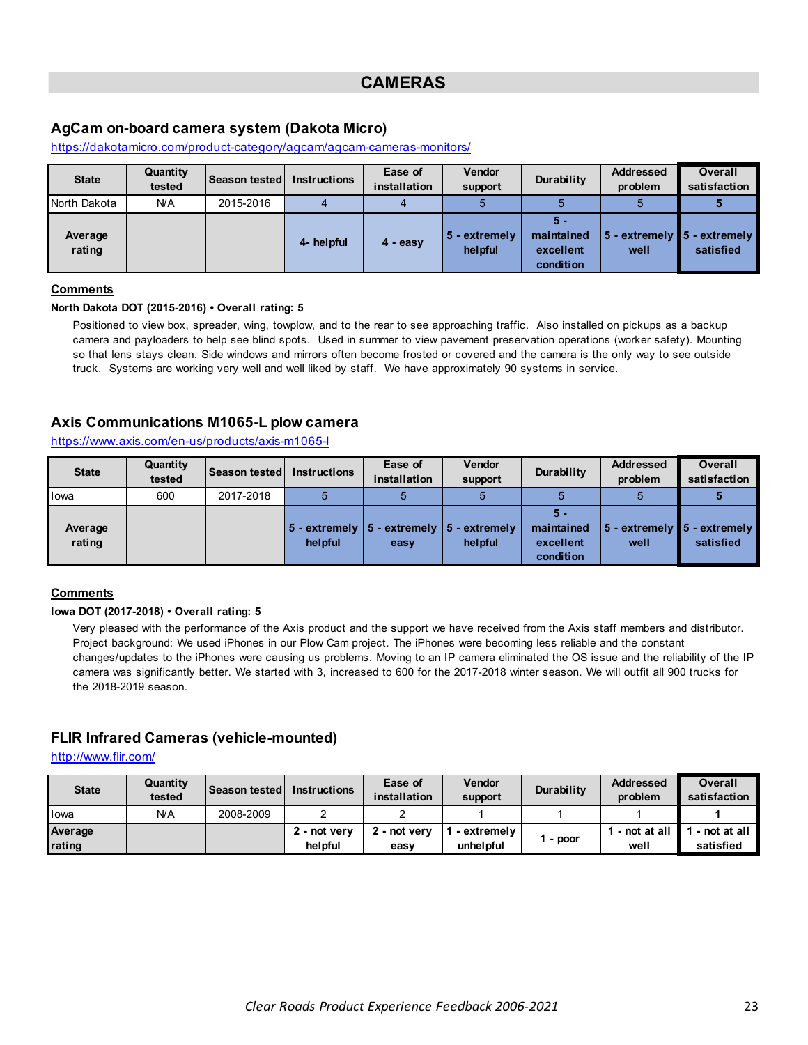# CAMERAS

## AgCam on-board camera system (Dakota Micro)

https://dakotamicro.com/product-category/agcam/agcam-cameras-monitors/

| State | Quantity tested | Season tested | Instructions | Ease of installation | Vendor support | Durability | Addressed problem | Overall satisfaction |
|---|---|---|---|---|---|---|---|---|
| North Dakota | N/A | 2015-2016 | 4 | 4 | 5 | 5 | 5 | **5** |
| **Average rating** | | | **4- helpful** | **4 - easy** | **5 - extremely helpful** | **5 - maintained excellent condition** | **5 - extremely well** | **5 - extremely satisfied** |

**Comments**

**North Dakota DOT (2015-2016) • Overall rating: 5**

Positioned to view box, spreader, wing, towplow, and to the rear to see approaching traffic. Also installed on pickups as a backup camera and payloaders to help see blind spots. Used in summer to view pavement preservation operations (worker safety). Mounting so that lens stays clean. Side windows and mirrors often become frosted or covered and the camera is the only way to see outside truck. Systems are working very well and well liked by staff. We have approximately 90 systems in service.

## Axis Communications M1065-L plow camera

https://www.axis.com/en-us/products/axis-m1065-l

| State | Quantity tested | Season tested | Instructions | Ease of installation | Vendor support | Durability | Addressed problem | Overall satisfaction |
|---|---|---|---|---|---|---|---|---|
| Iowa | 600 | 2017-2018 | 5 | 5 | 5 | 5 | 5 | **5** |
| **Average rating** | | | **5 - extremely helpful** | **5 - extremely easy** | **5 - extremely helpful** | **5 - maintained excellent condition** | **5 - extremely well** | **5 - extremely satisfied** |

**Comments**

**Iowa DOT (2017-2018) • Overall rating: 5**

Very pleased with the performance of the Axis product and the support we have received from the Axis staff members and distributor. Project background: We used iPhones in our Plow Cam project. The iPhones were becoming less reliable and the constant changes/updates to the iPhones were causing us problems. Moving to an IP camera eliminated the OS issue and the reliability of the IP camera was significantly better. We started with 3, increased to 600 for the 2017-2018 winter season. We will outfit all 900 trucks for the 2018-2019 season.

## FLIR Infrared Cameras (vehicle-mounted)

http://www.flir.com/

| State | Quantity tested | Season tested | Instructions | Ease of installation | Vendor support | Durability | Addressed problem | Overall satisfaction |
|---|---|---|---|---|---|---|---|---|
| Iowa | N/A | 2008-2009 | 2 | 2 | 1 | 1 | 1 | **1** |
| **Average rating** | | | **2 - not very helpful** | **2 - not very easy** | **1 - extremely unhelpful** | **1 - poor** | **1 - not at all well** | **1 - not at all satisfied** |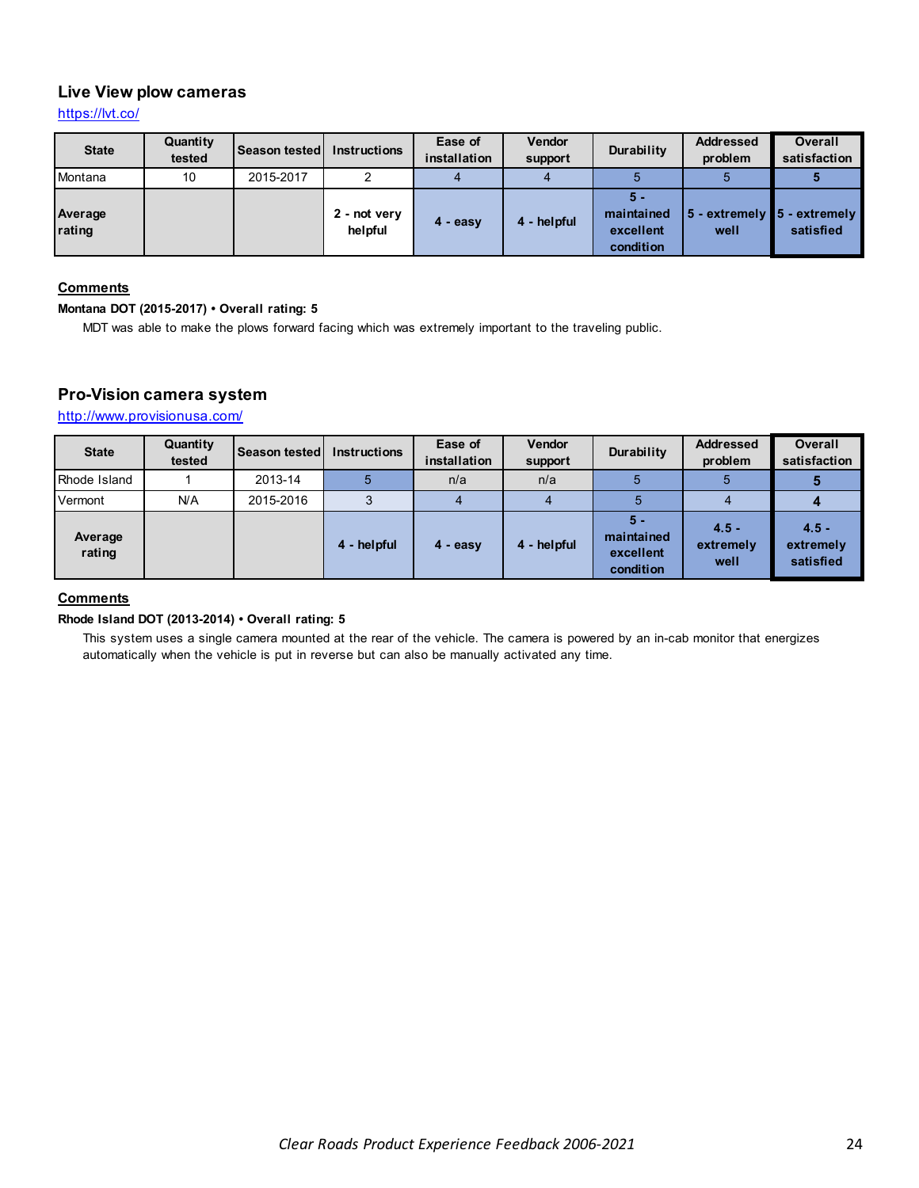### Live View plow cameras

https://lvt.co/

| State | Quantity tested | Season tested | Instructions | Ease of installation | Vendor support | Durability | Addressed problem | Overall satisfaction |
|---|---|---|---|---|---|---|---|---|
| Montana | 10 | 2015-2017 | 2 | 4 | 4 | 5 | 5 | 5 |
| Average rating | | | 2 - not very helpful | 4 - easy | 4 - helpful | 5 - maintained excellent condition | 5 - extremely well | 5 - extremely satisfied |

**Comments**

**Montana DOT (2015-2017) • Overall rating: 5**

MDT was able to make the plows forward facing which was extremely important to the traveling public.

### Pro-Vision camera system

http://www.provisionusa.com/

| State | Quantity tested | Season tested | Instructions | Ease of installation | Vendor support | Durability | Addressed problem | Overall satisfaction |
|---|---|---|---|---|---|---|---|---|
| Rhode Island | 1 | 2013-14 | 5 | n/a | n/a | 5 | 5 | 5 |
| Vermont | N/A | 2015-2016 | 3 | 4 | 4 | 5 | 4 | 4 |
| Average rating | | | 4 - helpful | 4 - easy | 4 - helpful | 5 - maintained excellent condition | 4.5 - extremely well | 4.5 - extremely satisfied |

**Comments**

**Rhode Island DOT (2013-2014) • Overall rating: 5**

This system uses a single camera mounted at the rear of the vehicle. The camera is powered by an in-cab monitor that energizes automatically when the vehicle is put in reverse but can also be manually activated any time.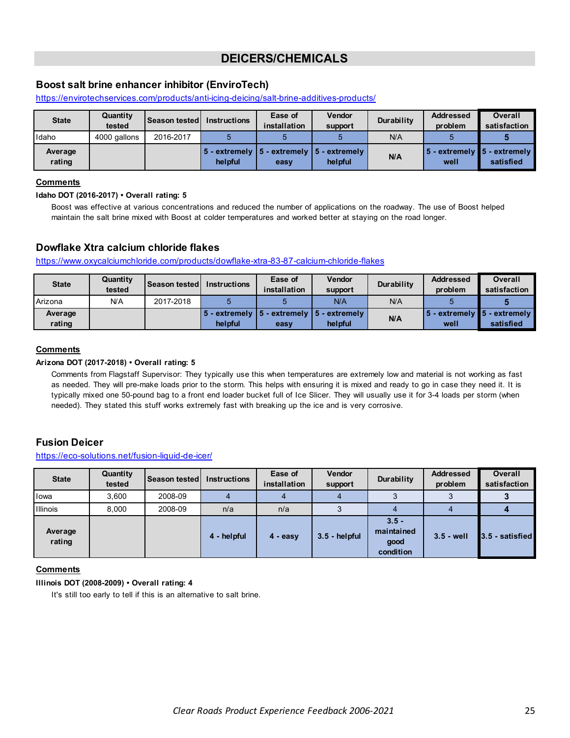# DEICERS/CHEMICALS

## Boost salt brine enhancer inhibitor (EnviroTech)

https://envirotechservices.com/products/anti-icing-deicing/salt-brine-additives-products/

| State | Quantity tested | Season tested | Instructions | Ease of installation | Vendor support | Durability | Addressed problem | Overall satisfaction |
|---|---|---|---|---|---|---|---|---|
| Idaho | 4000 gallons | 2016-2017 | 5 | 5 | 5 | N/A | 5 | **5** |
| **Average rating** | | | **5 - extremely helpful** | **5 - extremely easy** | **5 - extremely helpful** | **N/A** | **5 - extremely well** | **5 - extremely satisfied** |

**Comments**

**Idaho DOT (2016-2017) • Overall rating: 5**

Boost was effective at various concentrations and reduced the number of applications on the roadway. The use of Boost helped maintain the salt brine mixed with Boost at colder temperatures and worked better at staying on the road longer.

## Dowflake Xtra calcium chloride flakes

https://www.oxycalciumchloride.com/products/dowflake-xtra-83-87-calcium-chloride-flakes

| State | Quantity tested | Season tested | Instructions | Ease of installation | Vendor support | Durability | Addressed problem | Overall satisfaction |
|---|---|---|---|---|---|---|---|---|
| Arizona | N/A | 2017-2018 | 5 | 5 | N/A | N/A | 5 | **5** |
| **Average rating** | | | **5 - extremely helpful** | **5 - extremely easy** | **5 - extremely helpful** | **N/A** | **5 - extremely well** | **5 - extremely satisfied** |

**Comments**

**Arizona DOT (2017-2018) • Overall rating: 5**

Comments from Flagstaff Supervisor: They typically use this when temperatures are extremely low and material is not working as fast as needed. They will pre-make loads prior to the storm. This helps with ensuring it is mixed and ready to go in case they need it. It is typically mixed one 50-pound bag to a front end loader bucket full of Ice Slicer. They will usually use it for 3-4 loads per storm (when needed). They stated this stuff works extremely fast with breaking up the ice and is very corrosive.

## Fusion Deicer

https://eco-solutions.net/fusion-liquid-de-icer/

| State | Quantity tested | Season tested | Instructions | Ease of installation | Vendor support | Durability | Addressed problem | Overall satisfaction |
|---|---|---|---|---|---|---|---|---|
| Iowa | 3,600 | 2008-09 | 4 | 4 | 4 | 3 | 3 | **3** |
| Illinois | 8,000 | 2008-09 | n/a | n/a | 3 | 4 | 4 | **4** |
| **Average rating** | | | **4 - helpful** | **4 - easy** | **3.5 - helpful** | **3.5 - maintained good condition** | **3.5 - well** | **3.5 - satisfied** |

**Comments**

**Illinois DOT (2008-2009) • Overall rating: 4**

It's still too early to tell if this is an alternative to salt brine.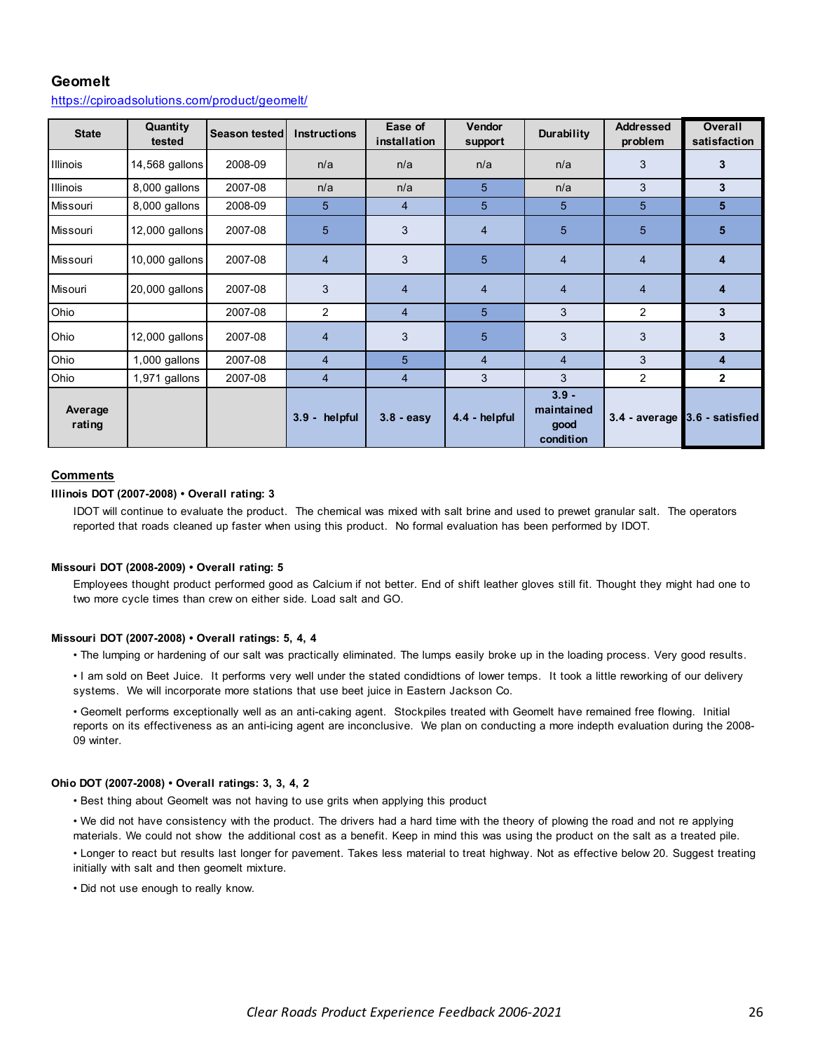## Geomelt

https://cpiroadsolutions.com/product/geomelt/

| State | Quantity tested | Season tested | Instructions | Ease of installation | Vendor support | Durability | Addressed problem | Overall satisfaction |
|---|---|---|---|---|---|---|---|---|
| Illinois | 14,568 gallons | 2008-09 | n/a | n/a | n/a | n/a | 3 | **3** |
| Illinois | 8,000 gallons | 2007-08 | n/a | n/a | 5 | n/a | 3 | **3** |
| Missouri | 8,000 gallons | 2008-09 | 5 | 4 | 5 | 5 | 5 | **5** |
| Missouri | 12,000 gallons | 2007-08 | 5 | 3 | 4 | 5 | 5 | **5** |
| Missouri | 10,000 gallons | 2007-08 | 4 | 3 | 5 | 4 | 4 | **4** |
| Misouri | 20,000 gallons | 2007-08 | 3 | 4 | 4 | 4 | 4 | **4** |
| Ohio | | 2007-08 | 2 | 4 | 5 | 3 | 2 | **3** |
| Ohio | 12,000 gallons | 2007-08 | 4 | 3 | 5 | 3 | 3 | **3** |
| Ohio | 1,000 gallons | 2007-08 | 4 | 5 | 4 | 4 | 3 | **4** |
| Ohio | 1,971 gallons | 2007-08 | 4 | 4 | 3 | 3 | 2 | **2** |
| **Average rating** | | | **3.9 - helpful** | **3.8 - easy** | **4.4 - helpful** | **3.9 - maintained good condition** | **3.4 - average** | **3.6 - satisfied** |

### Comments

**Illinois DOT (2007-2008) • Overall rating: 3**

IDOT will continue to evaluate the product. The chemical was mixed with salt brine and used to prewet granular salt. The operators reported that roads cleaned up faster when using this product. No formal evaluation has been performed by IDOT.

**Missouri DOT (2008-2009) • Overall rating: 5**

Employees thought product performed good as Calcium if not better. End of shift leather gloves still fit. Thought they might had one to two more cycle times than crew on either side. Load salt and GO.

**Missouri DOT (2007-2008) • Overall ratings: 5, 4, 4**

- The lumping or hardening of our salt was practically eliminated. The lumps easily broke up in the loading process. Very good results.
- I am sold on Beet Juice. It performs very well under the stated condidtions of lower temps. It took a little reworking of our delivery systems. We will incorporate more stations that use beet juice in Eastern Jackson Co.
- Geomelt performs exceptionally well as an anti-caking agent. Stockpiles treated with Geomelt have remained free flowing. Initial reports on its effectiveness as an anti-icing agent are inconclusive. We plan on conducting a more indepth evaluation during the 2008-09 winter.

**Ohio DOT (2007-2008) • Overall ratings: 3, 3, 4, 2**

- Best thing about Geomelt was not having to use grits when applying this product
- We did not have consistency with the product. The drivers had a hard time with the theory of plowing the road and not re applying materials. We could not show the additional cost as a benefit. Keep in mind this was using the product on the salt as a treated pile.
- Longer to react but results last longer for pavement. Takes less material to treat highway. Not as effective below 20. Suggest treating initially with salt and then geomelt mixture.
- Did not use enough to really know.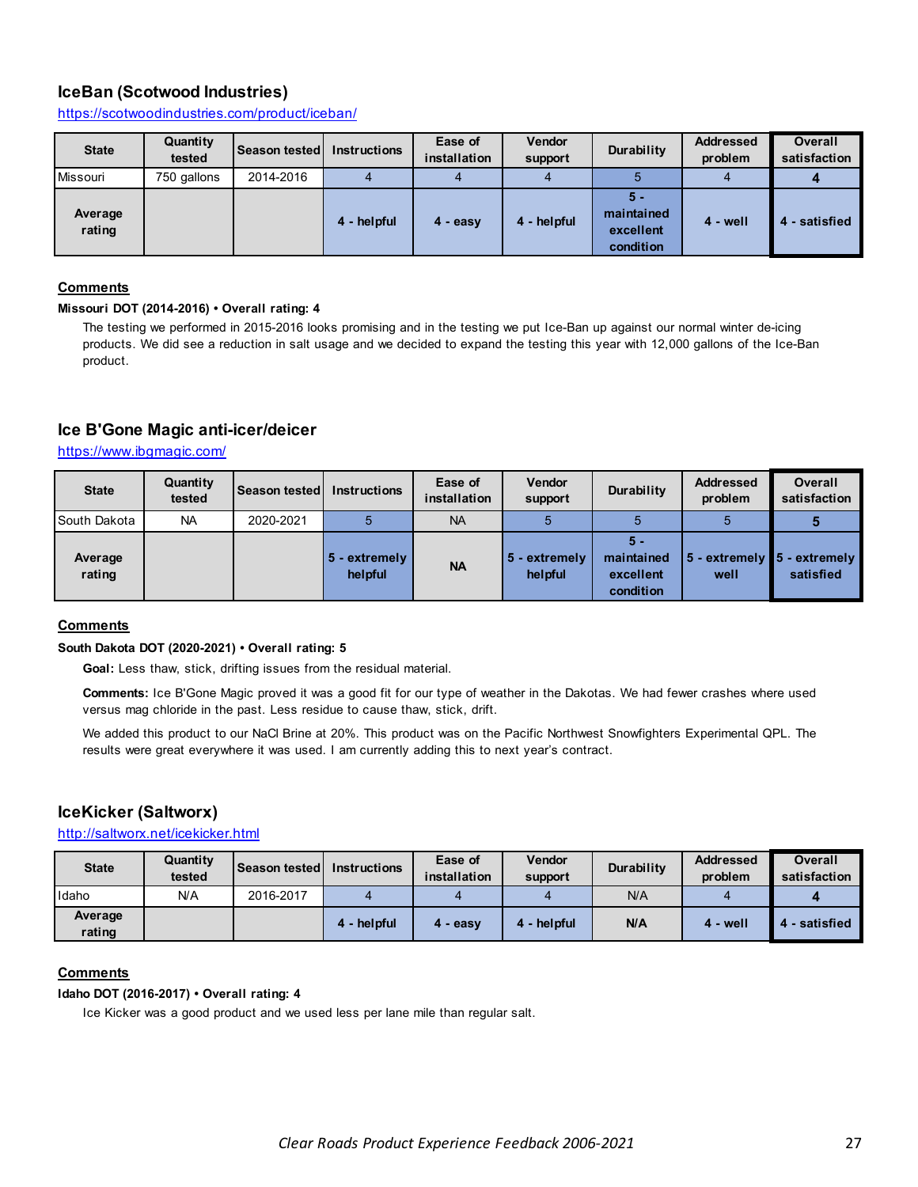### IceBan (Scotwood Industries)

https://scotwoodindustries.com/product/iceban/

| State | Quantity tested | Season tested | Instructions | Ease of installation | Vendor support | Durability | Addressed problem | Overall satisfaction |
|---|---|---|---|---|---|---|---|---|
| Missouri | 750 gallons | 2014-2016 | 4 | 4 | 4 | 5 | 4 | **4** |
| **Average rating** | | | **4 - helpful** | **4 - easy** | **4 - helpful** | **5 - maintained excellent condition** | **4 - well** | **4 - satisfied** |

**Comments**

**Missouri DOT (2014-2016) • Overall rating: 4**

The testing we performed in 2015-2016 looks promising and in the testing we put Ice-Ban up against our normal winter de-icing products. We did see a reduction in salt usage and we decided to expand the testing this year with 12,000 gallons of the Ice-Ban product.

### Ice B'Gone Magic anti-icer/deicer

https://www.ibgmagic.com/

| State | Quantity tested | Season tested | Instructions | Ease of installation | Vendor support | Durability | Addressed problem | Overall satisfaction |
|---|---|---|---|---|---|---|---|---|
| South Dakota | NA | 2020-2021 | 5 | NA | 5 | 5 | 5 | **5** |
| **Average rating** | | | **5 - extremely helpful** | **NA** | **5 - extremely helpful** | **5 - maintained excellent condition** | **5 - extremely well** | **5 - extremely satisfied** |

**Comments**

**South Dakota DOT (2020-2021) • Overall rating: 5**

**Goal:** Less thaw, stick, drifting issues from the residual material.

**Comments:** Ice B'Gone Magic proved it was a good fit for our type of weather in the Dakotas. We had fewer crashes where used versus mag chloride in the past. Less residue to cause thaw, stick, drift.

We added this product to our NaCl Brine at 20%. This product was on the Pacific Northwest Snowfighters Experimental QPL. The results were great everywhere it was used. I am currently adding this to next year's contract.

### IceKicker (Saltworx)

http://saltworx.net/icekicker.html

| State | Quantity tested | Season tested | Instructions | Ease of installation | Vendor support | Durability | Addressed problem | Overall satisfaction |
|---|---|---|---|---|---|---|---|---|
| Idaho | N/A | 2016-2017 | 4 | 4 | 4 | N/A | 4 | **4** |
| **Average rating** | | | **4 - helpful** | **4 - easy** | **4 - helpful** | **N/A** | **4 - well** | **4 - satisfied** |

**Comments**

**Idaho DOT (2016-2017) • Overall rating: 4**

Ice Kicker was a good product and we used less per lane mile than regular salt.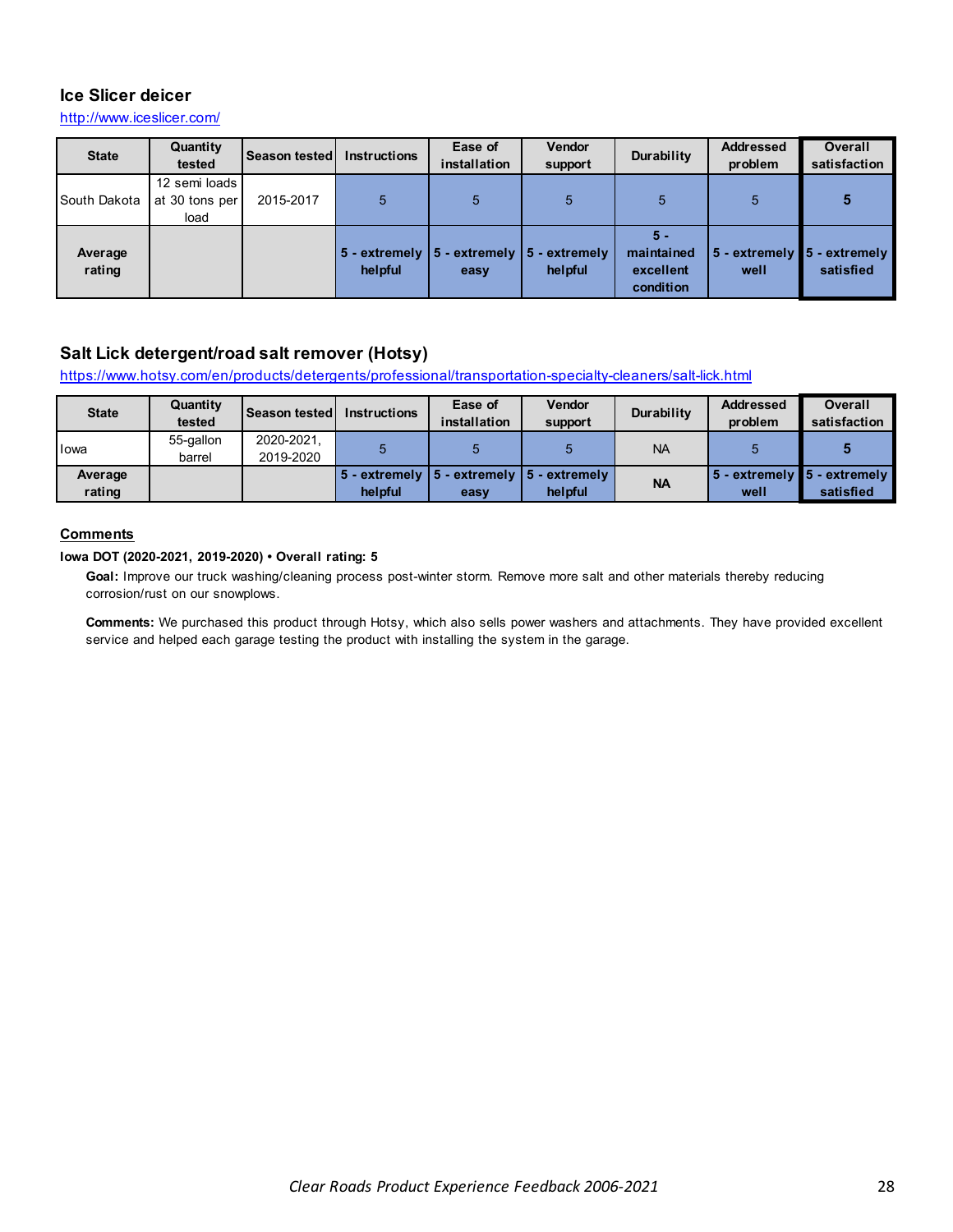## Ice Slicer deicer

http://www.iceslicer.com/

| State | Quantity tested | Season tested | Instructions | Ease of installation | Vendor support | Durability | Addressed problem | Overall satisfaction |
|---|---|---|---|---|---|---|---|---|
| South Dakota | 12 semi loads at 30 tons per load | 2015-2017 | 5 | 5 | 5 | 5 | 5 | **5** |
| **Average rating** | | | **5 - extremely helpful** | **5 - extremely easy** | **5 - extremely helpful** | **5 - maintained excellent condition** | **5 - extremely well** | **5 - extremely satisfied** |

## Salt Lick detergent/road salt remover (Hotsy)

https://www.hotsy.com/en/products/detergents/professional/transportation-specialty-cleaners/salt-lick.html

| State | Quantity tested | Season tested | Instructions | Ease of installation | Vendor support | Durability | Addressed problem | Overall satisfaction |
|---|---|---|---|---|---|---|---|---|
| Iowa | 55-gallon barrel | 2020-2021, 2019-2020 | 5 | 5 | 5 | NA | 5 | **5** |
| **Average rating** | | | **5 - extremely helpful** | **5 - extremely easy** | **5 - extremely helpful** | **NA** | **5 - extremely well** | **5 - extremely satisfied** |

### Comments

**Iowa DOT (2020-2021, 2019-2020) • Overall rating: 5**

**Goal:** Improve our truck washing/cleaning process post-winter storm. Remove more salt and other materials thereby reducing corrosion/rust on our snowplows.

**Comments:** We purchased this product through Hotsy, which also sells power washers and attachments. They have provided excellent service and helped each garage testing the product with installing the system in the garage.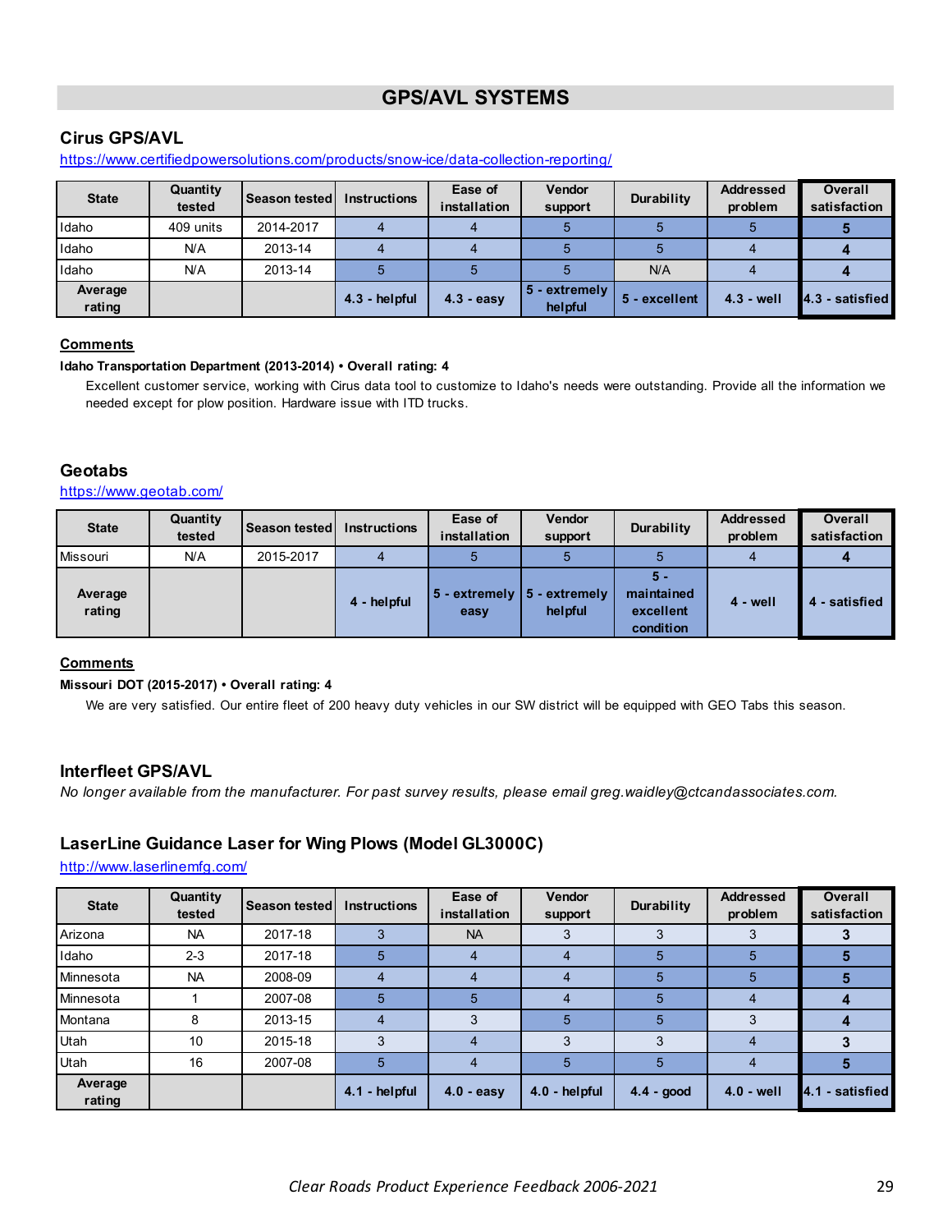# GPS/AVL SYSTEMS

## Cirus GPS/AVL

https://www.certifiedpowersolutions.com/products/snow-ice/data-collection-reporting/

| State | Quantity tested | Season tested | Instructions | Ease of installation | Vendor support | Durability | Addressed problem | Overall satisfaction |
|---|---|---|---|---|---|---|---|---|
| Idaho | 409 units | 2014-2017 | 4 | 4 | 5 | 5 | 5 | **5** |
| Idaho | N/A | 2013-14 | 4 | 4 | 5 | 5 | 4 | **4** |
| Idaho | N/A | 2013-14 | 5 | 5 | 5 | N/A | 4 | **4** |
| **Average rating** | | | **4.3 - helpful** | **4.3 - easy** | **5 - extremely helpful** | **5 - excellent** | **4.3 - well** | **4.3 - satisfied** |

### Comments

**Idaho Transportation Department (2013-2014) • Overall rating: 4**

Excellent customer service, working with Cirus data tool to customize to Idaho's needs were outstanding. Provide all the information we needed except for plow position. Hardware issue with ITD trucks.

## Geotabs

https://www.geotab.com/

| State | Quantity tested | Season tested | Instructions | Ease of installation | Vendor support | Durability | Addressed problem | Overall satisfaction |
|---|---|---|---|---|---|---|---|---|
| Missouri | N/A | 2015-2017 | 4 | 5 | 5 | 5 | 4 | **4** |
| **Average rating** | | | **4 - helpful** | **5 - extremely easy** | **5 - extremely helpful** | **5 - maintained excellent condition** | **4 - well** | **4 - satisfied** |

### Comments

**Missouri DOT (2015-2017) • Overall rating: 4**

We are very satisfied. Our entire fleet of 200 heavy duty vehicles in our SW district will be equipped with GEO Tabs this season.

## Interfleet GPS/AVL

*No longer available from the manufacturer. For past survey results, please email greg.waidley@ctcandassociates.com.*

## LaserLine Guidance Laser for Wing Plows (Model GL3000C)

http://www.laserlinemfg.com/

| State | Quantity tested | Season tested | Instructions | Ease of installation | Vendor support | Durability | Addressed problem | Overall satisfaction |
|---|---|---|---|---|---|---|---|---|
| Arizona | NA | 2017-18 | 3 | NA | 3 | 3 | 3 | **3** |
| Idaho | 2-3 | 2017-18 | 5 | 4 | 4 | 5 | 5 | **5** |
| Minnesota | NA | 2008-09 | 4 | 4 | 4 | 5 | 5 | **5** |
| Minnesota | 1 | 2007-08 | 5 | 5 | 4 | 5 | 4 | **4** |
| Montana | 8 | 2013-15 | 4 | 3 | 5 | 5 | 3 | **4** |
| Utah | 10 | 2015-18 | 3 | 4 | 3 | 3 | 4 | **3** |
| Utah | 16 | 2007-08 | 5 | 4 | 5 | 5 | 4 | **5** |
| **Average rating** | | | **4.1 - helpful** | **4.0 - easy** | **4.0 - helpful** | **4.4 - good** | **4.0 - well** | **4.1 - satisfied** |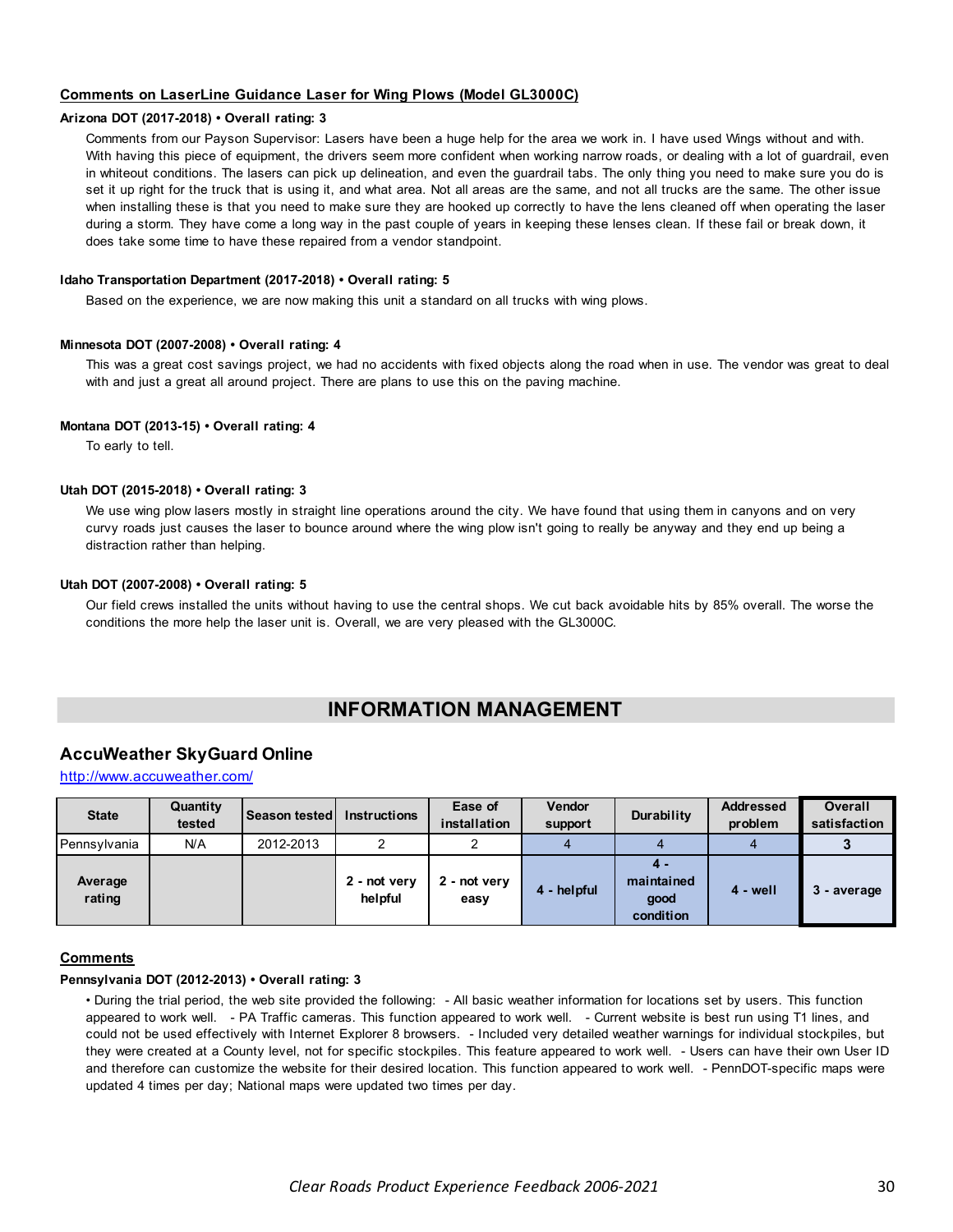### Comments on LaserLine Guidance Laser for Wing Plows (Model GL3000C)

**Arizona DOT (2017-2018) • Overall rating: 3**

Comments from our Payson Supervisor: Lasers have been a huge help for the area we work in. I have used Wings without and with. With having this piece of equipment, the drivers seem more confident when working narrow roads, or dealing with a lot of guardrail, even in whiteout conditions. The lasers can pick up delineation, and even the guardrail tabs. The only thing you need to make sure you do is set it up right for the truck that is using it, and what area. Not all areas are the same, and not all trucks are the same. The other issue when installing these is that you need to make sure they are hooked up correctly to have the lens cleaned off when operating the laser during a storm. They have come a long way in the past couple of years in keeping these lenses clean. If these fail or break down, it does take some time to have these repaired from a vendor standpoint.

**Idaho Transportation Department (2017-2018) • Overall rating: 5**

Based on the experience, we are now making this unit a standard on all trucks with wing plows.

**Minnesota DOT (2007-2008) • Overall rating: 4**

This was a great cost savings project, we had no accidents with fixed objects along the road when in use. The vendor was great to deal with and just a great all around project. There are plans to use this on the paving machine.

**Montana DOT (2013-15) • Overall rating: 4**

To early to tell.

**Utah DOT (2015-2018) • Overall rating: 3**

We use wing plow lasers mostly in straight line operations around the city. We have found that using them in canyons and on very curvy roads just causes the laser to bounce around where the wing plow isn't going to really be anyway and they end up being a distraction rather than helping.

**Utah DOT (2007-2008) • Overall rating: 5**

Our field crews installed the units without having to use the central shops. We cut back avoidable hits by 85% overall. The worse the conditions the more help the laser unit is. Overall, we are very pleased with the GL3000C.

# INFORMATION MANAGEMENT

## AccuWeather SkyGuard Online

http://www.accuweather.com/

| State | Quantity tested | Season tested | Instructions | Ease of installation | Vendor support | Durability | Addressed problem | Overall satisfaction |
|---|---|---|---|---|---|---|---|---|
| Pennsylvania | N/A | 2012-2013 | 2 | 2 | 4 | 4 | 4 | **3** |
| **Average rating** | | | **2 - not very helpful** | **2 - not very easy** | **4 - helpful** | **4 - maintained good condition** | **4 - well** | **3 - average** |

### Comments

**Pennsylvania DOT (2012-2013) • Overall rating: 3**

• During the trial period, the web site provided the following: - All basic weather information for locations set by users. This function appeared to work well. - PA Traffic cameras. This function appeared to work well. - Current website is best run using T1 lines, and could not be used effectively with Internet Explorer 8 browsers. - Included very detailed weather warnings for individual stockpiles, but they were created at a County level, not for specific stockpiles. This feature appeared to work well. - Users can have their own User ID and therefore can customize the website for their desired location. This function appeared to work well. - PennDOT-specific maps were updated 4 times per day; National maps were updated two times per day.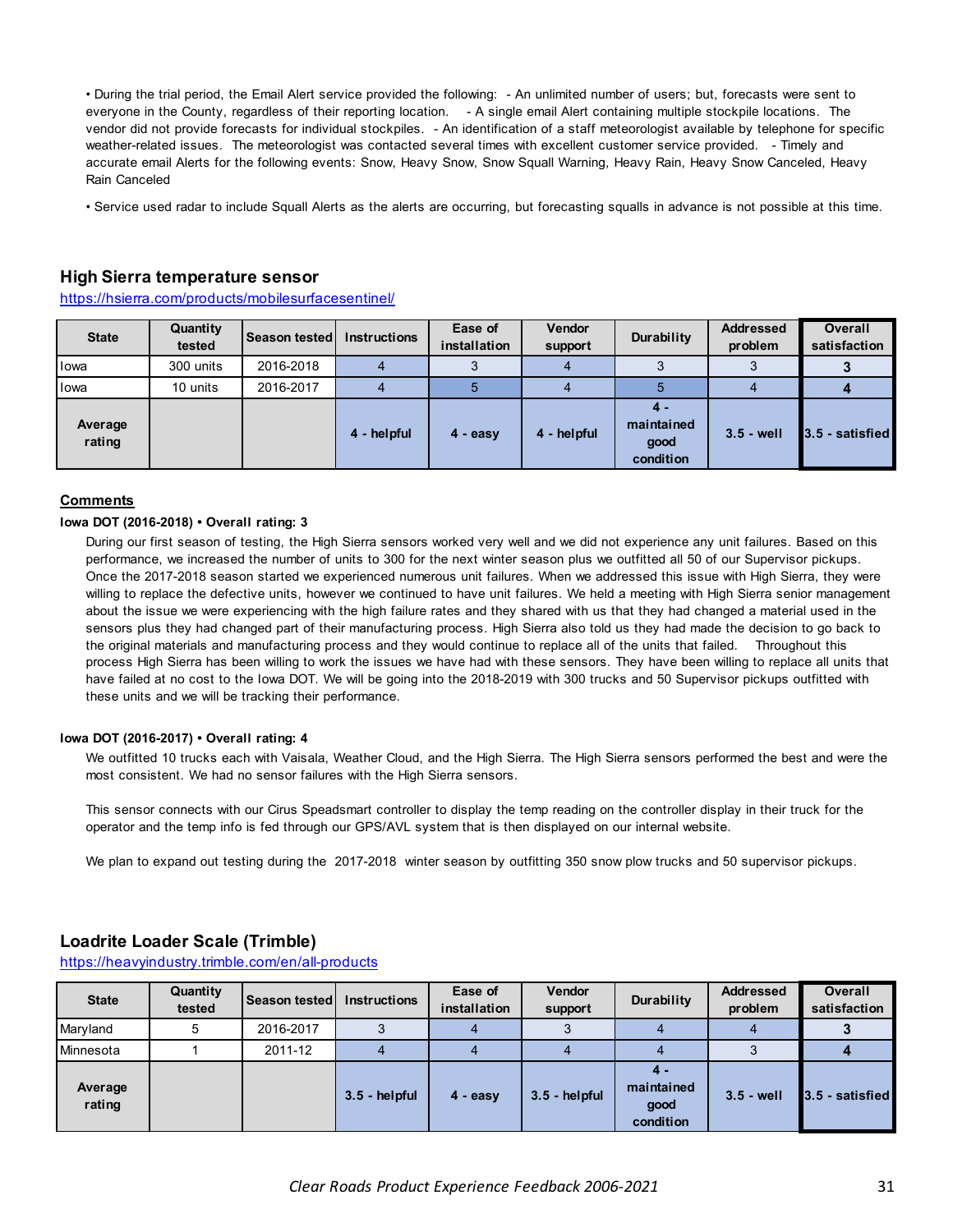- During the trial period, the Email Alert service provided the following: - An unlimited number of users; but, forecasts were sent to everyone in the County, regardless of their reporting location. - A single email Alert containing multiple stockpile locations. The vendor did not provide forecasts for individual stockpiles. - An identification of a staff meteorologist available by telephone for specific weather-related issues. The meteorologist was contacted several times with excellent customer service provided. - Timely and accurate email Alerts for the following events: Snow, Heavy Snow, Snow Squall Warning, Heavy Rain, Heavy Snow Canceled, Heavy Rain Canceled

- Service used radar to include Squall Alerts as the alerts are occurring, but forecasting squalls in advance is not possible at this time.

### High Sierra temperature sensor

https://hsierra.com/products/mobilesurfacesentinel/

| State | Quantity tested | Season tested | Instructions | Ease of installation | Vendor support | Durability | Addressed problem | Overall satisfaction |
|---|---|---|---|---|---|---|---|---|
| Iowa | 300 units | 2016-2018 | 4 | 3 | 4 | 3 | 3 | **3** |
| Iowa | 10 units | 2016-2017 | 4 | 5 | 4 | 5 | 4 | **4** |
| **Average rating** | | | **4 - helpful** | **4 - easy** | **4 - helpful** | **4 - maintained good condition** | **3.5 - well** | **3.5 - satisfied** |

**Comments**

**Iowa DOT (2016-2018) • Overall rating: 3**

During our first season of testing, the High Sierra sensors worked very well and we did not experience any unit failures. Based on this performance, we increased the number of units to 300 for the next winter season plus we outfitted all 50 of our Supervisor pickups. Once the 2017-2018 season started we experienced numerous unit failures. When we addressed this issue with High Sierra, they were willing to replace the defective units, however we continued to have unit failures. We held a meeting with High Sierra senior management about the issue we were experiencing with the high failure rates and they shared with us that they had changed a material used in the sensors plus they had changed part of their manufacturing process. High Sierra also told us they had made the decision to go back to the original materials and manufacturing process and they would continue to replace all of the units that failed. Throughout this process High Sierra has been willing to work the issues we have had with these sensors. They have been willing to replace all units that have failed at no cost to the Iowa DOT. We will be going into the 2018-2019 with 300 trucks and 50 Supervisor pickups outfitted with these units and we will be tracking their performance.

**Iowa DOT (2016-2017) • Overall rating: 4**

We outfitted 10 trucks each with Vaisala, Weather Cloud, and the High Sierra. The High Sierra sensors performed the best and were the most consistent. We had no sensor failures with the High Sierra sensors.

This sensor connects with our Cirus Speadsmart controller to display the temp reading on the controller display in their truck for the operator and the temp info is fed through our GPS/AVL system that is then displayed on our internal website.

We plan to expand out testing during the 2017-2018 winter season by outfitting 350 snow plow trucks and 50 supervisor pickups.

### Loadrite Loader Scale (Trimble)

https://heavyindustry.trimble.com/en/all-products

| State | Quantity tested | Season tested | Instructions | Ease of installation | Vendor support | Durability | Addressed problem | Overall satisfaction |
|---|---|---|---|---|---|---|---|---|
| Maryland | 5 | 2016-2017 | 3 | 4 | 3 | 4 | 4 | **3** |
| Minnesota | 1 | 2011-12 | 4 | 4 | 4 | 4 | 3 | **4** |
| **Average rating** | | | **3.5 - helpful** | **4 - easy** | **3.5 - helpful** | **4 - maintained good condition** | **3.5 - well** | **3.5 - satisfied** |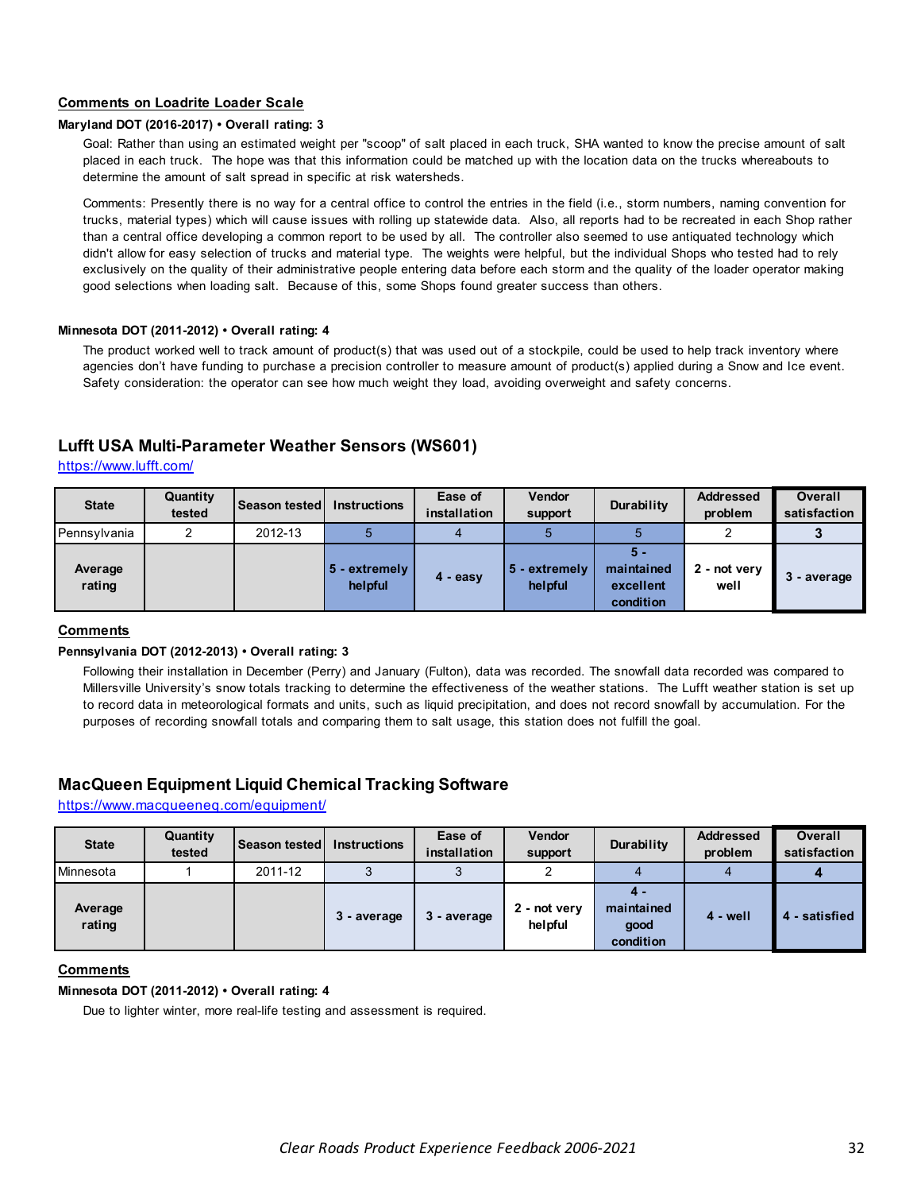**Comments on Loadrite Loader Scale**

**Maryland DOT (2016-2017) • Overall rating: 3**

Goal: Rather than using an estimated weight per "scoop" of salt placed in each truck, SHA wanted to know the precise amount of salt placed in each truck. The hope was that this information could be matched up with the location data on the trucks whereabouts to determine the amount of salt spread in specific at risk watersheds.

Comments: Presently there is no way for a central office to control the entries in the field (i.e., storm numbers, naming convention for trucks, material types) which will cause issues with rolling up statewide data. Also, all reports had to be recreated in each Shop rather than a central office developing a common report to be used by all. The controller also seemed to use antiquated technology which didn't allow for easy selection of trucks and material type. The weights were helpful, but the individual Shops who tested had to rely exclusively on the quality of their administrative people entering data before each storm and the quality of the loader operator making good selections when loading salt. Because of this, some Shops found greater success than others.

**Minnesota DOT (2011-2012) • Overall rating: 4**

The product worked well to track amount of product(s) that was used out of a stockpile, could be used to help track inventory where agencies don't have funding to purchase a precision controller to measure amount of product(s) applied during a Snow and Ice event. Safety consideration: the operator can see how much weight they load, avoiding overweight and safety concerns.

## Lufft USA Multi-Parameter Weather Sensors (WS601)

https://www.lufft.com/

| State | Quantity tested | Season tested | Instructions | Ease of installation | Vendor support | Durability | Addressed problem | Overall satisfaction |
|---|---|---|---|---|---|---|---|---|
| Pennsylvania | 2 | 2012-13 | 5 | 4 | 5 | 5 | 2 | **3** |
| **Average rating** | | | **5 - extremely helpful** | **4 - easy** | **5 - extremely helpful** | **5 - maintained excellent condition** | **2 - not very well** | **3 - average** |

**Comments**

**Pennsylvania DOT (2012-2013) • Overall rating: 3**

Following their installation in December (Perry) and January (Fulton), data was recorded. The snowfall data recorded was compared to Millersville University's snow totals tracking to determine the effectiveness of the weather stations. The Lufft weather station is set up to record data in meteorological formats and units, such as liquid precipitation, and does not record snowfall by accumulation. For the purposes of recording snowfall totals and comparing them to salt usage, this station does not fulfill the goal.

## MacQueen Equipment Liquid Chemical Tracking Software

https://www.macqueeneq.com/equipment/

| State | Quantity tested | Season tested | Instructions | Ease of installation | Vendor support | Durability | Addressed problem | Overall satisfaction |
|---|---|---|---|---|---|---|---|---|
| Minnesota | 1 | 2011-12 | 3 | 3 | 2 | 4 | 4 | **4** |
| **Average rating** | | | **3 - average** | **3 - average** | **2 - not very helpful** | **4 - maintained good condition** | **4 - well** | **4 - satisfied** |

**Comments**

**Minnesota DOT (2011-2012) • Overall rating: 4**

Due to lighter winter, more real-life testing and assessment is required.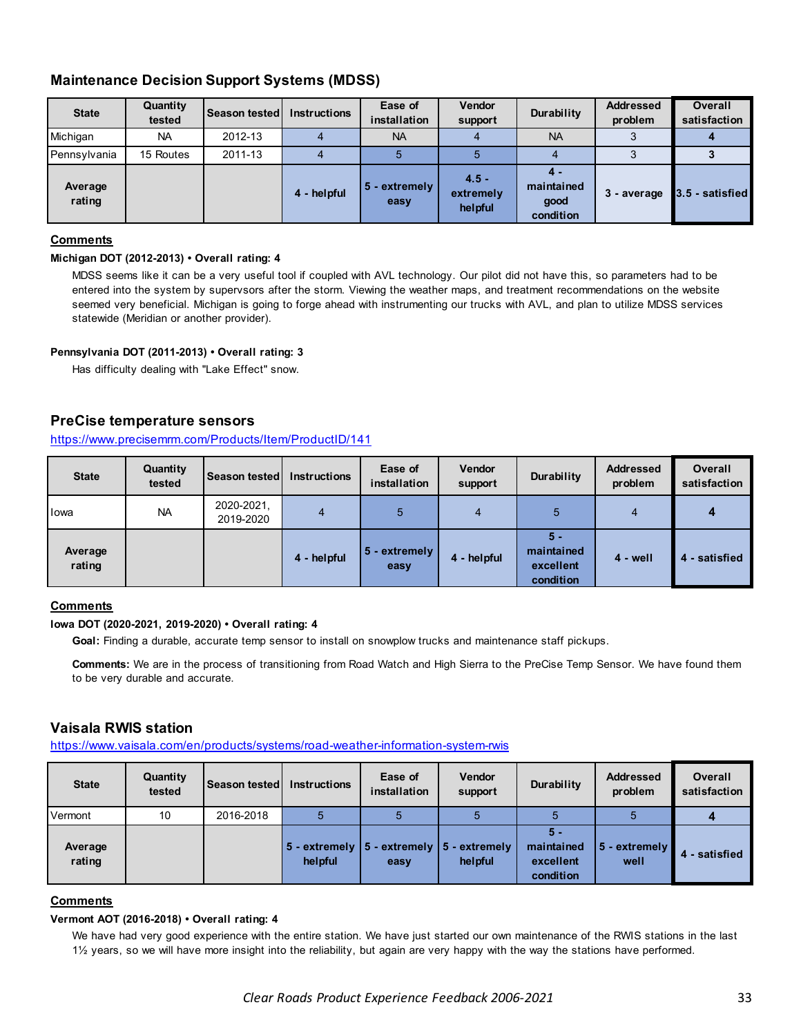## Maintenance Decision Support Systems (MDSS)

| State | Quantity tested | Season tested | Instructions | Ease of installation | Vendor support | Durability | Addressed problem | Overall satisfaction |
|---|---|---|---|---|---|---|---|---|
| Michigan | NA | 2012-13 | 4 | NA | 4 | NA | 3 | **4** |
| Pennsylvania | 15 Routes | 2011-13 | 4 | 5 | 5 | 4 | 3 | **3** |
| **Average rating** | | | **4 - helpful** | **5 - extremely easy** | **4.5 - extremely helpful** | **4 - maintained good condition** | **3 - average** | **3.5 - satisfied** |

**Comments**

**Michigan DOT (2012-2013) • Overall rating: 4**

MDSS seems like it can be a very useful tool if coupled with AVL technology. Our pilot did not have this, so parameters had to be entered into the system by supervsors after the storm. Viewing the weather maps, and treatment recommendations on the website seemed very beneficial. Michigan is going to forge ahead with instrumenting our trucks with AVL, and plan to utilize MDSS services statewide (Meridian or another provider).

**Pennsylvania DOT (2011-2013) • Overall rating: 3**

Has difficulty dealing with "Lake Effect" snow.

## PreCise temperature sensors

https://www.precisemrm.com/Products/Item/ProductID/141

| State | Quantity tested | Season tested | Instructions | Ease of installation | Vendor support | Durability | Addressed problem | Overall satisfaction |
|---|---|---|---|---|---|---|---|---|
| Iowa | NA | 2020-2021, 2019-2020 | 4 | 5 | 4 | 5 | 4 | **4** |
| **Average rating** | | | **4 - helpful** | **5 - extremely easy** | **4 - helpful** | **5 - maintained excellent condition** | **4 - well** | **4 - satisfied** |

**Comments**

**Iowa DOT (2020-2021, 2019-2020) • Overall rating: 4**

**Goal:** Finding a durable, accurate temp sensor to install on snowplow trucks and maintenance staff pickups.

**Comments:** We are in the process of transitioning from Road Watch and High Sierra to the PreCise Temp Sensor. We have found them to be very durable and accurate.

## Vaisala RWIS station

https://www.vaisala.com/en/products/systems/road-weather-information-system-rwis

| State | Quantity tested | Season tested | Instructions | Ease of installation | Vendor support | Durability | Addressed problem | Overall satisfaction |
|---|---|---|---|---|---|---|---|---|
| Vermont | 10 | 2016-2018 | 5 | 5 | 5 | 5 | 5 | **4** |
| **Average rating** | | | **5 - extremely helpful** | **5 - extremely easy** | **5 - extremely helpful** | **5 - maintained excellent condition** | **5 - extremely well** | **4 - satisfied** |

**Comments**

**Vermont AOT (2016-2018) • Overall rating: 4**

We have had very good experience with the entire station. We have just started our own maintenance of the RWIS stations in the last 1½ years, so we will have more insight into the reliability, but again are very happy with the way the stations have performed.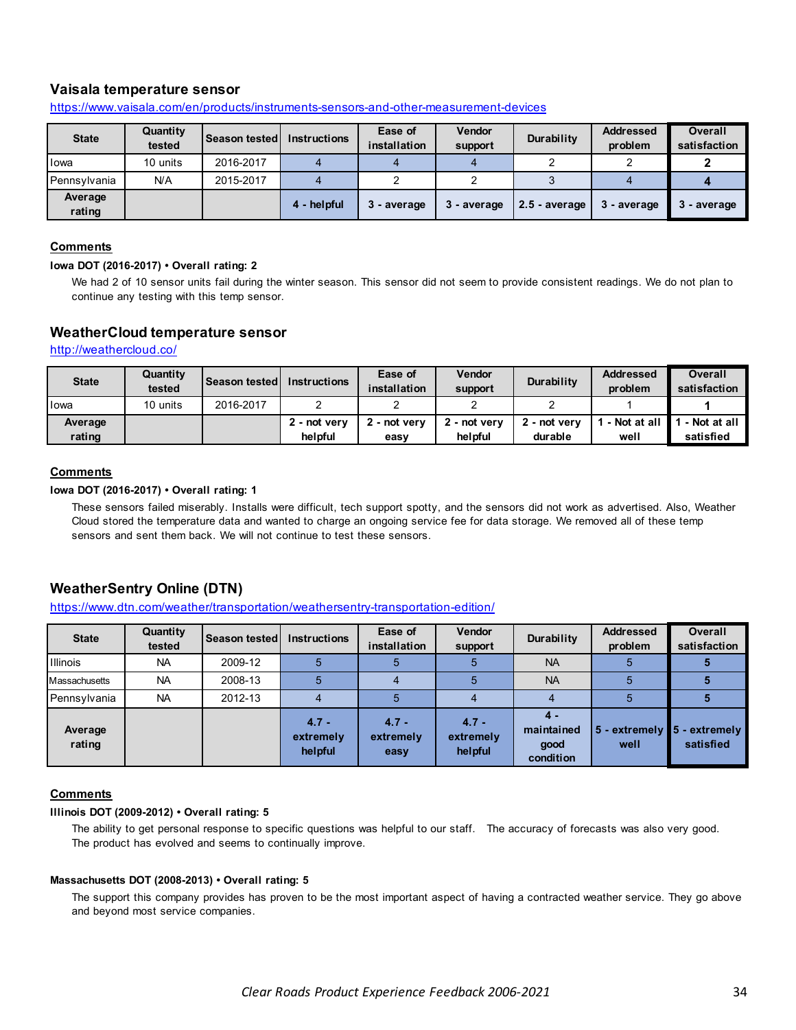## Vaisala temperature sensor

https://www.vaisala.com/en/products/instruments-sensors-and-other-measurement-devices

| State | Quantity tested | Season tested | Instructions | Ease of installation | Vendor support | Durability | Addressed problem | Overall satisfaction |
|---|---|---|---|---|---|---|---|---|
| Iowa | 10 units | 2016-2017 | 4 | 4 | 4 | 2 | 2 | **2** |
| Pennsylvania | N/A | 2015-2017 | 4 | 2 | 2 | 3 | 4 | **4** |
| **Average rating** | | | **4 - helpful** | **3 - average** | **3 - average** | **2.5 - average** | **3 - average** | **3 - average** |

**Comments**

**Iowa DOT (2016-2017) • Overall rating: 2**

We had 2 of 10 sensor units fail during the winter season. This sensor did not seem to provide consistent readings. We do not plan to continue any testing with this temp sensor.

## WeatherCloud temperature sensor

http://weathercloud.co/

| State | Quantity tested | Season tested | Instructions | Ease of installation | Vendor support | Durability | Addressed problem | Overall satisfaction |
|---|---|---|---|---|---|---|---|---|
| Iowa | 10 units | 2016-2017 | 2 | 2 | 2 | 2 | 1 | **1** |
| **Average rating** | | | **2 - not very helpful** | **2 - not very easy** | **2 - not very helpful** | **2 - not very durable** | **1 - Not at all well** | **1 - Not at all satisfied** |

**Comments**

**Iowa DOT (2016-2017) • Overall rating: 1**

These sensors failed miserably. Installs were difficult, tech support spotty, and the sensors did not work as advertised. Also, Weather Cloud stored the temperature data and wanted to charge an ongoing service fee for data storage. We removed all of these temp sensors and sent them back. We will not continue to test these sensors.

## WeatherSentry Online (DTN)

https://www.dtn.com/weather/transportation/weathersentry-transportation-edition/

| State | Quantity tested | Season tested | Instructions | Ease of installation | Vendor support | Durability | Addressed problem | Overall satisfaction |
|---|---|---|---|---|---|---|---|---|
| Illinois | NA | 2009-12 | 5 | 5 | 5 | NA | 5 | **5** |
| Massachusetts | NA | 2008-13 | 5 | 4 | 5 | NA | 5 | **5** |
| Pennsylvania | NA | 2012-13 | 4 | 5 | 4 | 4 | 5 | **5** |
| **Average rating** | | | **4.7 - extremely helpful** | **4.7 - extremely easy** | **4.7 - extremely helpful** | **4 - maintained good condition** | **5 - extremely well** | **5 - extremely satisfied** |

**Comments**

**Illinois DOT (2009-2012) • Overall rating: 5**

The ability to get personal response to specific questions was helpful to our staff. The accuracy of forecasts was also very good. The product has evolved and seems to continually improve.

**Massachusetts DOT (2008-2013) • Overall rating: 5**

The support this company provides has proven to be the most important aspect of having a contracted weather service. They go above and beyond most service companies.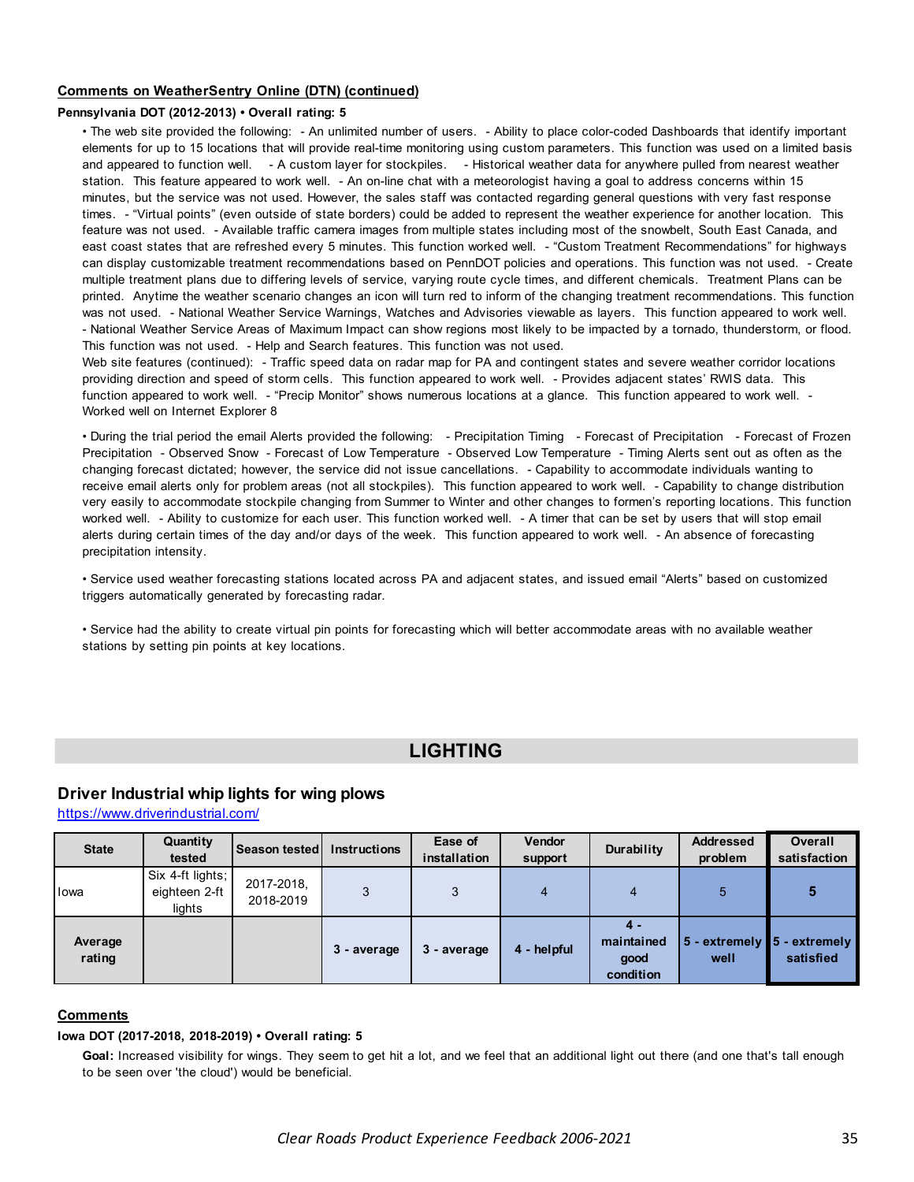**Comments on WeatherSentry Online (DTN) (continued)**

**Pennsylvania DOT (2012-2013) • Overall rating: 5**

• The web site provided the following: - An unlimited number of users. - Ability to place color-coded Dashboards that identify important elements for up to 15 locations that will provide real-time monitoring using custom parameters. This function was used on a limited basis and appeared to function well. - A custom layer for stockpiles. - Historical weather data for anywhere pulled from nearest weather station. This feature appeared to work well. - An on-line chat with a meteorologist having a goal to address concerns within 15 minutes, but the service was not used. However, the sales staff was contacted regarding general questions with very fast response times. - "Virtual points" (even outside of state borders) could be added to represent the weather experience for another location. This feature was not used. - Available traffic camera images from multiple states including most of the snowbelt, South East Canada, and east coast states that are refreshed every 5 minutes. This function worked well. - "Custom Treatment Recommendations" for highways can display customizable treatment recommendations based on PennDOT policies and operations. This function was not used. - Create multiple treatment plans due to differing levels of service, varying route cycle times, and different chemicals. Treatment Plans can be printed. Anytime the weather scenario changes an icon will turn red to inform of the changing treatment recommendations. This function was not used. - National Weather Service Warnings, Watches and Advisories viewable as layers. This function appeared to work well. - National Weather Service Areas of Maximum Impact can show regions most likely to be impacted by a tornado, thunderstorm, or flood. This function was not used. - Help and Search features. This function was not used.
Web site features (continued): - Traffic speed data on radar map for PA and contingent states and severe weather corridor locations providing direction and speed of storm cells. This function appeared to work well. - Provides adjacent states' RWIS data. This function appeared to work well. - "Precip Monitor" shows numerous locations at a glance. This function appeared to work well. - Worked well on Internet Explorer 8

• During the trial period the email Alerts provided the following: - Precipitation Timing - Forecast of Precipitation - Forecast of Frozen Precipitation - Observed Snow - Forecast of Low Temperature - Observed Low Temperature - Timing Alerts sent out as often as the changing forecast dictated; however, the service did not issue cancellations. - Capability to accommodate individuals wanting to receive email alerts only for problem areas (not all stockpiles). This function appeared to work well. - Capability to change distribution very easily to accommodate stockpile changing from Summer to Winter and other changes to formen's reporting locations. This function worked well. - Ability to customize for each user. This function worked well. - A timer that can be set by users that will stop email alerts during certain times of the day and/or days of the week. This function appeared to work well. - An absence of forecasting precipitation intensity.

• Service used weather forecasting stations located across PA and adjacent states, and issued email "Alerts" based on customized triggers automatically generated by forecasting radar.

• Service had the ability to create virtual pin points for forecasting which will better accommodate areas with no available weather stations by setting pin points at key locations.

## LIGHTING

### Driver Industrial whip lights for wing plows

https://www.driverindustrial.com/

| State | Quantity tested | Season tested | Instructions | Ease of installation | Vendor support | Durability | Addressed problem | Overall satisfaction |
|---|---|---|---|---|---|---|---|---|
| Iowa | Six 4-ft lights; eighteen 2-ft lights | 2017-2018, 2018-2019 | 3 | 3 | 4 | 4 | 5 | **5** |
| **Average rating** | | | **3 - average** | **3 - average** | **4 - helpful** | **4 - maintained good condition** | **5 - extremely well** | **5 - extremely satisfied** |

**Comments**

**Iowa DOT (2017-2018, 2018-2019) • Overall rating: 5**

**Goal:** Increased visibility for wings. They seem to get hit a lot, and we feel that an additional light out there (and one that's tall enough to be seen over 'the cloud') would be beneficial.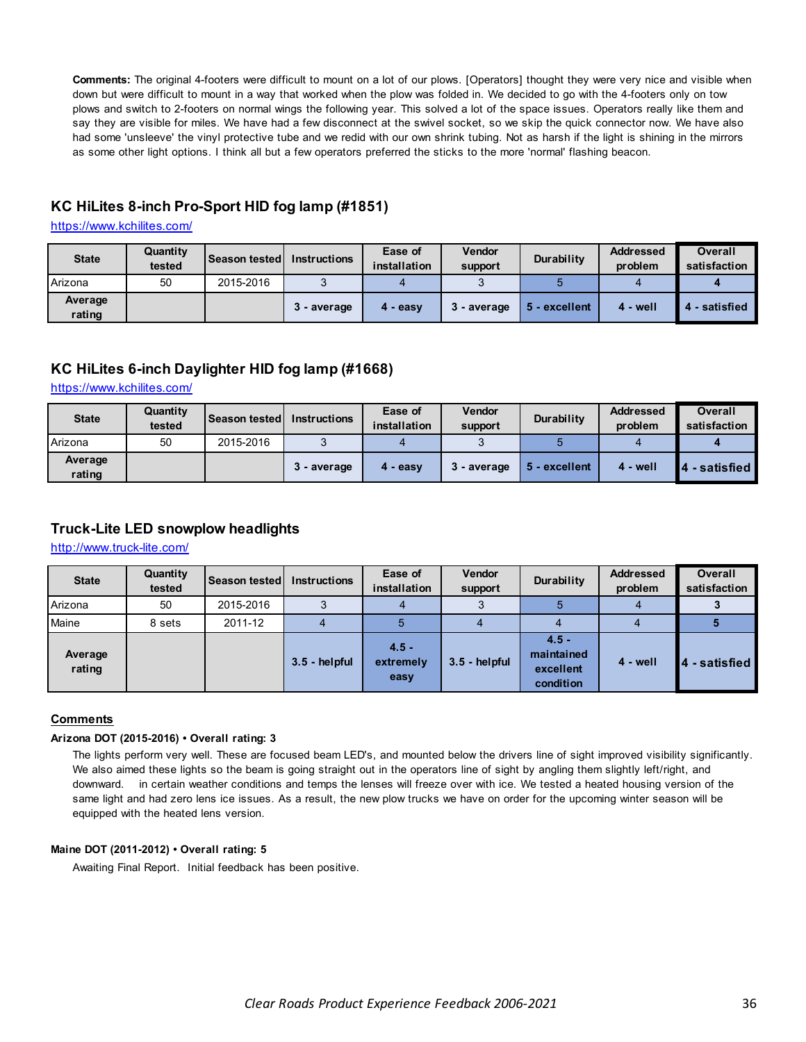**Comments:** The original 4-footers were difficult to mount on a lot of our plows. [Operators] thought they were very nice and visible when down but were difficult to mount in a way that worked when the plow was folded in. We decided to go with the 4-footers only on tow plows and switch to 2-footers on normal wings the following year. This solved a lot of the space issues. Operators really like them and say they are visible for miles. We have had a few disconnect at the swivel socket, so we skip the quick connector now. We have also had some 'unsleeve' the vinyl protective tube and we redid with our own shrink tubing. Not as harsh if the light is shining in the mirrors as some other light options. I think all but a few operators preferred the sticks to the more 'normal' flashing beacon.

## KC HiLites 8-inch Pro-Sport HID fog lamp (#1851)

https://www.kchilites.com/

| State | Quantity tested | Season tested | Instructions | Ease of installation | Vendor support | Durability | Addressed problem | Overall satisfaction |
|---|---|---|---|---|---|---|---|---|
| Arizona | 50 | 2015-2016 | 3 | 4 | 3 | 5 | 4 | 4 |
| Average rating | | | 3 - average | 4 - easy | 3 - average | 5 - excellent | 4 - well | 4 - satisfied |

## KC HiLites 6-inch Daylighter HID fog lamp (#1668)

https://www.kchilites.com/

| State | Quantity tested | Season tested | Instructions | Ease of installation | Vendor support | Durability | Addressed problem | Overall satisfaction |
|---|---|---|---|---|---|---|---|---|
| Arizona | 50 | 2015-2016 | 3 | 4 | 3 | 5 | 4 | 4 |
| Average rating | | | 3 - average | 4 - easy | 3 - average | 5 - excellent | 4 - well | 4 - satisfied |

## Truck-Lite LED snowplow headlights

http://www.truck-lite.com/

| State | Quantity tested | Season tested | Instructions | Ease of installation | Vendor support | Durability | Addressed problem | Overall satisfaction |
|---|---|---|---|---|---|---|---|---|
| Arizona | 50 | 2015-2016 | 3 | 4 | 3 | 5 | 4 | 3 |
| Maine | 8 sets | 2011-12 | 4 | 5 | 4 | 4 | 4 | 5 |
| Average rating | | | 3.5 - helpful | 4.5 - extremely easy | 3.5 - helpful | 4.5 - maintained excellent condition | 4 - well | 4 - satisfied |

**Comments**

**Arizona DOT (2015-2016) • Overall rating: 3**

The lights perform very well. These are focused beam LED's, and mounted below the drivers line of sight improved visibility significantly. We also aimed these lights so the beam is going straight out in the operators line of sight by angling them slightly left/right, and downward. in certain weather conditions and temps the lenses will freeze over with ice. We tested a heated housing version of the same light and had zero lens ice issues. As a result, the new plow trucks we have on order for the upcoming winter season will be equipped with the heated lens version.

**Maine DOT (2011-2012) • Overall rating: 5**

Awaiting Final Report. Initial feedback has been positive.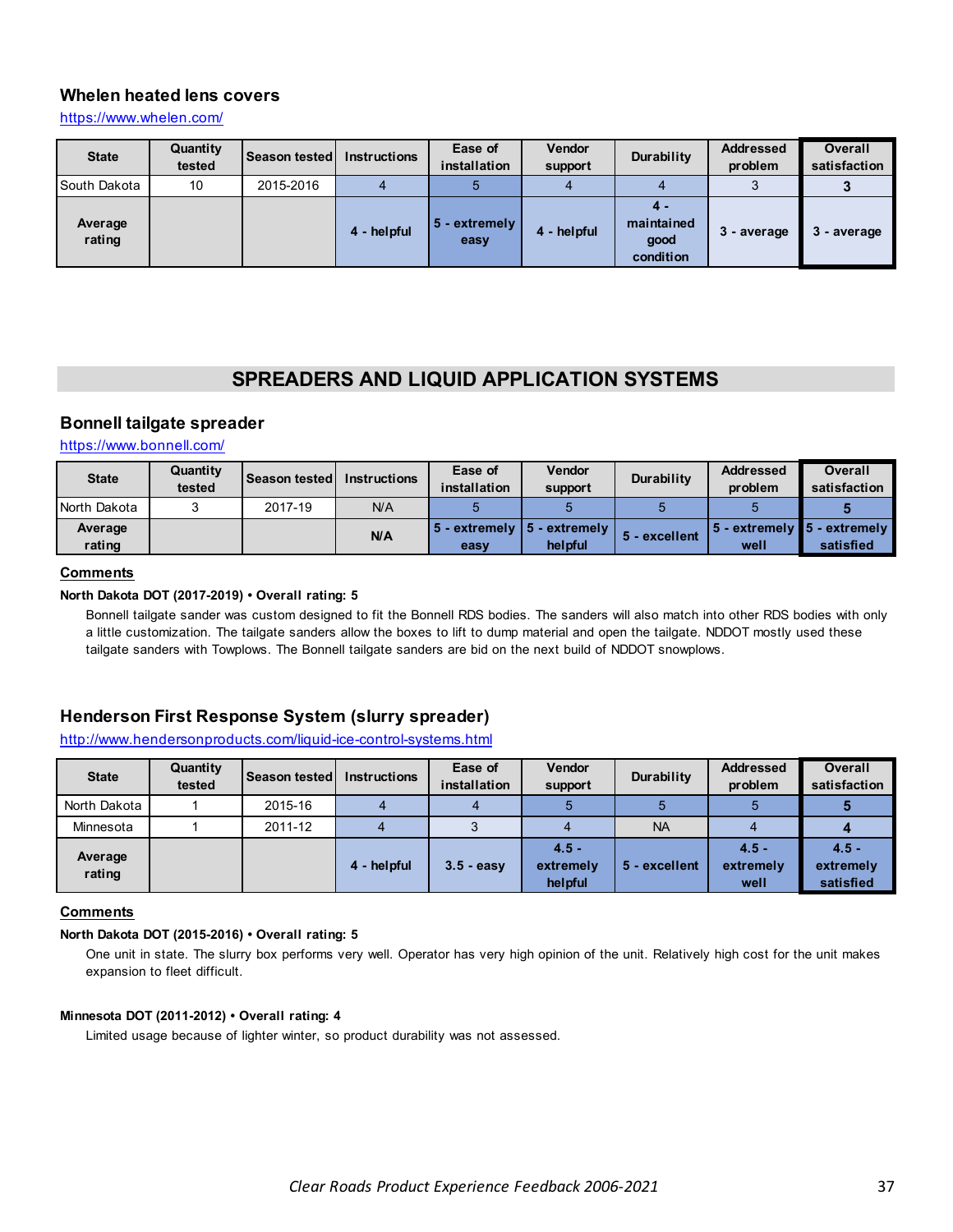### Whelen heated lens covers

https://www.whelen.com/

| State | Quantity tested | Season tested | Instructions | Ease of installation | Vendor support | Durability | Addressed problem | Overall satisfaction |
|---|---|---|---|---|---|---|---|---|
| South Dakota | 10 | 2015-2016 | 4 | 5 | 4 | 4 | 3 | **3** |
| **Average rating** | | | **4 - helpful** | **5 - extremely easy** | **4 - helpful** | **4 - maintained good condition** | **3 - average** | **3 - average** |

## SPREADERS AND LIQUID APPLICATION SYSTEMS

### Bonnell tailgate spreader

https://www.bonnell.com/

| State | Quantity tested | Season tested | Instructions | Ease of installation | Vendor support | Durability | Addressed problem | Overall satisfaction |
|---|---|---|---|---|---|---|---|---|
| North Dakota | 3 | 2017-19 | N/A | 5 | 5 | 5 | 5 | **5** |
| **Average rating** | | | **N/A** | **5 - extremely easy** | **5 - extremely helpful** | **5 - excellent** | **5 - extremely well** | **5 - extremely satisfied** |

**Comments**

**North Dakota DOT (2017-2019) • Overall rating: 5**

Bonnell tailgate sander was custom designed to fit the Bonnell RDS bodies. The sanders will also match into other RDS bodies with only a little customization. The tailgate sanders allow the boxes to lift to dump material and open the tailgate. NDDOT mostly used these tailgate sanders with Towplows. The Bonnell tailgate sanders are bid on the next build of NDDOT snowplows.

### Henderson First Response System (slurry spreader)

http://www.hendersonproducts.com/liquid-ice-control-systems.html

| State | Quantity tested | Season tested | Instructions | Ease of installation | Vendor support | Durability | Addressed problem | Overall satisfaction |
|---|---|---|---|---|---|---|---|---|
| North Dakota | 1 | 2015-16 | 4 | 4 | 5 | 5 | 5 | **5** |
| Minnesota | 1 | 2011-12 | 4 | 3 | 4 | NA | 4 | **4** |
| **Average rating** | | | **4 - helpful** | **3.5 - easy** | **4.5 - extremely helpful** | **5 - excellent** | **4.5 - extremely well** | **4.5 - extremely satisfied** |

**Comments**

**North Dakota DOT (2015-2016) • Overall rating: 5**

One unit in state. The slurry box performs very well. Operator has very high opinion of the unit. Relatively high cost for the unit makes expansion to fleet difficult.

**Minnesota DOT (2011-2012) • Overall rating: 4**

Limited usage because of lighter winter, so product durability was not assessed.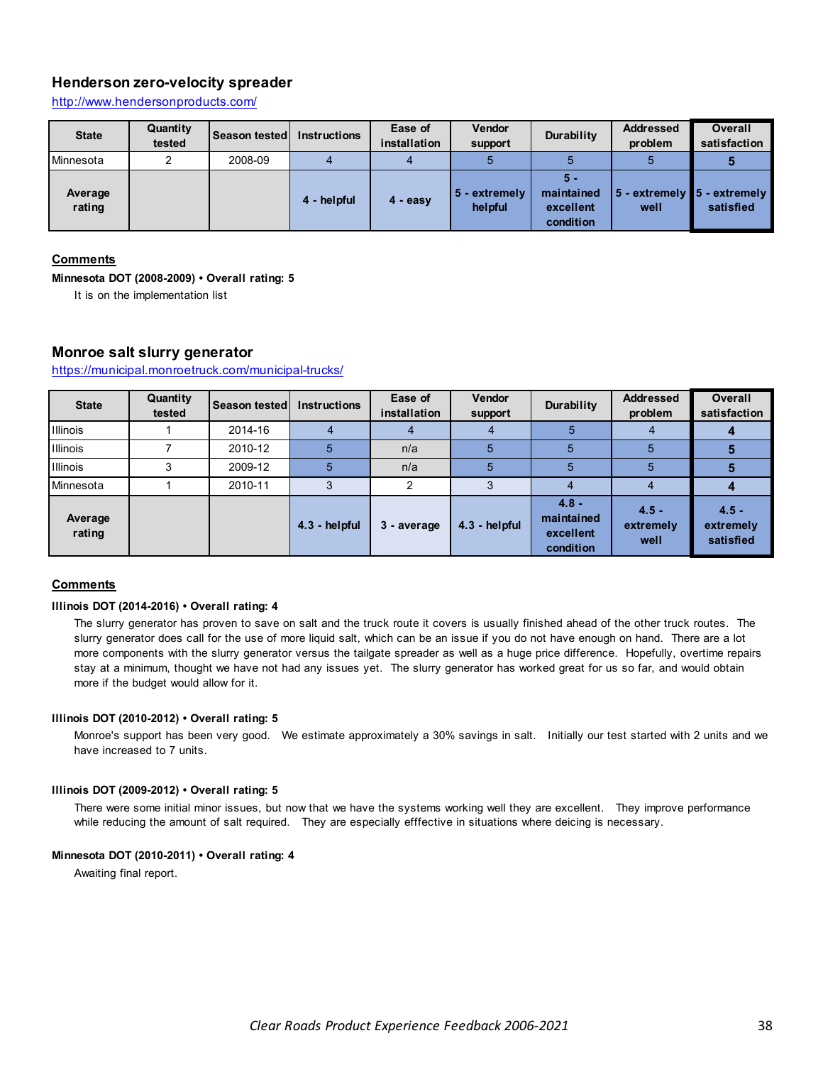## Henderson zero-velocity spreader

http://www.hendersonproducts.com/

| State | Quantity tested | Season tested | Instructions | Ease of installation | Vendor support | Durability | Addressed problem | Overall satisfaction |
|---|---|---|---|---|---|---|---|---|
| Minnesota | 2 | 2008-09 | 4 | 4 | 5 | 5 | 5 | **5** |
| **Average rating** | | | **4 - helpful** | **4 - easy** | **5 - extremely helpful** | **5 - maintained excellent condition** | **5 - extremely well** | **5 - extremely satisfied** |

**Comments**

**Minnesota DOT (2008-2009) • Overall rating: 5**

It is on the implementation list

## Monroe salt slurry generator

https://municipal.monroetruck.com/municipal-trucks/

| State | Quantity tested | Season tested | Instructions | Ease of installation | Vendor support | Durability | Addressed problem | Overall satisfaction |
|---|---|---|---|---|---|---|---|---|
| Illinois | 1 | 2014-16 | 4 | 4 | 4 | 5 | 4 | **4** |
| Illinois | 7 | 2010-12 | 5 | n/a | 5 | 5 | 5 | **5** |
| Illinois | 3 | 2009-12 | 5 | n/a | 5 | 5 | 5 | **5** |
| Minnesota | 1 | 2010-11 | 3 | 2 | 3 | 4 | 4 | **4** |
| **Average rating** | | | **4.3 - helpful** | **3 - average** | **4.3 - helpful** | **4.8 - maintained excellent condition** | **4.5 - extremely well** | **4.5 - extremely satisfied** |

**Comments**

**Illinois DOT (2014-2016) • Overall rating: 4**

The slurry generator has proven to save on salt and the truck route it covers is usually finished ahead of the other truck routes. The slurry generator does call for the use of more liquid salt, which can be an issue if you do not have enough on hand. There are a lot more components with the slurry generator versus the tailgate spreader as well as a huge price difference. Hopefully, overtime repairs stay at a minimum, thought we have not had any issues yet. The slurry generator has worked great for us so far, and would obtain more if the budget would allow for it.

**Illinois DOT (2010-2012) • Overall rating: 5**

Monroe's support has been very good. We estimate approximately a 30% savings in salt. Initially our test started with 2 units and we have increased to 7 units.

**Illinois DOT (2009-2012) • Overall rating: 5**

There were some initial minor issues, but now that we have the systems working well they are excellent. They improve performance while reducing the amount of salt required. They are especially efffective in situations where deicing is necessary.

**Minnesota DOT (2010-2011) • Overall rating: 4**

Awaiting final report.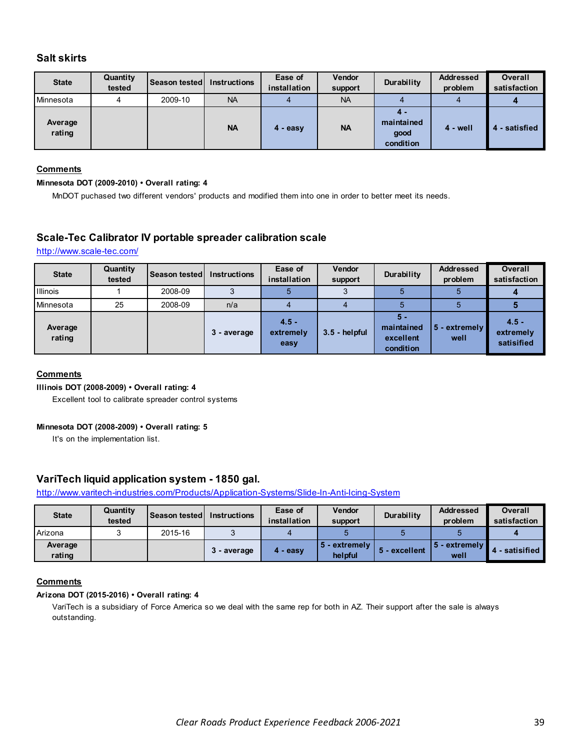## Salt skirts

| State | Quantity tested | Season tested | Instructions | Ease of installation | Vendor support | Durability | Addressed problem | Overall satisfaction |
|---|---|---|---|---|---|---|---|---|
| Minnesota | 4 | 2009-10 | NA | 4 | NA | 4 | 4 | **4** |
| **Average rating** | | | **NA** | **4 - easy** | **NA** | **4 - maintained good condition** | **4 - well** | **4 - satisfied** |

**Comments**

**Minnesota DOT (2009-2010) • Overall rating: 4**

MnDOT puchased two different vendors' products and modified them into one in order to better meet its needs.

## Scale-Tec Calibrator IV portable spreader calibration scale

http://www.scale-tec.com/

| State | Quantity tested | Season tested | Instructions | Ease of installation | Vendor support | Durability | Addressed problem | Overall satisfaction |
|---|---|---|---|---|---|---|---|---|
| Illinois | 1 | 2008-09 | 3 | 5 | 3 | 5 | 5 | **4** |
| Minnesota | 25 | 2008-09 | n/a | 4 | 4 | 5 | 5 | **5** |
| **Average rating** | | | **3 - average** | **4.5 - extremely easy** | **3.5 - helpful** | **5 - maintained excellent condition** | **5 - extremely well** | **4.5 - extremely satisified** |

**Comments**

**Illinois DOT (2008-2009) • Overall rating: 4**

Excellent tool to calibrate spreader control systems

**Minnesota DOT (2008-2009) • Overall rating: 5**

It's on the implementation list.

## VariTech liquid application system - 1850 gal.

http://www.varitech-industries.com/Products/Application-Systems/Slide-In-Anti-Icing-System

| State | Quantity tested | Season tested | Instructions | Ease of installation | Vendor support | Durability | Addressed problem | Overall satisfaction |
|---|---|---|---|---|---|---|---|---|
| Arizona | 3 | 2015-16 | 3 | 4 | 5 | 5 | 5 | **4** |
| **Average rating** | | | **3 - average** | **4 - easy** | **5 - extremely helpful** | **5 - excellent** | **5 - extremely well** | **4 - satisified** |

**Comments**

**Arizona DOT (2015-2016) • Overall rating: 4**

VariTech is a subsidiary of Force America so we deal with the same rep for both in AZ. Their support after the sale is always outstanding.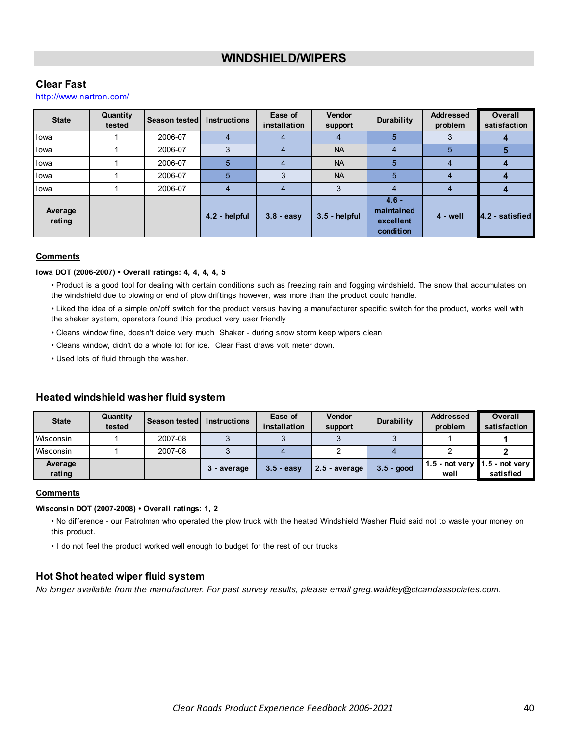# WINDSHIELD/WIPERS

## Clear Fast

http://www.nartron.com/

| State | Quantity tested | Season tested | Instructions | Ease of installation | Vendor support | Durability | Addressed problem | Overall satisfaction |
|---|---|---|---|---|---|---|---|---|
| Iowa | 1 | 2006-07 | 4 | 4 | 4 | 5 | 3 | **4** |
| Iowa | 1 | 2006-07 | 3 | 4 | NA | 4 | 5 | **5** |
| Iowa | 1 | 2006-07 | 5 | 4 | NA | 5 | 4 | **4** |
| Iowa | 1 | 2006-07 | 5 | 3 | NA | 5 | 4 | **4** |
| Iowa | 1 | 2006-07 | 4 | 4 | 3 | 4 | 4 | **4** |
| **Average rating** | | | **4.2 - helpful** | **3.8 - easy** | **3.5 - helpful** | **4.6 - maintained excellent condition** | **4 - well** | **4.2 - satisfied** |

**Comments**

**Iowa DOT (2006-2007) • Overall ratings: 4, 4, 4, 4, 5**

- Product is a good tool for dealing with certain conditions such as freezing rain and fogging windshield. The snow that accumulates on the windshield due to blowing or end of plow driftings however, was more than the product could handle.
- Liked the idea of a simple on/off switch for the product versus having a manufacturer specific switch for the product, works well with the shaker system, operators found this product very user friendly
- Cleans window fine, doesn't deice very much Shaker - during snow storm keep wipers clean
- Cleans window, didn't do a whole lot for ice. Clear Fast draws volt meter down.
- Used lots of fluid through the washer.

## Heated windshield washer fluid system

| State | Quantity tested | Season tested | Instructions | Ease of installation | Vendor support | Durability | Addressed problem | Overall satisfaction |
|---|---|---|---|---|---|---|---|---|
| Wisconsin | 1 | 2007-08 | 3 | 3 | 3 | 3 | 1 | **1** |
| Wisconsin | 1 | 2007-08 | 3 | 4 | 2 | 4 | 2 | **2** |
| **Average rating** | | | **3 - average** | **3.5 - easy** | **2.5 - average** | **3.5 - good** | **1.5 - not very well** | **1.5 - not very satisfied** |

**Comments**

**Wisconsin DOT (2007-2008) • Overall ratings: 1, 2**

- No difference - our Patrolman who operated the plow truck with the heated Windshield Washer Fluid said not to waste your money on this product.
- I do not feel the product worked well enough to budget for the rest of our trucks

## Hot Shot heated wiper fluid system

*No longer available from the manufacturer. For past survey results, please email greg.waidley@ctcandassociates.com.*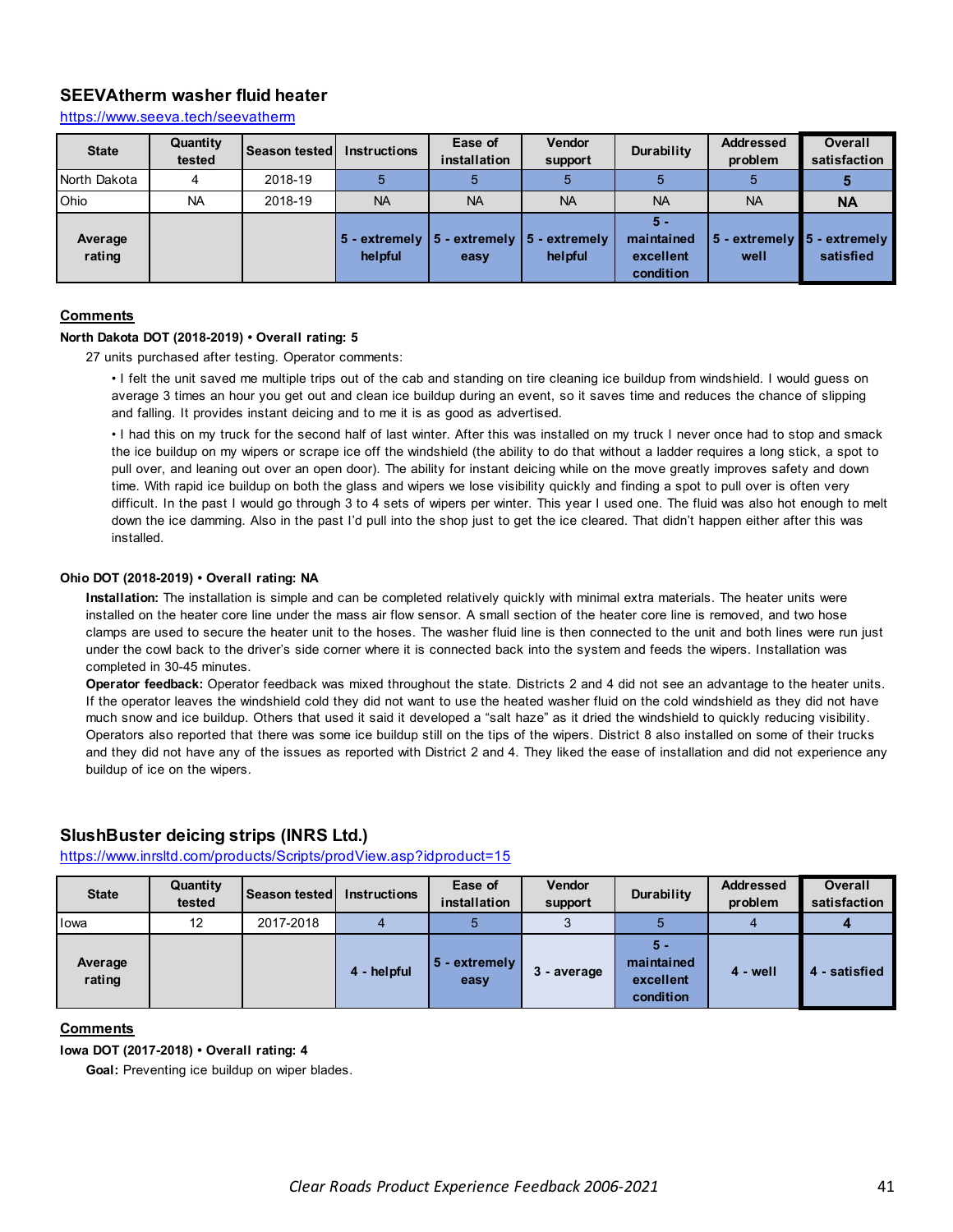## SEEVAtherm washer fluid heater

https://www.seeva.tech/seevatherm

| State | Quantity tested | Season tested | Instructions | Ease of installation | Vendor support | Durability | Addressed problem | Overall satisfaction |
|---|---|---|---|---|---|---|---|---|
| North Dakota | 4 | 2018-19 | 5 | 5 | 5 | 5 | 5 | **5** |
| Ohio | NA | 2018-19 | NA | NA | NA | NA | NA | **NA** |
| **Average rating** | | | **5 - extremely helpful** | **5 - extremely easy** | **5 - extremely helpful** | **5 - maintained excellent condition** | **5 - extremely well** | **5 - extremely satisfied** |

**Comments**

**North Dakota DOT (2018-2019) • Overall rating: 5**

27 units purchased after testing. Operator comments:

- I felt the unit saved me multiple trips out of the cab and standing on tire cleaning ice buildup from windshield. I would guess on average 3 times an hour you get out and clean ice buildup during an event, so it saves time and reduces the chance of slipping and falling. It provides instant deicing and to me it is as good as advertised.
- I had this on my truck for the second half of last winter. After this was installed on my truck I never once had to stop and smack the ice buildup on my wipers or scrape ice off the windshield (the ability to do that without a ladder requires a long stick, a spot to pull over, and leaning out over an open door). The ability for instant deicing while on the move greatly improves safety and down time. With rapid ice buildup on both the glass and wipers we lose visibility quickly and finding a spot to pull over is often very difficult. In the past I would go through 3 to 4 sets of wipers per winter. This year I used one. The fluid was also hot enough to melt down the ice damming. Also in the past I'd pull into the shop just to get the ice cleared. That didn't happen either after this was installed.

**Ohio DOT (2018-2019) • Overall rating: NA**

**Installation:** The installation is simple and can be completed relatively quickly with minimal extra materials. The heater units were installed on the heater core line under the mass air flow sensor. A small section of the heater core line is removed, and two hose clamps are used to secure the heater unit to the hoses. The washer fluid line is then connected to the unit and both lines were run just under the cowl back to the driver's side corner where it is connected back into the system and feeds the wipers. Installation was completed in 30-45 minutes.

**Operator feedback:** Operator feedback was mixed throughout the state. Districts 2 and 4 did not see an advantage to the heater units. If the operator leaves the windshield cold they did not want to use the heated washer fluid on the cold windshield as they did not have much snow and ice buildup. Others that used it said it developed a "salt haze" as it dried the windshield to quickly reducing visibility. Operators also reported that there was some ice buildup still on the tips of the wipers. District 8 also installed on some of their trucks and they did not have any of the issues as reported with District 2 and 4. They liked the ease of installation and did not experience any buildup of ice on the wipers.

## SlushBuster deicing strips (INRS Ltd.)

https://www.inrsltd.com/products/Scripts/prodView.asp?idproduct=15

| State | Quantity tested | Season tested | Instructions | Ease of installation | Vendor support | Durability | Addressed problem | Overall satisfaction |
|---|---|---|---|---|---|---|---|---|
| Iowa | 12 | 2017-2018 | 4 | 5 | 3 | 5 | 4 | **4** |
| **Average rating** | | | **4 - helpful** | **5 - extremely easy** | **3 - average** | **5 - maintained excellent condition** | **4 - well** | **4 - satisfied** |

**Comments**

**Iowa DOT (2017-2018) • Overall rating: 4**

**Goal:** Preventing ice buildup on wiper blades.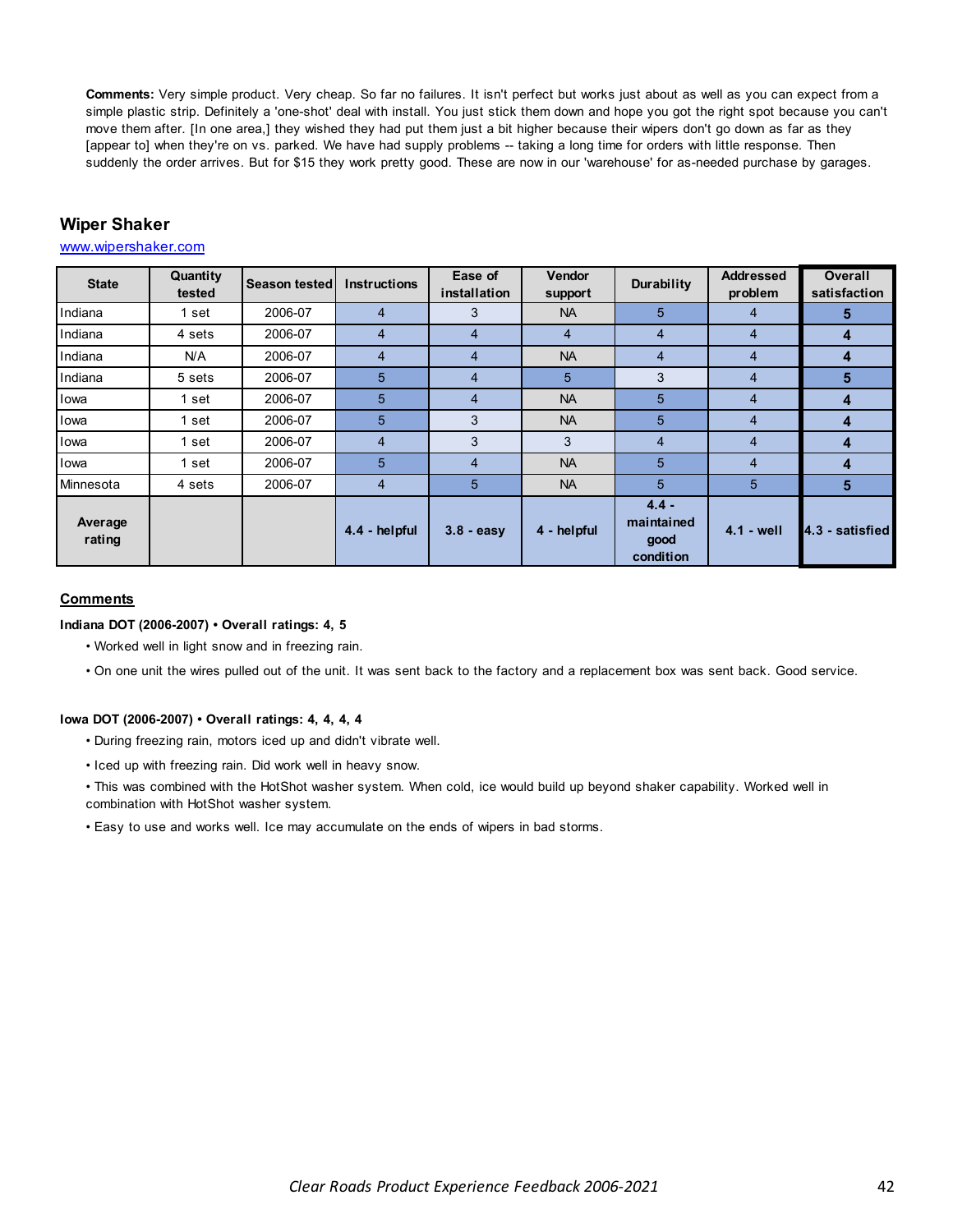**Comments:** Very simple product. Very cheap. So far no failures. It isn't perfect but works just about as well as you can expect from a simple plastic strip. Definitely a 'one-shot' deal with install. You just stick them down and hope you got the right spot because you can't move them after. [In one area,] they wished they had put them just a bit higher because their wipers don't go down as far as they [appear to] when they're on vs. parked. We have had supply problems -- taking a long time for orders with little response. Then suddenly the order arrives. But for $15 they work pretty good. These are now in our 'warehouse' for as-needed purchase by garages.

## Wiper Shaker

www.wipershaker.com

| State | Quantity tested | Season tested | Instructions | Ease of installation | Vendor support | Durability | Addressed problem | Overall satisfaction |
|---|---|---|---|---|---|---|---|---|
| Indiana | 1 set | 2006-07 | 4 | 3 | NA | 5 | 4 | **5** |
| Indiana | 4 sets | 2006-07 | 4 | 4 | 4 | 4 | 4 | **4** |
| Indiana | N/A | 2006-07 | 4 | 4 | NA | 4 | 4 | **4** |
| Indiana | 5 sets | 2006-07 | 5 | 4 | 5 | 3 | 4 | **5** |
| Iowa | 1 set | 2006-07 | 5 | 4 | NA | 5 | 4 | **4** |
| Iowa | 1 set | 2006-07 | 5 | 3 | NA | 5 | 4 | **4** |
| Iowa | 1 set | 2006-07 | 4 | 3 | 3 | 4 | 4 | **4** |
| Iowa | 1 set | 2006-07 | 5 | 4 | NA | 5 | 4 | **4** |
| Minnesota | 4 sets | 2006-07 | 4 | 5 | NA | 5 | 5 | **5** |
| **Average rating** | | | **4.4 - helpful** | **3.8 - easy** | **4 - helpful** | **4.4 - maintained good condition** | **4.1 - well** | **4.3 - satisfied** |

### Comments

**Indiana DOT (2006-2007) • Overall ratings: 4, 5**

- Worked well in light snow and in freezing rain.
- On one unit the wires pulled out of the unit. It was sent back to the factory and a replacement box was sent back. Good service.

**Iowa DOT (2006-2007) • Overall ratings: 4, 4, 4, 4**

- During freezing rain, motors iced up and didn't vibrate well.
- Iced up with freezing rain. Did work well in heavy snow.
- This was combined with the HotShot washer system. When cold, ice would build up beyond shaker capability. Worked well in combination with HotShot washer system.
- Easy to use and works well. Ice may accumulate on the ends of wipers in bad storms.